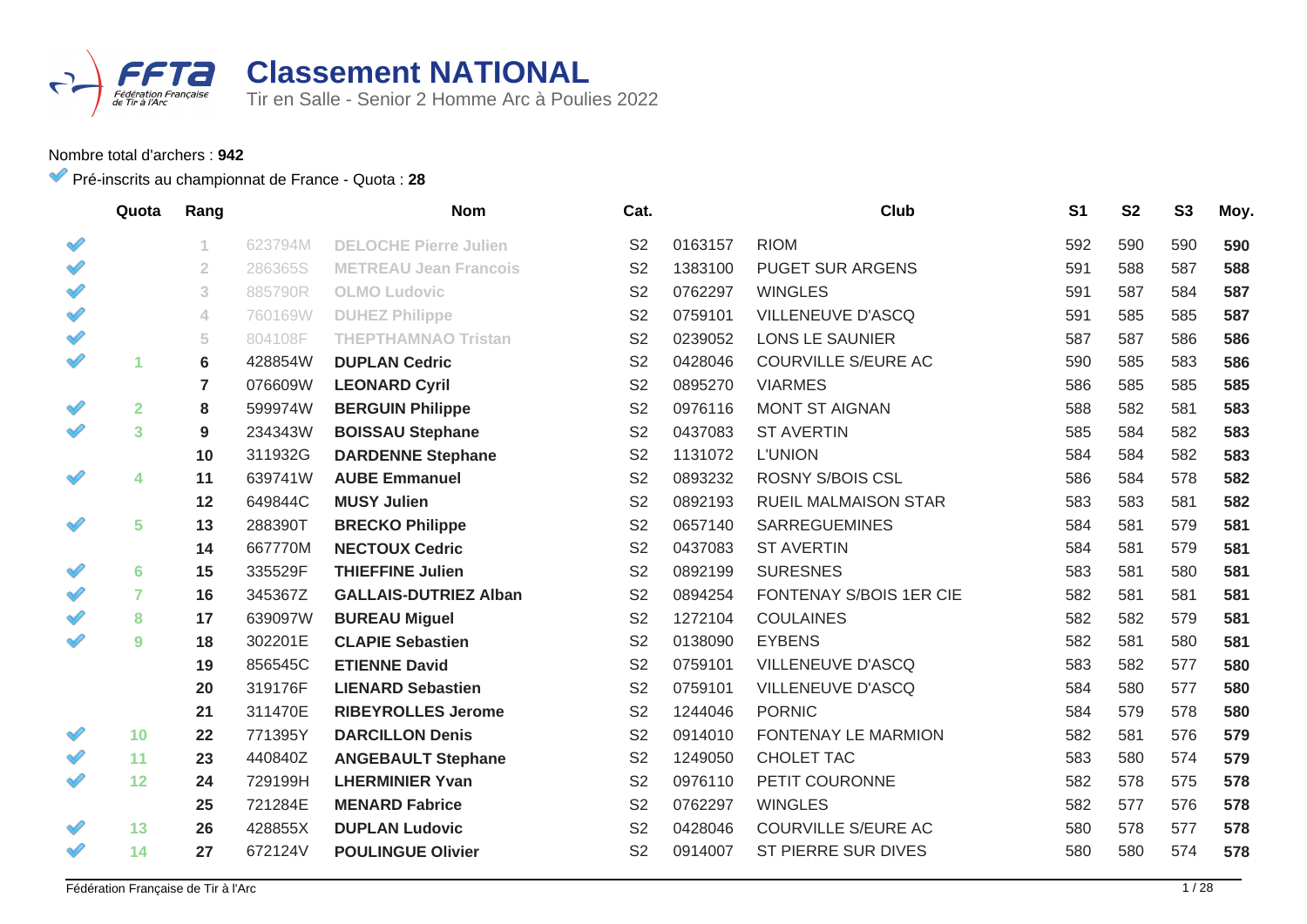# Classement NATIONAL

Tir en Salle - Senior 2 Homme Arc à Poulies 2022

Nombre total d'archers : **942**

✔ Pré-inscrits au championnat de France - Quota : **28**

| | Quota | Rang | | Nom | Cat. | | Club | S1 | S2 | S3 | Moy. |
|---|---|---|---|---|---|---|---|---|---|---|---|
| ✔ | | 1 | 623794M | **DELOCHE Pierre Julien** | S2 | 0163157 | RIOM | 592 | 590 | 590 | **590** |
| ✔ | | 2 | 286365S | **METREAU Jean Francois** | S2 | 1383100 | PUGET SUR ARGENS | 591 | 588 | 587 | **588** |
| ✔ | | 3 | 885790R | **OLMO Ludovic** | S2 | 0762297 | WINGLES | 591 | 587 | 584 | **587** |
| ✔ | | 4 | 760169W | **DUHEZ Philippe** | S2 | 0759101 | VILLENEUVE D'ASCQ | 591 | 585 | 585 | **587** |
| ✔ | | 5 | 804108F | **THEPTHAMNAO Tristan** | S2 | 0239052 | LONS LE SAUNIER | 587 | 587 | 586 | **586** |
| ✔ | 1 | **6** | 428854W | **DUPLAN Cedric** | S2 | 0428046 | COURVILLE S/EURE AC | 590 | 585 | 583 | **586** |
| | | **7** | 076609W | **LEONARD Cyril** | S2 | 0895270 | VIARMES | 586 | 585 | 585 | **585** |
| ✔ | 2 | **8** | 599974W | **BERGUIN Philippe** | S2 | 0976116 | MONT ST AIGNAN | 588 | 582 | 581 | **583** |
| ✔ | 3 | **9** | 234343W | **BOISSAU Stephane** | S2 | 0437083 | ST AVERTIN | 585 | 584 | 582 | **583** |
| | | **10** | 311932G | **DARDENNE Stephane** | S2 | 1131072 | L'UNION | 584 | 584 | 582 | **583** |
| ✔ | 4 | **11** | 639741W | **AUBE Emmanuel** | S2 | 0893232 | ROSNY S/BOIS CSL | 586 | 584 | 578 | **582** |
| | | **12** | 649844C | **MUSY Julien** | S2 | 0892193 | RUEIL MALMAISON STAR | 583 | 583 | 581 | **582** |
| ✔ | 5 | **13** | 288390T | **BRECKO Philippe** | S2 | 0657140 | SARREGUEMINES | 584 | 581 | 579 | **581** |
| | | **14** | 667770M | **NECTOUX Cedric** | S2 | 0437083 | ST AVERTIN | 584 | 581 | 579 | **581** |
| ✔ | 6 | **15** | 335529F | **THIEFFINE Julien** | S2 | 0892199 | SURESNES | 583 | 581 | 580 | **581** |
| ✔ | 7 | **16** | 345367Z | **GALLAIS-DUTRIEZ Alban** | S2 | 0894254 | FONTENAY S/BOIS 1ER CIE | 582 | 581 | 581 | **581** |
| ✔ | 8 | **17** | 639097W | **BUREAU Miguel** | S2 | 1272104 | COULAINES | 582 | 582 | 579 | **581** |
| ✔ | 9 | **18** | 302201E | **CLAPIE Sebastien** | S2 | 0138090 | EYBENS | 582 | 581 | 580 | **581** |
| | | **19** | 856545C | **ETIENNE David** | S2 | 0759101 | VILLENEUVE D'ASCQ | 583 | 582 | 577 | **580** |
| | | **20** | 319176F | **LIENARD Sebastien** | S2 | 0759101 | VILLENEUVE D'ASCQ | 584 | 580 | 577 | **580** |
| | | **21** | 311470E | **RIBEYROLLES Jerome** | S2 | 1244046 | PORNIC | 584 | 579 | 578 | **580** |
| ✔ | 10 | **22** | 771395Y | **DARCILLON Denis** | S2 | 0914010 | FONTENAY LE MARMION | 582 | 581 | 576 | **579** |
| ✔ | 11 | **23** | 440840Z | **ANGEBAULT Stephane** | S2 | 1249050 | CHOLET TAC | 583 | 580 | 574 | **579** |
| ✔ | 12 | **24** | 729199H | **LHERMINIER Yvan** | S2 | 0976110 | PETIT COURONNE | 582 | 578 | 575 | **578** |
| | | **25** | 721284E | **MENARD Fabrice** | S2 | 0762297 | WINGLES | 582 | 577 | 576 | **578** |
| ✔ | 13 | **26** | 428855X | **DUPLAN Ludovic** | S2 | 0428046 | COURVILLE S/EURE AC | 580 | 578 | 577 | **578** |
| ✔ | 14 | **27** | 672124V | **POULINGUE Olivier** | S2 | 0914007 | ST PIERRE SUR DIVES | 580 | 580 | 574 | **578** |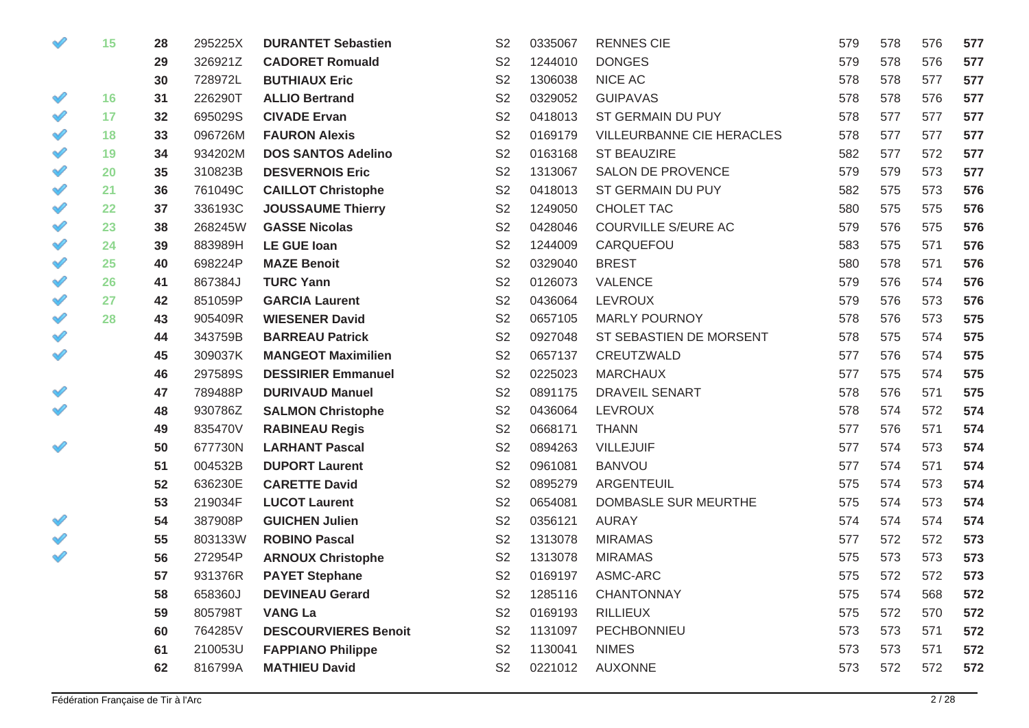| | | | | | | | | | | | |
|---|---|---|---|---|---|---|---|---|---|---|---|
| ✔ | 15 | **28** | 295225X | **DURANTET Sebastien** | S2 | 0335067 | RENNES CIE | 579 | 578 | 576 | **577** |
| | | **29** | 326921Z | **CADORET Romuald** | S2 | 1244010 | DONGES | 579 | 578 | 576 | **577** |
| | | **30** | 728972L | **BUTHIAUX Eric** | S2 | 1306038 | NICE AC | 578 | 578 | 577 | **577** |
| ✔ | 16 | **31** | 226290T | **ALLIO Bertrand** | S2 | 0329052 | GUIPAVAS | 578 | 578 | 576 | **577** |
| ✔ | 17 | **32** | 695029S | **CIVADE Ervan** | S2 | 0418013 | ST GERMAIN DU PUY | 578 | 577 | 577 | **577** |
| ✔ | 18 | **33** | 096726M | **FAURON Alexis** | S2 | 0169179 | VILLEURBANNE CIE HERACLES | 578 | 577 | 577 | **577** |
| ✔ | 19 | **34** | 934202M | **DOS SANTOS Adelino** | S2 | 0163168 | ST BEAUZIRE | 582 | 577 | 572 | **577** |
| ✔ | 20 | **35** | 310823B | **DESVERNOIS Eric** | S2 | 1313067 | SALON DE PROVENCE | 579 | 579 | 573 | **577** |
| ✔ | 21 | **36** | 761049C | **CAILLOT Christophe** | S2 | 0418013 | ST GERMAIN DU PUY | 582 | 575 | 573 | **576** |
| ✔ | 22 | **37** | 336193C | **JOUSSAUME Thierry** | S2 | 1249050 | CHOLET TAC | 580 | 575 | 575 | **576** |
| ✔ | 23 | **38** | 268245W | **GASSE Nicolas** | S2 | 0428046 | COURVILLE S/EURE AC | 579 | 576 | 575 | **576** |
| ✔ | 24 | **39** | 883989H | **LE GUE Ioan** | S2 | 1244009 | CARQUEFOU | 583 | 575 | 571 | **576** |
| ✔ | 25 | **40** | 698224P | **MAZE Benoit** | S2 | 0329040 | BREST | 580 | 578 | 571 | **576** |
| ✔ | 26 | **41** | 867384J | **TURC Yann** | S2 | 0126073 | VALENCE | 579 | 576 | 574 | **576** |
| ✔ | 27 | **42** | 851059P | **GARCIA Laurent** | S2 | 0436064 | LEVROUX | 579 | 576 | 573 | **576** |
| ✔ | 28 | **43** | 905409R | **WIESENER David** | S2 | 0657105 | MARLY POURNOY | 578 | 576 | 573 | **575** |
| ✔ | | **44** | 343759B | **BARREAU Patrick** | S2 | 0927048 | ST SEBASTIEN DE MORSENT | 578 | 575 | 574 | **575** |
| ✔ | | **45** | 309037K | **MANGEOT Maximilien** | S2 | 0657137 | CREUTZWALD | 577 | 576 | 574 | **575** |
| | | **46** | 297589S | **DESSIRIER Emmanuel** | S2 | 0225023 | MARCHAUX | 577 | 575 | 574 | **575** |
| ✔ | | **47** | 789488P | **DURIVAUD Manuel** | S2 | 0891175 | DRAVEIL SENART | 578 | 576 | 571 | **575** |
| ✔ | | **48** | 930786Z | **SALMON Christophe** | S2 | 0436064 | LEVROUX | 578 | 574 | 572 | **574** |
| | | **49** | 835470V | **RABINEAU Regis** | S2 | 0668171 | THANN | 577 | 576 | 571 | **574** |
| ✔ | | **50** | 677730N | **LARHANT Pascal** | S2 | 0894263 | VILLEJUIF | 577 | 574 | 573 | **574** |
| | | **51** | 004532B | **DUPORT Laurent** | S2 | 0961081 | BANVOU | 577 | 574 | 571 | **574** |
| | | **52** | 636230E | **CARETTE David** | S2 | 0895279 | ARGENTEUIL | 575 | 574 | 573 | **574** |
| | | **53** | 219034F | **LUCOT Laurent** | S2 | 0654081 | DOMBASLE SUR MEURTHE | 575 | 574 | 573 | **574** |
| ✔ | | **54** | 387908P | **GUICHEN Julien** | S2 | 0356121 | AURAY | 574 | 574 | 574 | **574** |
| ✔ | | **55** | 803133W | **ROBINO Pascal** | S2 | 1313078 | MIRAMAS | 577 | 572 | 572 | **573** |
| ✔ | | **56** | 272954P | **ARNOUX Christophe** | S2 | 1313078 | MIRAMAS | 575 | 573 | 573 | **573** |
| | | **57** | 931376R | **PAYET Stephane** | S2 | 0169197 | ASMC-ARC | 575 | 572 | 572 | **573** |
| | | **58** | 658360J | **DEVINEAU Gerard** | S2 | 1285116 | CHANTONNAY | 575 | 574 | 568 | **572** |
| | | **59** | 805798T | **VANG La** | S2 | 0169193 | RILLIEUX | 575 | 572 | 570 | **572** |
| | | **60** | 764285V | **DESCOURVIERES Benoit** | S2 | 1131097 | PECHBONNIEU | 573 | 573 | 571 | **572** |
| | | **61** | 210053U | **FAPPIANO Philippe** | S2 | 1130041 | NIMES | 573 | 573 | 571 | **572** |
| | | **62** | 816799A | **MATHIEU David** | S2 | 0221012 | AUXONNE | 573 | 572 | 572 | **572** |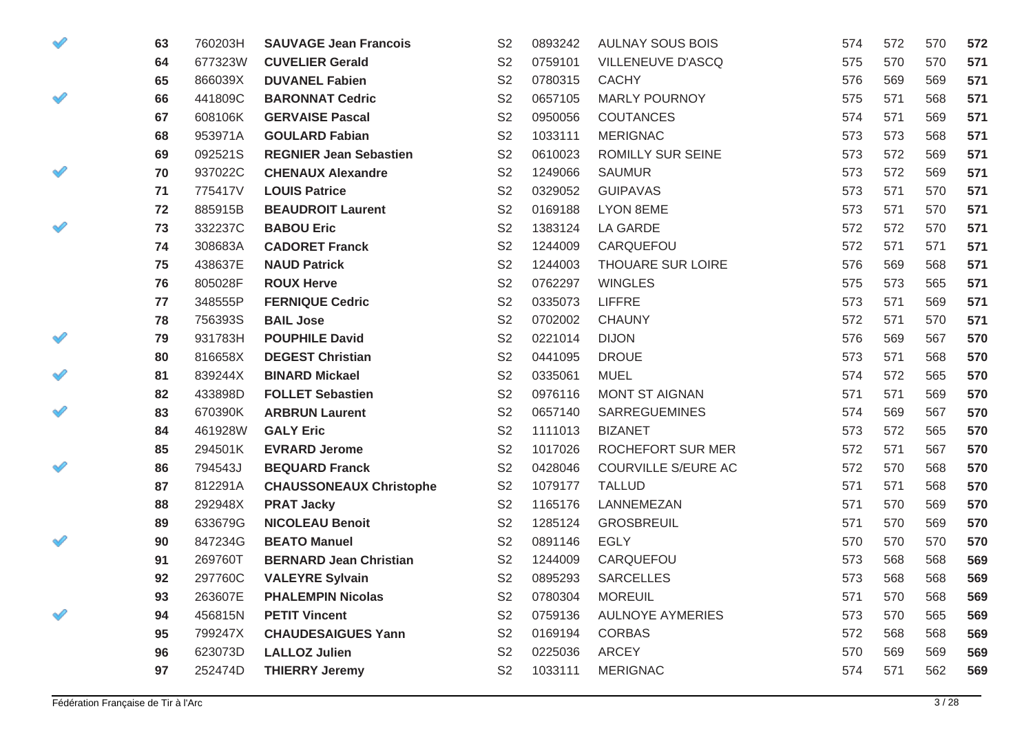| | Rang | N° licence | Nom | Cat. | N° club | Club | | | | Total |
|---|---|---|---|---|---|---|---|---|---|---|
| ✔ | 63 | 760203H | **SAUVAGE Jean Francois** | S2 | 0893242 | AULNAY SOUS BOIS | 574 | 572 | 570 | **572** |
| | 64 | 677323W | **CUVELIER Gerald** | S2 | 0759101 | VILLENEUVE D'ASCQ | 575 | 570 | 570 | **571** |
| | 65 | 866039X | **DUVANEL Fabien** | S2 | 0780315 | CACHY | 576 | 569 | 569 | **571** |
| ✔ | 66 | 441809C | **BARONNAT Cedric** | S2 | 0657105 | MARLY POURNOY | 575 | 571 | 568 | **571** |
| | 67 | 608106K | **GERVAISE Pascal** | S2 | 0950056 | COUTANCES | 574 | 571 | 569 | **571** |
| | 68 | 953971A | **GOULARD Fabian** | S2 | 1033111 | MERIGNAC | 573 | 573 | 568 | **571** |
| | 69 | 092521S | **REGNIER Jean Sebastien** | S2 | 0610023 | ROMILLY SUR SEINE | 573 | 572 | 569 | **571** |
| ✔ | 70 | 937022C | **CHENAUX Alexandre** | S2 | 1249066 | SAUMUR | 573 | 572 | 569 | **571** |
| | 71 | 775417V | **LOUIS Patrice** | S2 | 0329052 | GUIPAVAS | 573 | 571 | 570 | **571** |
| | 72 | 885915B | **BEAUDROIT Laurent** | S2 | 0169188 | LYON 8EME | 573 | 571 | 570 | **571** |
| ✔ | 73 | 332237C | **BABOU Eric** | S2 | 1383124 | LA GARDE | 572 | 572 | 570 | **571** |
| | 74 | 308683A | **CADORET Franck** | S2 | 1244009 | CARQUEFOU | 572 | 571 | 571 | **571** |
| | 75 | 438637E | **NAUD Patrick** | S2 | 1244003 | THOUARE SUR LOIRE | 576 | 569 | 568 | **571** |
| | 76 | 805028F | **ROUX Herve** | S2 | 0762297 | WINGLES | 575 | 573 | 565 | **571** |
| | 77 | 348555P | **FERNIQUE Cedric** | S2 | 0335073 | LIFFRE | 573 | 571 | 569 | **571** |
| | 78 | 756393S | **BAIL Jose** | S2 | 0702002 | CHAUNY | 572 | 571 | 570 | **571** |
| ✔ | 79 | 931783H | **POUPHILE David** | S2 | 0221014 | DIJON | 576 | 569 | 567 | **570** |
| | 80 | 816658X | **DEGEST Christian** | S2 | 0441095 | DROUE | 573 | 571 | 568 | **570** |
| ✔ | 81 | 839244X | **BINARD Mickael** | S2 | 0335061 | MUEL | 574 | 572 | 565 | **570** |
| | 82 | 433898D | **FOLLET Sebastien** | S2 | 0976116 | MONT ST AIGNAN | 571 | 571 | 569 | **570** |
| ✔ | 83 | 670390K | **ARBRUN Laurent** | S2 | 0657140 | SARREGUEMINES | 574 | 569 | 567 | **570** |
| | 84 | 461928W | **GALY Eric** | S2 | 1111013 | BIZANET | 573 | 572 | 565 | **570** |
| | 85 | 294501K | **EVRARD Jerome** | S2 | 1017026 | ROCHEFORT SUR MER | 572 | 571 | 567 | **570** |
| ✔ | 86 | 794543J | **BEQUARD Franck** | S2 | 0428046 | COURVILLE S/EURE AC | 572 | 570 | 568 | **570** |
| | 87 | 812291A | **CHAUSSONEAUX Christophe** | S2 | 1079177 | TALLUD | 571 | 571 | 568 | **570** |
| | 88 | 292948X | **PRAT Jacky** | S2 | 1165176 | LANNEMEZAN | 571 | 570 | 569 | **570** |
| | 89 | 633679G | **NICOLEAU Benoit** | S2 | 1285124 | GROSBREUIL | 571 | 570 | 569 | **570** |
| ✔ | 90 | 847234G | **BEATO Manuel** | S2 | 0891146 | EGLY | 570 | 570 | 570 | **570** |
| | 91 | 269760T | **BERNARD Jean Christian** | S2 | 1244009 | CARQUEFOU | 573 | 568 | 568 | **569** |
| | 92 | 297760C | **VALEYRE Sylvain** | S2 | 0895293 | SARCELLES | 573 | 568 | 568 | **569** |
| | 93 | 263607E | **PHALEMPIN Nicolas** | S2 | 0780304 | MOREUIL | 571 | 570 | 568 | **569** |
| ✔ | 94 | 456815N | **PETIT Vincent** | S2 | 0759136 | AULNOYE AYMERIES | 573 | 570 | 565 | **569** |
| | 95 | 799247X | **CHAUDESAIGUES Yann** | S2 | 0169194 | CORBAS | 572 | 568 | 568 | **569** |
| | 96 | 623073D | **LALLOZ Julien** | S2 | 0225036 | ARCEY | 570 | 569 | 569 | **569** |
| | 97 | 252474D | **THIERRY Jeremy** | S2 | 1033111 | MERIGNAC | 574 | 571 | 562 | **569** |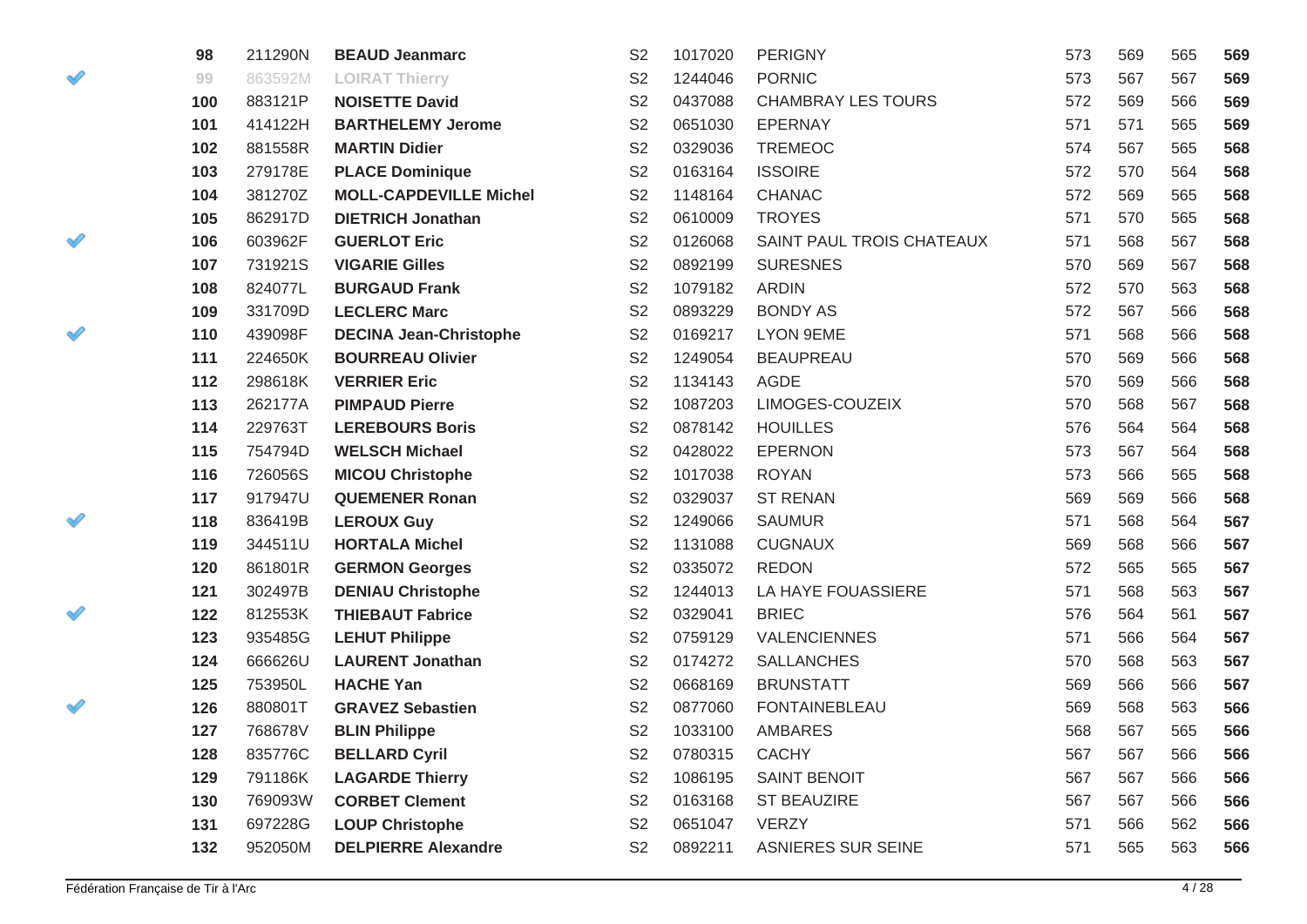| | | | | | | | | | | |
|---|---|---|---|---|---|---|---|---|---|---|
| | 98 | 211290N | **BEAUD Jeanmarc** | S2 | 1017020 | PERIGNY | 573 | 569 | 565 | **569** |
| ✔ | 99 | 863592M | **LOIRAT Thierry** | S2 | 1244046 | PORNIC | 573 | 567 | 567 | **569** |
| | 100 | 883121P | **NOISETTE David** | S2 | 0437088 | CHAMBRAY LES TOURS | 572 | 569 | 566 | **569** |
| | 101 | 414122H | **BARTHELEMY Jerome** | S2 | 0651030 | EPERNAY | 571 | 571 | 565 | **569** |
| | 102 | 881558R | **MARTIN Didier** | S2 | 0329036 | TREMEOC | 574 | 567 | 565 | **568** |
| | 103 | 279178E | **PLACE Dominique** | S2 | 0163164 | ISSOIRE | 572 | 570 | 564 | **568** |
| | 104 | 381270Z | **MOLL-CAPDEVILLE Michel** | S2 | 1148164 | CHANAC | 572 | 569 | 565 | **568** |
| | 105 | 862917D | **DIETRICH Jonathan** | S2 | 0610009 | TROYES | 571 | 570 | 565 | **568** |
| ✔ | 106 | 603962F | **GUERLOT Eric** | S2 | 0126068 | SAINT PAUL TROIS CHATEAUX | 571 | 568 | 567 | **568** |
| | 107 | 731921S | **VIGARIE Gilles** | S2 | 0892199 | SURESNES | 570 | 569 | 567 | **568** |
| | 108 | 824077L | **BURGAUD Frank** | S2 | 1079182 | ARDIN | 572 | 570 | 563 | **568** |
| | 109 | 331709D | **LECLERC Marc** | S2 | 0893229 | BONDY AS | 572 | 567 | 566 | **568** |
| ✔ | 110 | 439098F | **DECINA Jean-Christophe** | S2 | 0169217 | LYON 9EME | 571 | 568 | 566 | **568** |
| | 111 | 224650K | **BOURREAU Olivier** | S2 | 1249054 | BEAUPREAU | 570 | 569 | 566 | **568** |
| | 112 | 298618K | **VERRIER Eric** | S2 | 1134143 | AGDE | 570 | 569 | 566 | **568** |
| | 113 | 262177A | **PIMPAUD Pierre** | S2 | 1087203 | LIMOGES-COUZEIX | 570 | 568 | 567 | **568** |
| | 114 | 229763T | **LEREBOURS Boris** | S2 | 0878142 | HOUILLES | 576 | 564 | 564 | **568** |
| | 115 | 754794D | **WELSCH Michael** | S2 | 0428022 | EPERNON | 573 | 567 | 564 | **568** |
| | 116 | 726056S | **MICOU Christophe** | S2 | 1017038 | ROYAN | 573 | 566 | 565 | **568** |
| | 117 | 917947U | **QUEMENER Ronan** | S2 | 0329037 | ST RENAN | 569 | 569 | 566 | **568** |
| ✔ | 118 | 836419B | **LEROUX Guy** | S2 | 1249066 | SAUMUR | 571 | 568 | 564 | **567** |
| | 119 | 344511U | **HORTALA Michel** | S2 | 1131088 | CUGNAUX | 569 | 568 | 566 | **567** |
| | 120 | 861801R | **GERMON Georges** | S2 | 0335072 | REDON | 572 | 565 | 565 | **567** |
| | 121 | 302497B | **DENIAU Christophe** | S2 | 1244013 | LA HAYE FOUASSIERE | 571 | 568 | 563 | **567** |
| ✔ | 122 | 812553K | **THIEBAUT Fabrice** | S2 | 0329041 | BRIEC | 576 | 564 | 561 | **567** |
| | 123 | 935485G | **LEHUT Philippe** | S2 | 0759129 | VALENCIENNES | 571 | 566 | 564 | **567** |
| | 124 | 666626U | **LAURENT Jonathan** | S2 | 0174272 | SALLANCHES | 570 | 568 | 563 | **567** |
| | 125 | 753950L | **HACHE Yan** | S2 | 0668169 | BRUNSTATT | 569 | 566 | 566 | **567** |
| ✔ | 126 | 880801T | **GRAVEZ Sebastien** | S2 | 0877060 | FONTAINEBLEAU | 569 | 568 | 563 | **566** |
| | 127 | 768678V | **BLIN Philippe** | S2 | 1033100 | AMBARES | 568 | 567 | 565 | **566** |
| | 128 | 835776C | **BELLARD Cyril** | S2 | 0780315 | CACHY | 567 | 567 | 566 | **566** |
| | 129 | 791186K | **LAGARDE Thierry** | S2 | 1086195 | SAINT BENOIT | 567 | 567 | 566 | **566** |
| | 130 | 769093W | **CORBET Clement** | S2 | 0163168 | ST BEAUZIRE | 567 | 567 | 566 | **566** |
| | 131 | 697228G | **LOUP Christophe** | S2 | 0651047 | VERZY | 571 | 566 | 562 | **566** |
| | 132 | 952050M | **DELPIERRE Alexandre** | S2 | 0892211 | ASNIERES SUR SEINE | 571 | 565 | 563 | **566** |

Fédération Française de Tir à l'Arc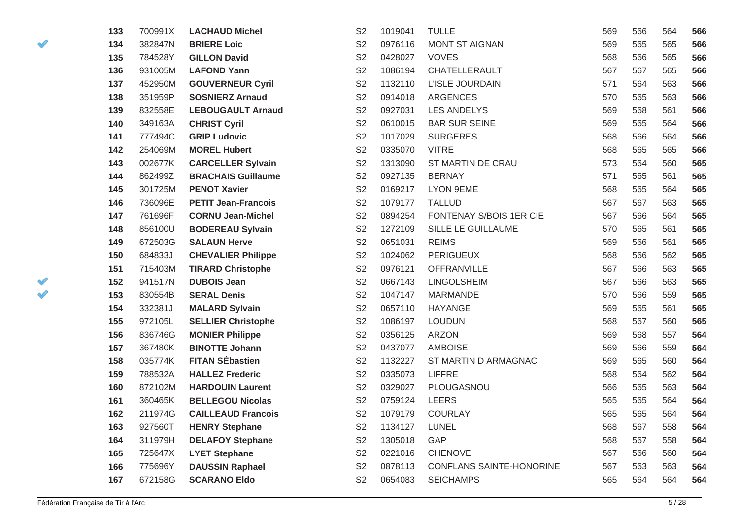| | | | | | | | | | |
|---|---|---|---|---|---|---|---|---|---|
| 133 | 700991X | **LACHAUD Michel** | S2 | 1019041 | TULLE | 569 | 566 | 564 | **566** |
| 134 | 382847N | **BRIERE Loic** | S2 | 0976116 | MONT ST AIGNAN | 569 | 565 | 565 | **566** |
| 135 | 784528Y | **GILLON David** | S2 | 0428027 | VOVES | 568 | 566 | 565 | **566** |
| 136 | 931005M | **LAFOND Yann** | S2 | 1086194 | CHATELLERAULT | 567 | 567 | 565 | **566** |
| 137 | 452950M | **GOUVERNEUR Cyril** | S2 | 1132110 | L'ISLE JOURDAIN | 571 | 564 | 563 | **566** |
| 138 | 351959P | **SOSNIERZ Arnaud** | S2 | 0914018 | ARGENCES | 570 | 565 | 563 | **566** |
| 139 | 832558E | **LEBOUGAULT Arnaud** | S2 | 0927031 | LES ANDELYS | 569 | 568 | 561 | **566** |
| 140 | 349163A | **CHRIST Cyril** | S2 | 0610015 | BAR SUR SEINE | 569 | 565 | 564 | **566** |
| 141 | 777494C | **GRIP Ludovic** | S2 | 1017029 | SURGERES | 568 | 566 | 564 | **566** |
| 142 | 254069M | **MOREL Hubert** | S2 | 0335070 | VITRE | 568 | 565 | 565 | **566** |
| 143 | 002677K | **CARCELLER Sylvain** | S2 | 1313090 | ST MARTIN DE CRAU | 573 | 564 | 560 | **565** |
| 144 | 862499Z | **BRACHAIS Guillaume** | S2 | 0927135 | BERNAY | 571 | 565 | 561 | **565** |
| 145 | 301725M | **PENOT Xavier** | S2 | 0169217 | LYON 9EME | 568 | 565 | 564 | **565** |
| 146 | 736096E | **PETIT Jean-Francois** | S2 | 1079177 | TALLUD | 567 | 567 | 563 | **565** |
| 147 | 761696F | **CORNU Jean-Michel** | S2 | 0894254 | FONTENAY S/BOIS 1ER CIE | 567 | 566 | 564 | **565** |
| 148 | 856100U | **BODEREAU Sylvain** | S2 | 1272109 | SILLE LE GUILLAUME | 570 | 565 | 561 | **565** |
| 149 | 672503G | **SALAUN Herve** | S2 | 0651031 | REIMS | 569 | 566 | 561 | **565** |
| 150 | 684833J | **CHEVALIER Philippe** | S2 | 1024062 | PERIGUEUX | 568 | 566 | 562 | **565** |
| 151 | 715403M | **TIRARD Christophe** | S2 | 0976121 | OFFRANVILLE | 567 | 566 | 563 | **565** |
| 152 | 941517N | **DUBOIS Jean** | S2 | 0667143 | LINGOLSHEIM | 567 | 566 | 563 | **565** |
| 153 | 830554B | **SERAL Denis** | S2 | 1047147 | MARMANDE | 570 | 566 | 559 | **565** |
| 154 | 332381J | **MALARD Sylvain** | S2 | 0657110 | HAYANGE | 569 | 565 | 561 | **565** |
| 155 | 972105L | **SELLIER Christophe** | S2 | 1086197 | LOUDUN | 568 | 567 | 560 | **565** |
| 156 | 836746G | **MONIER Philippe** | S2 | 0356125 | ARZON | 569 | 568 | 557 | **564** |
| 157 | 367480K | **BINOTTE Johann** | S2 | 0437077 | AMBOISE | 569 | 566 | 559 | **564** |
| 158 | 035774K | **FITAN SÉbastien** | S2 | 1132227 | ST MARTIN D ARMAGNAC | 569 | 565 | 560 | **564** |
| 159 | 788532A | **HALLEZ Frederic** | S2 | 0335073 | LIFFRE | 568 | 564 | 562 | **564** |
| 160 | 872102M | **HARDOUIN Laurent** | S2 | 0329027 | PLOUGASNOU | 566 | 565 | 563 | **564** |
| 161 | 360465K | **BELLEGOU Nicolas** | S2 | 0759124 | LEERS | 565 | 565 | 564 | **564** |
| 162 | 211974G | **CAILLEAUD Francois** | S2 | 1079179 | COURLAY | 565 | 565 | 564 | **564** |
| 163 | 927560T | **HENRY Stephane** | S2 | 1134127 | LUNEL | 568 | 567 | 558 | **564** |
| 164 | 311979H | **DELAFOY Stephane** | S2 | 1305018 | GAP | 568 | 567 | 558 | **564** |
| 165 | 725647X | **LYET Stephane** | S2 | 0221016 | CHENOVE | 567 | 566 | 560 | **564** |
| 166 | 775696Y | **DAUSSIN Raphael** | S2 | 0878113 | CONFLANS SAINTE-HONORINE | 567 | 563 | 563 | **564** |
| 167 | 672158G | **SCARANO Eldo** | S2 | 0654083 | SEICHAMPS | 565 | 564 | 564 | **564** |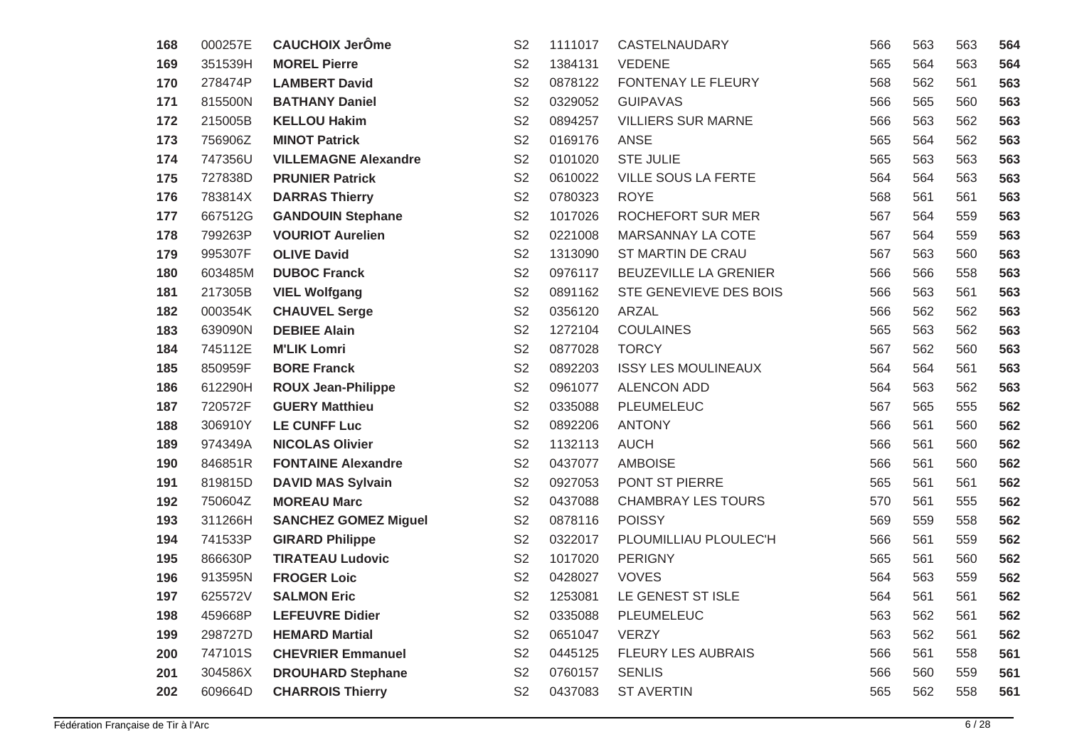| | | | | | | | | | |
|---|---|---|---|---|---|---|---|---|---|
| **168** | 000257E | **CAUCHOIX JerÔme** | S2 | 1111017 | CASTELNAUDARY | 566 | 563 | 563 | **564** |
| **169** | 351539H | **MOREL Pierre** | S2 | 1384131 | VEDENE | 565 | 564 | 563 | **564** |
| **170** | 278474P | **LAMBERT David** | S2 | 0878122 | FONTENAY LE FLEURY | 568 | 562 | 561 | **563** |
| **171** | 815500N | **BATHANY Daniel** | S2 | 0329052 | GUIPAVAS | 566 | 565 | 560 | **563** |
| **172** | 215005B | **KELLOU Hakim** | S2 | 0894257 | VILLIERS SUR MARNE | 566 | 563 | 562 | **563** |
| **173** | 756906Z | **MINOT Patrick** | S2 | 0169176 | ANSE | 565 | 564 | 562 | **563** |
| **174** | 747356U | **VILLEMAGNE Alexandre** | S2 | 0101020 | STE JULIE | 565 | 563 | 563 | **563** |
| **175** | 727838D | **PRUNIER Patrick** | S2 | 0610022 | VILLE SOUS LA FERTE | 564 | 564 | 563 | **563** |
| **176** | 783814X | **DARRAS Thierry** | S2 | 0780323 | ROYE | 568 | 561 | 561 | **563** |
| **177** | 667512G | **GANDOUIN Stephane** | S2 | 1017026 | ROCHEFORT SUR MER | 567 | 564 | 559 | **563** |
| **178** | 799263P | **VOURIOT Aurelien** | S2 | 0221008 | MARSANNAY LA COTE | 567 | 564 | 559 | **563** |
| **179** | 995307F | **OLIVE David** | S2 | 1313090 | ST MARTIN DE CRAU | 567 | 563 | 560 | **563** |
| **180** | 603485M | **DUBOC Franck** | S2 | 0976117 | BEUZEVILLE LA GRENIER | 566 | 566 | 558 | **563** |
| **181** | 217305B | **VIEL Wolfgang** | S2 | 0891162 | STE GENEVIEVE DES BOIS | 566 | 563 | 561 | **563** |
| **182** | 000354K | **CHAUVEL Serge** | S2 | 0356120 | ARZAL | 566 | 562 | 562 | **563** |
| **183** | 639090N | **DEBIEE Alain** | S2 | 1272104 | COULAINES | 565 | 563 | 562 | **563** |
| **184** | 745112E | **M'LIK Lomri** | S2 | 0877028 | TORCY | 567 | 562 | 560 | **563** |
| **185** | 850959F | **BORE Franck** | S2 | 0892203 | ISSY LES MOULINEAUX | 564 | 564 | 561 | **563** |
| **186** | 612290H | **ROUX Jean-Philippe** | S2 | 0961077 | ALENCON ADD | 564 | 563 | 562 | **563** |
| **187** | 720572F | **GUERY Matthieu** | S2 | 0335088 | PLEUMELEUC | 567 | 565 | 555 | **562** |
| **188** | 306910Y | **LE CUNFF Luc** | S2 | 0892206 | ANTONY | 566 | 561 | 560 | **562** |
| **189** | 974349A | **NICOLAS Olivier** | S2 | 1132113 | AUCH | 566 | 561 | 560 | **562** |
| **190** | 846851R | **FONTAINE Alexandre** | S2 | 0437077 | AMBOISE | 566 | 561 | 560 | **562** |
| **191** | 819815D | **DAVID MAS Sylvain** | S2 | 0927053 | PONT ST PIERRE | 565 | 561 | 561 | **562** |
| **192** | 750604Z | **MOREAU Marc** | S2 | 0437088 | CHAMBRAY LES TOURS | 570 | 561 | 555 | **562** |
| **193** | 311266H | **SANCHEZ GOMEZ Miguel** | S2 | 0878116 | POISSY | 569 | 559 | 558 | **562** |
| **194** | 741533P | **GIRARD Philippe** | S2 | 0322017 | PLOUMILLIAU PLOULEC'H | 566 | 561 | 559 | **562** |
| **195** | 866630P | **TIRATEAU Ludovic** | S2 | 1017020 | PERIGNY | 565 | 561 | 560 | **562** |
| **196** | 913595N | **FROGER Loic** | S2 | 0428027 | VOVES | 564 | 563 | 559 | **562** |
| **197** | 625572V | **SALMON Eric** | S2 | 1253081 | LE GENEST ST ISLE | 564 | 561 | 561 | **562** |
| **198** | 459668P | **LEFEUVRE Didier** | S2 | 0335088 | PLEUMELEUC | 563 | 562 | 561 | **562** |
| **199** | 298727D | **HEMARD Martial** | S2 | 0651047 | VERZY | 563 | 562 | 561 | **562** |
| **200** | 747101S | **CHEVRIER Emmanuel** | S2 | 0445125 | FLEURY LES AUBRAIS | 566 | 561 | 558 | **561** |
| **201** | 304586X | **DROUHARD Stephane** | S2 | 0760157 | SENLIS | 566 | 560 | 559 | **561** |
| **202** | 609664D | **CHARROIS Thierry** | S2 | 0437083 | ST AVERTIN | 565 | 562 | 558 | **561** |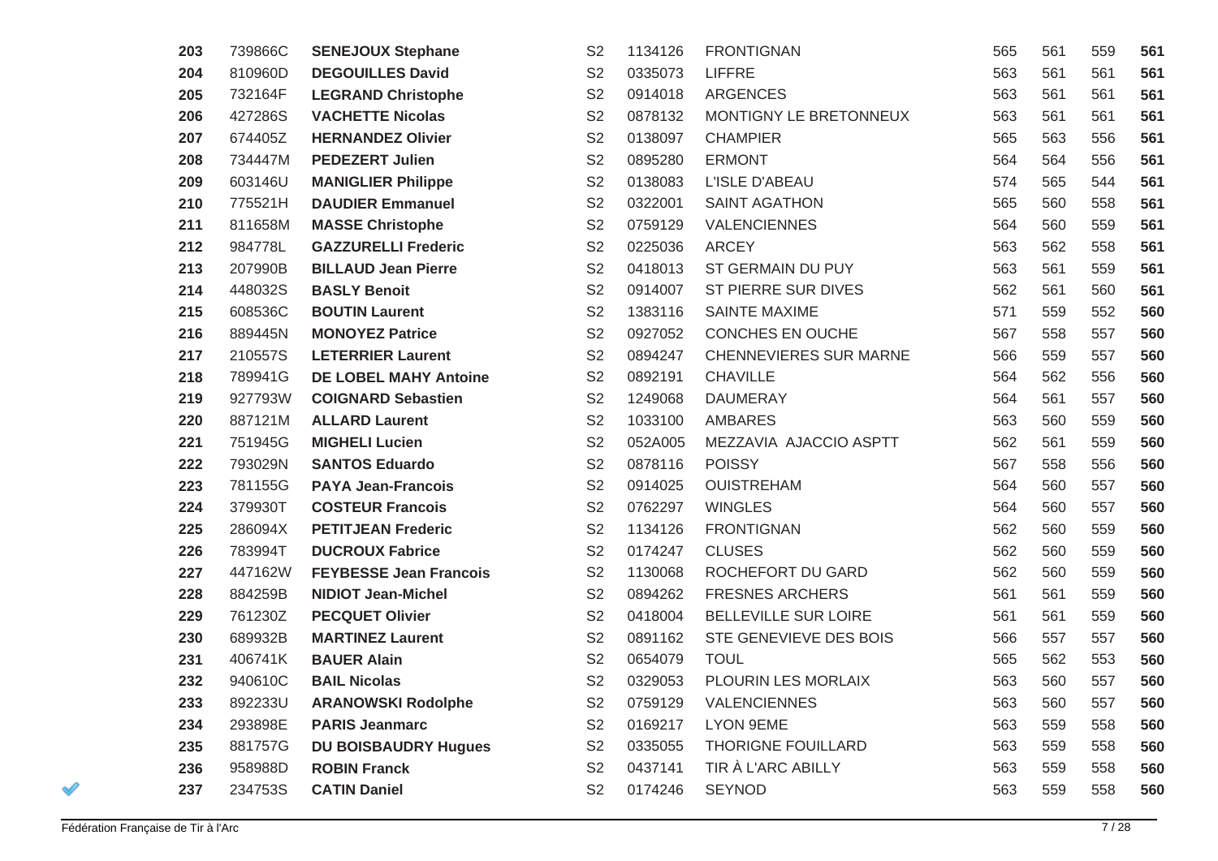| | | | | | | | | | |
|---|---|---|---|---|---|---|---|---|---|
| **203** | 739866C | **SENEJOUX Stephane** | S2 | 1134126 | FRONTIGNAN | 565 | 561 | 559 | **561** |
| **204** | 810960D | **DEGOUILLES David** | S2 | 0335073 | LIFFRE | 563 | 561 | 561 | **561** |
| **205** | 732164F | **LEGRAND Christophe** | S2 | 0914018 | ARGENCES | 563 | 561 | 561 | **561** |
| **206** | 427286S | **VACHETTE Nicolas** | S2 | 0878132 | MONTIGNY LE BRETONNEUX | 563 | 561 | 561 | **561** |
| **207** | 674405Z | **HERNANDEZ Olivier** | S2 | 0138097 | CHAMPIER | 565 | 563 | 556 | **561** |
| **208** | 734447M | **PEDEZERT Julien** | S2 | 0895280 | ERMONT | 564 | 564 | 556 | **561** |
| **209** | 603146U | **MANIGLIER Philippe** | S2 | 0138083 | L'ISLE D'ABEAU | 574 | 565 | 544 | **561** |
| **210** | 775521H | **DAUDIER Emmanuel** | S2 | 0322001 | SAINT AGATHON | 565 | 560 | 558 | **561** |
| **211** | 811658M | **MASSE Christophe** | S2 | 0759129 | VALENCIENNES | 564 | 560 | 559 | **561** |
| **212** | 984778L | **GAZZURELLI Frederic** | S2 | 0225036 | ARCEY | 563 | 562 | 558 | **561** |
| **213** | 207990B | **BILLAUD Jean Pierre** | S2 | 0418013 | ST GERMAIN DU PUY | 563 | 561 | 559 | **561** |
| **214** | 448032S | **BASLY Benoit** | S2 | 0914007 | ST PIERRE SUR DIVES | 562 | 561 | 560 | **561** |
| **215** | 608536C | **BOUTIN Laurent** | S2 | 1383116 | SAINTE MAXIME | 571 | 559 | 552 | **560** |
| **216** | 889445N | **MONOYEZ Patrice** | S2 | 0927052 | CONCHES EN OUCHE | 567 | 558 | 557 | **560** |
| **217** | 210557S | **LETERRIER Laurent** | S2 | 0894247 | CHENNEVIERES SUR MARNE | 566 | 559 | 557 | **560** |
| **218** | 789941G | **DE LOBEL MAHY Antoine** | S2 | 0892191 | CHAVILLE | 564 | 562 | 556 | **560** |
| **219** | 927793W | **COIGNARD Sebastien** | S2 | 1249068 | DAUMERAY | 564 | 561 | 557 | **560** |
| **220** | 887121M | **ALLARD Laurent** | S2 | 1033100 | AMBARES | 563 | 560 | 559 | **560** |
| **221** | 751945G | **MIGHELI Lucien** | S2 | 052A005 | MEZZAVIA AJACCIO ASPTT | 562 | 561 | 559 | **560** |
| **222** | 793029N | **SANTOS Eduardo** | S2 | 0878116 | POISSY | 567 | 558 | 556 | **560** |
| **223** | 781155G | **PAYA Jean-Francois** | S2 | 0914025 | OUISTREHAM | 564 | 560 | 557 | **560** |
| **224** | 379930T | **COSTEUR Francois** | S2 | 0762297 | WINGLES | 564 | 560 | 557 | **560** |
| **225** | 286094X | **PETITJEAN Frederic** | S2 | 1134126 | FRONTIGNAN | 562 | 560 | 559 | **560** |
| **226** | 783994T | **DUCROUX Fabrice** | S2 | 0174247 | CLUSES | 562 | 560 | 559 | **560** |
| **227** | 447162W | **FEYBESSE Jean Francois** | S2 | 1130068 | ROCHEFORT DU GARD | 562 | 560 | 559 | **560** |
| **228** | 884259B | **NIDIOT Jean-Michel** | S2 | 0894262 | FRESNES ARCHERS | 561 | 561 | 559 | **560** |
| **229** | 761230Z | **PECQUET Olivier** | S2 | 0418004 | BELLEVILLE SUR LOIRE | 561 | 561 | 559 | **560** |
| **230** | 689932B | **MARTINEZ Laurent** | S2 | 0891162 | STE GENEVIEVE DES BOIS | 566 | 557 | 557 | **560** |
| **231** | 406741K | **BAUER Alain** | S2 | 0654079 | TOUL | 565 | 562 | 553 | **560** |
| **232** | 940610C | **BAIL Nicolas** | S2 | 0329053 | PLOURIN LES MORLAIX | 563 | 560 | 557 | **560** |
| **233** | 892233U | **ARANOWSKI Rodolphe** | S2 | 0759129 | VALENCIENNES | 563 | 560 | 557 | **560** |
| **234** | 293898E | **PARIS Jeanmarc** | S2 | 0169217 | LYON 9EME | 563 | 559 | 558 | **560** |
| **235** | 881757G | **DU BOISBAUDRY Hugues** | S2 | 0335055 | THORIGNE FOUILLARD | 563 | 559 | 558 | **560** |
| **236** | 958988D | **ROBIN Franck** | S2 | 0437141 | TIR À L'ARC ABILLY | 563 | 559 | 558 | **560** |
| **237** | 234753S | **CATIN Daniel** | S2 | 0174246 | SEYNOD | 563 | 559 | 558 | **560** |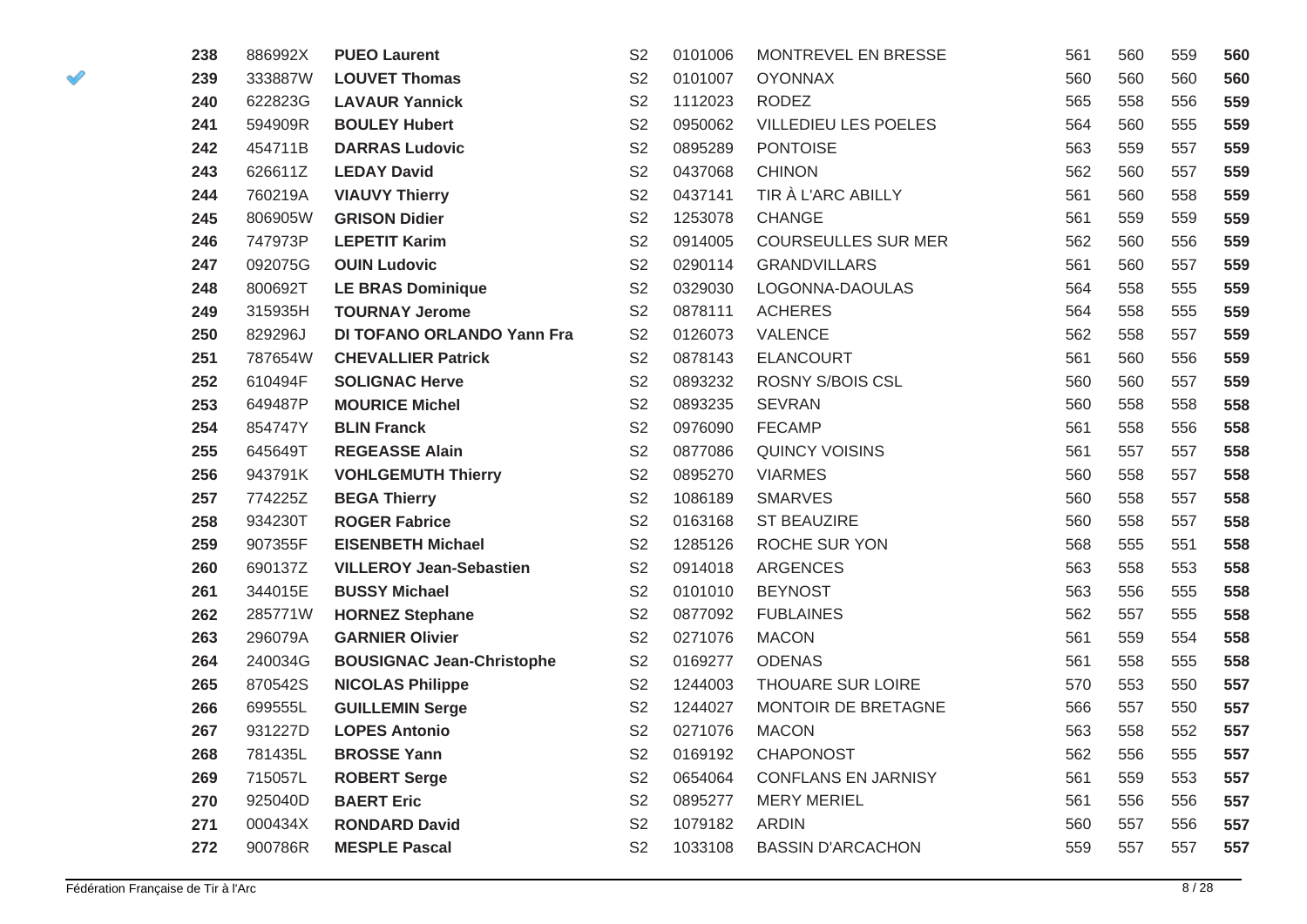| | | | | | | | | | |
|---|---|---|---|---|---|---|---|---|---|
| 238 | 886992X | **PUEO Laurent** | S2 | 0101006 | MONTREVEL EN BRESSE | 561 | 560 | 559 | **560** |
| 239 | 333887W | **LOUVET Thomas** | S2 | 0101007 | OYONNAX | 560 | 560 | 560 | **560** |
| 240 | 622823G | **LAVAUR Yannick** | S2 | 1112023 | RODEZ | 565 | 558 | 556 | **559** |
| 241 | 594909R | **BOULEY Hubert** | S2 | 0950062 | VILLEDIEU LES POELES | 564 | 560 | 555 | **559** |
| 242 | 454711B | **DARRAS Ludovic** | S2 | 0895289 | PONTOISE | 563 | 559 | 557 | **559** |
| 243 | 626611Z | **LEDAY David** | S2 | 0437068 | CHINON | 562 | 560 | 557 | **559** |
| 244 | 760219A | **VIAUVY Thierry** | S2 | 0437141 | TIR À L'ARC ABILLY | 561 | 560 | 558 | **559** |
| 245 | 806905W | **GRISON Didier** | S2 | 1253078 | CHANGE | 561 | 559 | 559 | **559** |
| 246 | 747973P | **LEPETIT Karim** | S2 | 0914005 | COURSEULLES SUR MER | 562 | 560 | 556 | **559** |
| 247 | 092075G | **OUIN Ludovic** | S2 | 0290114 | GRANDVILLARS | 561 | 560 | 557 | **559** |
| 248 | 800692T | **LE BRAS Dominique** | S2 | 0329030 | LOGONNA-DAOULAS | 564 | 558 | 555 | **559** |
| 249 | 315935H | **TOURNAY Jerome** | S2 | 0878111 | ACHERES | 564 | 558 | 555 | **559** |
| 250 | 829296J | **DI TOFANO ORLANDO Yann Fra** | S2 | 0126073 | VALENCE | 562 | 558 | 557 | **559** |
| 251 | 787654W | **CHEVALLIER Patrick** | S2 | 0878143 | ELANCOURT | 561 | 560 | 556 | **559** |
| 252 | 610494F | **SOLIGNAC Herve** | S2 | 0893232 | ROSNY S/BOIS CSL | 560 | 560 | 557 | **559** |
| 253 | 649487P | **MOURICE Michel** | S2 | 0893235 | SEVRAN | 560 | 558 | 558 | **558** |
| 254 | 854747Y | **BLIN Franck** | S2 | 0976090 | FECAMP | 561 | 558 | 556 | **558** |
| 255 | 645649T | **REGEASSE Alain** | S2 | 0877086 | QUINCY VOISINS | 561 | 557 | 557 | **558** |
| 256 | 943791K | **VOHLGEMUTH Thierry** | S2 | 0895270 | VIARMES | 560 | 558 | 557 | **558** |
| 257 | 774225Z | **BEGA Thierry** | S2 | 1086189 | SMARVES | 560 | 558 | 557 | **558** |
| 258 | 934230T | **ROGER Fabrice** | S2 | 0163168 | ST BEAUZIRE | 560 | 558 | 557 | **558** |
| 259 | 907355F | **EISENBETH Michael** | S2 | 1285126 | ROCHE SUR YON | 568 | 555 | 551 | **558** |
| 260 | 690137Z | **VILLEROY Jean-Sebastien** | S2 | 0914018 | ARGENCES | 563 | 558 | 553 | **558** |
| 261 | 344015E | **BUSSY Michael** | S2 | 0101010 | BEYNOST | 563 | 556 | 555 | **558** |
| 262 | 285771W | **HORNEZ Stephane** | S2 | 0877092 | FUBLAINES | 562 | 557 | 555 | **558** |
| 263 | 296079A | **GARNIER Olivier** | S2 | 0271076 | MACON | 561 | 559 | 554 | **558** |
| 264 | 240034G | **BOUSIGNAC Jean-Christophe** | S2 | 0169277 | ODENAS | 561 | 558 | 555 | **558** |
| 265 | 870542S | **NICOLAS Philippe** | S2 | 1244003 | THOUARE SUR LOIRE | 570 | 553 | 550 | **557** |
| 266 | 699555L | **GUILLEMIN Serge** | S2 | 1244027 | MONTOIR DE BRETAGNE | 566 | 557 | 550 | **557** |
| 267 | 931227D | **LOPES Antonio** | S2 | 0271076 | MACON | 563 | 558 | 552 | **557** |
| 268 | 781435L | **BROSSE Yann** | S2 | 0169192 | CHAPONOST | 562 | 556 | 555 | **557** |
| 269 | 715057L | **ROBERT Serge** | S2 | 0654064 | CONFLANS EN JARNISY | 561 | 559 | 553 | **557** |
| 270 | 925040D | **BAERT Eric** | S2 | 0895277 | MERY MERIEL | 561 | 556 | 556 | **557** |
| 271 | 000434X | **RONDARD David** | S2 | 1079182 | ARDIN | 560 | 557 | 556 | **557** |
| 272 | 900786R | **MESPLE Pascal** | S2 | 1033108 | BASSIN D'ARCACHON | 559 | 557 | 557 | **557** |

Fédération Française de Tir à l'Arc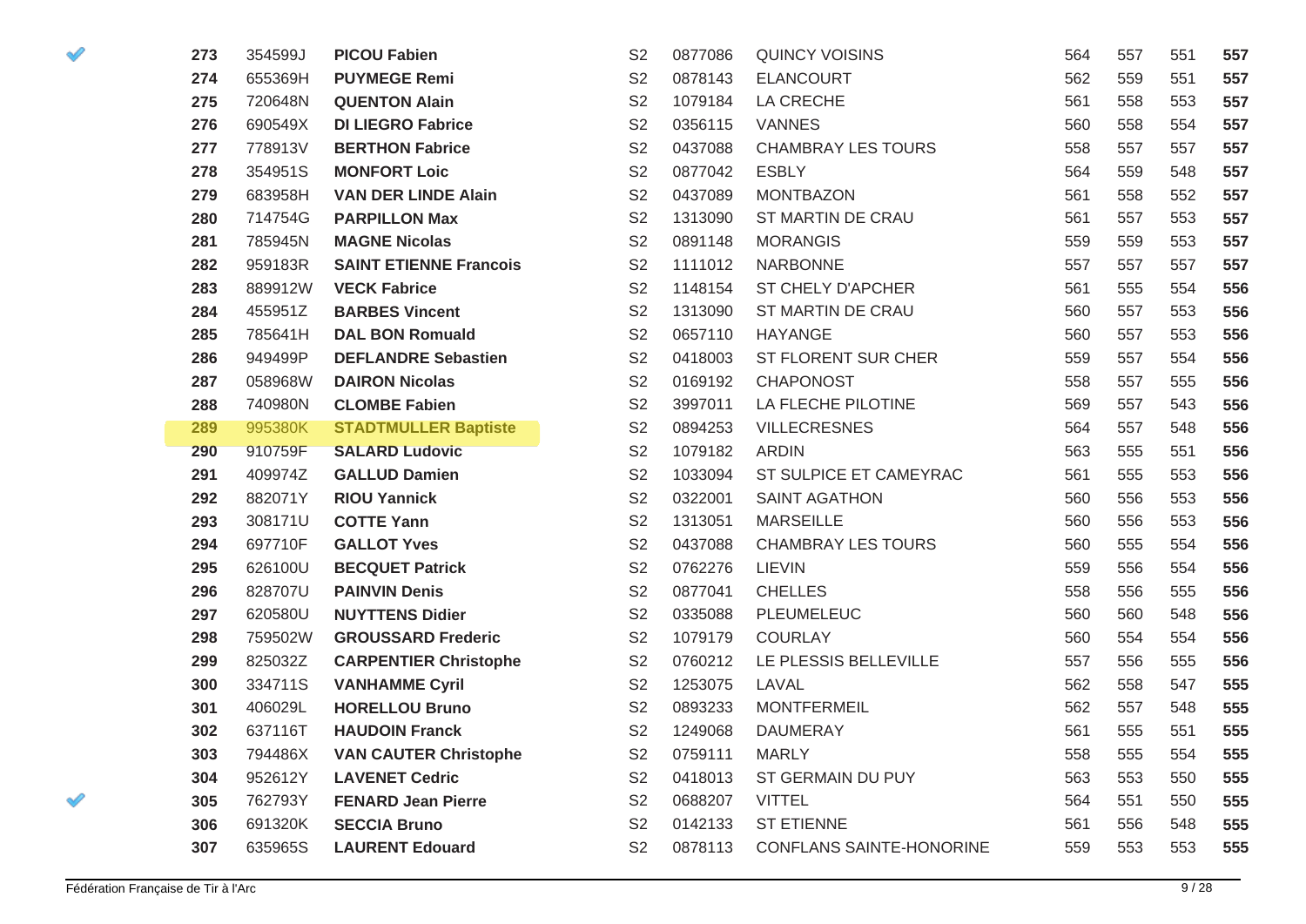| | | | | | | | | | |
|---|---|---|---|---|---|---|---|---|---|
| **273** | 354599J | **PICOU Fabien** | S2 | 0877086 | QUINCY VOISINS | 564 | 557 | 551 | **557** |
| **274** | 655369H | **PUYMEGE Remi** | S2 | 0878143 | ELANCOURT | 562 | 559 | 551 | **557** |
| **275** | 720648N | **QUENTON Alain** | S2 | 1079184 | LA CRECHE | 561 | 558 | 553 | **557** |
| **276** | 690549X | **DI LIEGRO Fabrice** | S2 | 0356115 | VANNES | 560 | 558 | 554 | **557** |
| **277** | 778913V | **BERTHON Fabrice** | S2 | 0437088 | CHAMBRAY LES TOURS | 558 | 557 | 557 | **557** |
| **278** | 354951S | **MONFORT Loic** | S2 | 0877042 | ESBLY | 564 | 559 | 548 | **557** |
| **279** | 683958H | **VAN DER LINDE Alain** | S2 | 0437089 | MONTBAZON | 561 | 558 | 552 | **557** |
| **280** | 714754G | **PARPILLON Max** | S2 | 1313090 | ST MARTIN DE CRAU | 561 | 557 | 553 | **557** |
| **281** | 785945N | **MAGNE Nicolas** | S2 | 0891148 | MORANGIS | 559 | 559 | 553 | **557** |
| **282** | 959183R | **SAINT ETIENNE Francois** | S2 | 1111012 | NARBONNE | 557 | 557 | 557 | **557** |
| **283** | 889912W | **VECK Fabrice** | S2 | 1148154 | ST CHELY D'APCHER | 561 | 555 | 554 | **556** |
| **284** | 455951Z | **BARBES Vincent** | S2 | 1313090 | ST MARTIN DE CRAU | 560 | 557 | 553 | **556** |
| **285** | 785641H | **DAL BON Romuald** | S2 | 0657110 | HAYANGE | 560 | 557 | 553 | **556** |
| **286** | 949499P | **DEFLANDRE Sebastien** | S2 | 0418003 | ST FLORENT SUR CHER | 559 | 557 | 554 | **556** |
| **287** | 058968W | **DAIRON Nicolas** | S2 | 0169192 | CHAPONOST | 558 | 557 | 555 | **556** |
| **288** | 740980N | **CLOMBE Fabien** | S2 | 3997011 | LA FLECHE PILOTINE | 569 | 557 | 543 | **556** |
| **289** | 995380K | **STADTMULLER Baptiste** | S2 | 0894253 | VILLECRESNES | 564 | 557 | 548 | **556** |
| **290** | 910759F | **SALARD Ludovic** | S2 | 1079182 | ARDIN | 563 | 555 | 551 | **556** |
| **291** | 409974Z | **GALLUD Damien** | S2 | 1033094 | ST SULPICE ET CAMEYRAC | 561 | 555 | 553 | **556** |
| **292** | 882071Y | **RIOU Yannick** | S2 | 0322001 | SAINT AGATHON | 560 | 556 | 553 | **556** |
| **293** | 308171U | **COTTE Yann** | S2 | 1313051 | MARSEILLE | 560 | 556 | 553 | **556** |
| **294** | 697710F | **GALLOT Yves** | S2 | 0437088 | CHAMBRAY LES TOURS | 560 | 555 | 554 | **556** |
| **295** | 626100U | **BECQUET Patrick** | S2 | 0762276 | LIEVIN | 559 | 556 | 554 | **556** |
| **296** | 828707U | **PAINVIN Denis** | S2 | 0877041 | CHELLES | 558 | 556 | 555 | **556** |
| **297** | 620580U | **NUYTTENS Didier** | S2 | 0335088 | PLEUMELEUC | 560 | 560 | 548 | **556** |
| **298** | 759502W | **GROUSSARD Frederic** | S2 | 1079179 | COURLAY | 560 | 554 | 554 | **556** |
| **299** | 825032Z | **CARPENTIER Christophe** | S2 | 0760212 | LE PLESSIS BELLEVILLE | 557 | 556 | 555 | **556** |
| **300** | 334711S | **VANHAMME Cyril** | S2 | 1253075 | LAVAL | 562 | 558 | 547 | **555** |
| **301** | 406029L | **HORELLOU Bruno** | S2 | 0893233 | MONTFERMEIL | 562 | 557 | 548 | **555** |
| **302** | 637116T | **HAUDOIN Franck** | S2 | 1249068 | DAUMERAY | 561 | 555 | 551 | **555** |
| **303** | 794486X | **VAN CAUTER Christophe** | S2 | 0759111 | MARLY | 558 | 555 | 554 | **555** |
| **304** | 952612Y | **LAVENET Cedric** | S2 | 0418013 | ST GERMAIN DU PUY | 563 | 553 | 550 | **555** |
| **305** | 762793Y | **FENARD Jean Pierre** | S2 | 0688207 | VITTEL | 564 | 551 | 550 | **555** |
| **306** | 691320K | **SECCIA Bruno** | S2 | 0142133 | ST ETIENNE | 561 | 556 | 548 | **555** |
| **307** | 635965S | **LAURENT Edouard** | S2 | 0878113 | CONFLANS SAINTE-HONORINE | 559 | 553 | 553 | **555** |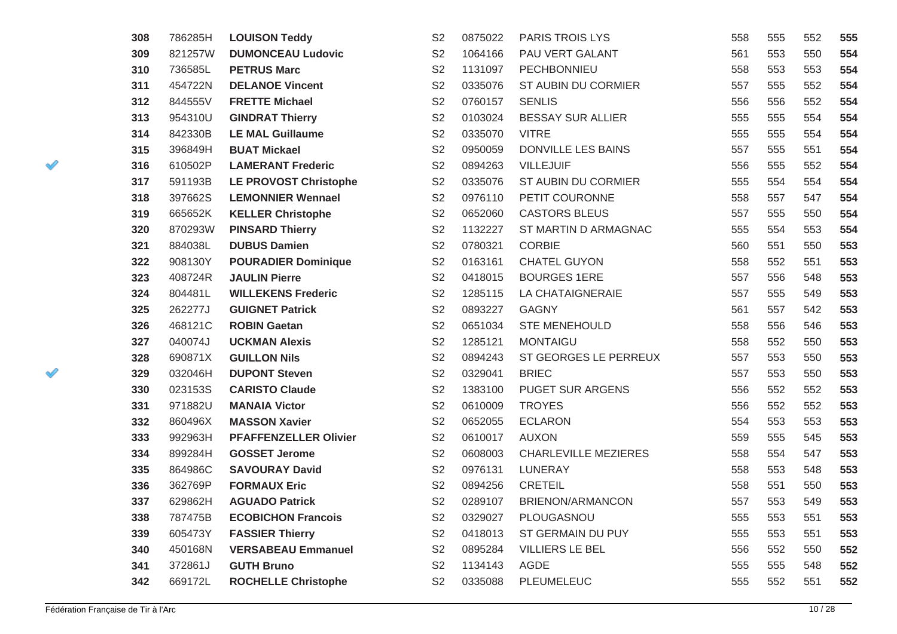| | | | | | | | | | |
|---|---|---|---|---|---|---|---|---|---|
| **308** | 786285H | **LOUISON Teddy** | S2 | 0875022 | PARIS TROIS LYS | 558 | 555 | 552 | **555** |
| **309** | 821257W | **DUMONCEAU Ludovic** | S2 | 1064166 | PAU VERT GALANT | 561 | 553 | 550 | **554** |
| **310** | 736585L | **PETRUS Marc** | S2 | 1131097 | PECHBONNIEU | 558 | 553 | 553 | **554** |
| **311** | 454722N | **DELANOE Vincent** | S2 | 0335076 | ST AUBIN DU CORMIER | 557 | 555 | 552 | **554** |
| **312** | 844555V | **FRETTE Michael** | S2 | 0760157 | SENLIS | 556 | 556 | 552 | **554** |
| **313** | 954310U | **GINDRAT Thierry** | S2 | 0103024 | BESSAY SUR ALLIER | 555 | 555 | 554 | **554** |
| **314** | 842330B | **LE MAL Guillaume** | S2 | 0335070 | VITRE | 555 | 555 | 554 | **554** |
| **315** | 396849H | **BUAT Mickael** | S2 | 0950059 | DONVILLE LES BAINS | 557 | 555 | 551 | **554** |
| **316** | 610502P | **LAMERANT Frederic** | S2 | 0894263 | VILLEJUIF | 556 | 555 | 552 | **554** |
| **317** | 591193B | **LE PROVOST Christophe** | S2 | 0335076 | ST AUBIN DU CORMIER | 555 | 554 | 554 | **554** |
| **318** | 397662S | **LEMONNIER Wennael** | S2 | 0976110 | PETIT COURONNE | 558 | 557 | 547 | **554** |
| **319** | 665652K | **KELLER Christophe** | S2 | 0652060 | CASTORS BLEUS | 557 | 555 | 550 | **554** |
| **320** | 870293W | **PINSARD Thierry** | S2 | 1132227 | ST MARTIN D ARMAGNAC | 555 | 554 | 553 | **554** |
| **321** | 884038L | **DUBUS Damien** | S2 | 0780321 | CORBIE | 560 | 551 | 550 | **553** |
| **322** | 908130Y | **POURADIER Dominique** | S2 | 0163161 | CHATEL GUYON | 558 | 552 | 551 | **553** |
| **323** | 408724R | **JAULIN Pierre** | S2 | 0418015 | BOURGES 1ERE | 557 | 556 | 548 | **553** |
| **324** | 804481L | **WILLEKENS Frederic** | S2 | 1285115 | LA CHATAIGNERAIE | 557 | 555 | 549 | **553** |
| **325** | 262277J | **GUIGNET Patrick** | S2 | 0893227 | GAGNY | 561 | 557 | 542 | **553** |
| **326** | 468121C | **ROBIN Gaetan** | S2 | 0651034 | STE MENEHOULD | 558 | 556 | 546 | **553** |
| **327** | 040074J | **UCKMAN Alexis** | S2 | 1285121 | MONTAIGU | 558 | 552 | 550 | **553** |
| **328** | 690871X | **GUILLON Nils** | S2 | 0894243 | ST GEORGES LE PERREUX | 557 | 553 | 550 | **553** |
| **329** | 032046H | **DUPONT Steven** | S2 | 0329041 | BRIEC | 557 | 553 | 550 | **553** |
| **330** | 023153S | **CARISTO Claude** | S2 | 1383100 | PUGET SUR ARGENS | 556 | 552 | 552 | **553** |
| **331** | 971882U | **MANAIA Victor** | S2 | 0610009 | TROYES | 556 | 552 | 552 | **553** |
| **332** | 860496X | **MASSON Xavier** | S2 | 0652055 | ECLARON | 554 | 553 | 553 | **553** |
| **333** | 992963H | **PFAFFENZELLER Olivier** | S2 | 0610017 | AUXON | 559 | 555 | 545 | **553** |
| **334** | 899284H | **GOSSET Jerome** | S2 | 0608003 | CHARLEVILLE MEZIERES | 558 | 554 | 547 | **553** |
| **335** | 864986C | **SAVOURAY David** | S2 | 0976131 | LUNERAY | 558 | 553 | 548 | **553** |
| **336** | 362769P | **FORMAUX Eric** | S2 | 0894256 | CRETEIL | 558 | 551 | 550 | **553** |
| **337** | 629862H | **AGUADO Patrick** | S2 | 0289107 | BRIENON/ARMANCON | 557 | 553 | 549 | **553** |
| **338** | 787475B | **ECOBICHON Francois** | S2 | 0329027 | PLOUGASNOU | 555 | 553 | 551 | **553** |
| **339** | 605473Y | **FASSIER Thierry** | S2 | 0418013 | ST GERMAIN DU PUY | 555 | 553 | 551 | **553** |
| **340** | 450168N | **VERSABEAU Emmanuel** | S2 | 0895284 | VILLIERS LE BEL | 556 | 552 | 550 | **552** |
| **341** | 372861J | **GUTH Bruno** | S2 | 1134143 | AGDE | 555 | 555 | 548 | **552** |
| **342** | 669172L | **ROCHELLE Christophe** | S2 | 0335088 | PLEUMELEUC | 555 | 552 | 551 | **552** |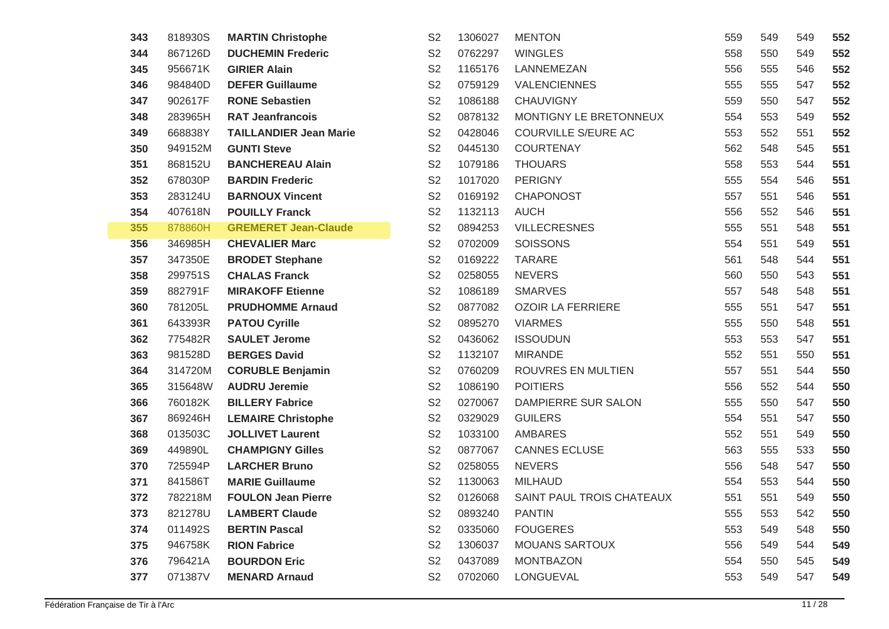| | | | | | | | | | |
|---|---|---|---|---|---|---|---|---|---|
| **343** | 818930S | **MARTIN Christophe** | S2 | 1306027 | MENTON | 559 | 549 | 549 | **552** |
| **344** | 867126D | **DUCHEMIN Frederic** | S2 | 0762297 | WINGLES | 558 | 550 | 549 | **552** |
| **345** | 956671K | **GIRIER Alain** | S2 | 1165176 | LANNEMEZAN | 556 | 555 | 546 | **552** |
| **346** | 984840D | **DEFER Guillaume** | S2 | 0759129 | VALENCIENNES | 555 | 555 | 547 | **552** |
| **347** | 902617F | **RONE Sebastien** | S2 | 1086188 | CHAUVIGNY | 559 | 550 | 547 | **552** |
| **348** | 283965H | **RAT Jeanfrancois** | S2 | 0878132 | MONTIGNY LE BRETONNEUX | 554 | 553 | 549 | **552** |
| **349** | 668838Y | **TAILLANDIER Jean Marie** | S2 | 0428046 | COURVILLE S/EURE AC | 553 | 552 | 551 | **552** |
| **350** | 949152M | **GUNTI Steve** | S2 | 0445130 | COURTENAY | 562 | 548 | 545 | **551** |
| **351** | 868152U | **BANCHEREAU Alain** | S2 | 1079186 | THOUARS | 558 | 553 | 544 | **551** |
| **352** | 678030P | **BARDIN Frederic** | S2 | 1017020 | PERIGNY | 555 | 554 | 546 | **551** |
| **353** | 283124U | **BARNOUX Vincent** | S2 | 0169192 | CHAPONOST | 557 | 551 | 546 | **551** |
| **354** | 407618N | **POUILLY Franck** | S2 | 1132113 | AUCH | 556 | 552 | 546 | **551** |
| **355** | 878860H | **GREMERET Jean-Claude** | S2 | 0894253 | VILLECRESNES | 555 | 551 | 548 | **551** |
| **356** | 346985H | **CHEVALIER Marc** | S2 | 0702009 | SOISSONS | 554 | 551 | 549 | **551** |
| **357** | 347350E | **BRODET Stephane** | S2 | 0169222 | TARARE | 561 | 548 | 544 | **551** |
| **358** | 299751S | **CHALAS Franck** | S2 | 0258055 | NEVERS | 560 | 550 | 543 | **551** |
| **359** | 882791F | **MIRAKOFF Etienne** | S2 | 1086189 | SMARVES | 557 | 548 | 548 | **551** |
| **360** | 781205L | **PRUDHOMME Arnaud** | S2 | 0877082 | OZOIR LA FERRIERE | 555 | 551 | 547 | **551** |
| **361** | 643393R | **PATOU Cyrille** | S2 | 0895270 | VIARMES | 555 | 550 | 548 | **551** |
| **362** | 775482R | **SAULET Jerome** | S2 | 0436062 | ISSOUDUN | 553 | 553 | 547 | **551** |
| **363** | 981528D | **BERGES David** | S2 | 1132107 | MIRANDE | 552 | 551 | 550 | **551** |
| **364** | 314720M | **CORUBLE Benjamin** | S2 | 0760209 | ROUVRES EN MULTIEN | 557 | 551 | 544 | **550** |
| **365** | 315648W | **AUDRU Jeremie** | S2 | 1086190 | POITIERS | 556 | 552 | 544 | **550** |
| **366** | 760182K | **BILLERY Fabrice** | S2 | 0270067 | DAMPIERRE SUR SALON | 555 | 550 | 547 | **550** |
| **367** | 869246H | **LEMAIRE Christophe** | S2 | 0329029 | GUILERS | 554 | 551 | 547 | **550** |
| **368** | 013503C | **JOLLIVET Laurent** | S2 | 1033100 | AMBARES | 552 | 551 | 549 | **550** |
| **369** | 449890L | **CHAMPIGNY Gilles** | S2 | 0877067 | CANNES ECLUSE | 563 | 555 | 533 | **550** |
| **370** | 725594P | **LARCHER Bruno** | S2 | 0258055 | NEVERS | 556 | 548 | 547 | **550** |
| **371** | 841586T | **MARIE Guillaume** | S2 | 1130063 | MILHAUD | 554 | 553 | 544 | **550** |
| **372** | 782218M | **FOULON Jean Pierre** | S2 | 0126068 | SAINT PAUL TROIS CHATEAUX | 551 | 551 | 549 | **550** |
| **373** | 821278U | **LAMBERT Claude** | S2 | 0893240 | PANTIN | 555 | 553 | 542 | **550** |
| **374** | 011492S | **BERTIN Pascal** | S2 | 0335060 | FOUGERES | 553 | 549 | 548 | **550** |
| **375** | 946758K | **RION Fabrice** | S2 | 1306037 | MOUANS SARTOUX | 556 | 549 | 544 | **549** |
| **376** | 796421A | **BOURDON Eric** | S2 | 0437089 | MONTBAZON | 554 | 550 | 545 | **549** |
| **377** | 071387V | **MENARD Arnaud** | S2 | 0702060 | LONGUEVAL | 553 | 549 | 547 | **549** |

Fédération Française de Tir à l'Arc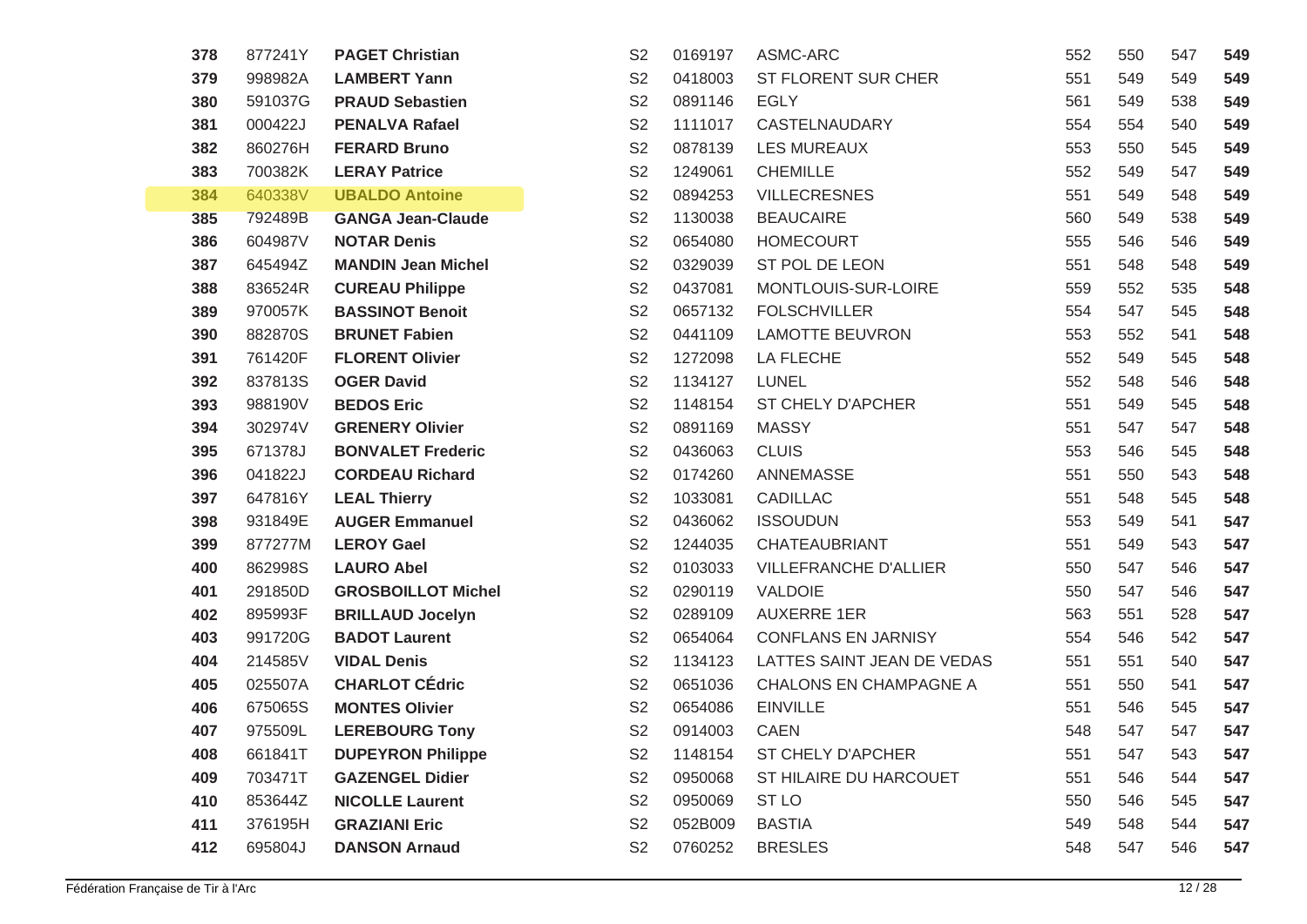| | | | | | | | | | |
|---|---|---|---|---|---|---|---|---|---|
| 378 | 877241Y | **PAGET Christian** | S2 | 0169197 | ASMC-ARC | 552 | 550 | 547 | **549** |
| 379 | 998982A | **LAMBERT Yann** | S2 | 0418003 | ST FLORENT SUR CHER | 551 | 549 | 549 | **549** |
| 380 | 591037G | **PRAUD Sebastien** | S2 | 0891146 | EGLY | 561 | 549 | 538 | **549** |
| 381 | 000422J | **PENALVA Rafael** | S2 | 1111017 | CASTELNAUDARY | 554 | 554 | 540 | **549** |
| 382 | 860276H | **FERARD Bruno** | S2 | 0878139 | LES MUREAUX | 553 | 550 | 545 | **549** |
| 383 | 700382K | **LERAY Patrice** | S2 | 1249061 | CHEMILLE | 552 | 549 | 547 | **549** |
| 384 | 640338V | **UBALDO Antoine** | S2 | 0894253 | VILLECRESNES | 551 | 549 | 548 | **549** |
| 385 | 792489B | **GANGA Jean-Claude** | S2 | 1130038 | BEAUCAIRE | 560 | 549 | 538 | **549** |
| 386 | 604987V | **NOTAR Denis** | S2 | 0654080 | HOMECOURT | 555 | 546 | 546 | **549** |
| 387 | 645494Z | **MANDIN Jean Michel** | S2 | 0329039 | ST POL DE LEON | 551 | 548 | 548 | **549** |
| 388 | 836524R | **CUREAU Philippe** | S2 | 0437081 | MONTLOUIS-SUR-LOIRE | 559 | 552 | 535 | **548** |
| 389 | 970057K | **BASSINOT Benoit** | S2 | 0657132 | FOLSCHVILLER | 554 | 547 | 545 | **548** |
| 390 | 882870S | **BRUNET Fabien** | S2 | 0441109 | LAMOTTE BEUVRON | 553 | 552 | 541 | **548** |
| 391 | 761420F | **FLORENT Olivier** | S2 | 1272098 | LA FLECHE | 552 | 549 | 545 | **548** |
| 392 | 837813S | **OGER David** | S2 | 1134127 | LUNEL | 552 | 548 | 546 | **548** |
| 393 | 988190V | **BEDOS Eric** | S2 | 1148154 | ST CHELY D'APCHER | 551 | 549 | 545 | **548** |
| 394 | 302974V | **GRENERY Olivier** | S2 | 0891169 | MASSY | 551 | 547 | 547 | **548** |
| 395 | 671378J | **BONVALET Frederic** | S2 | 0436063 | CLUIS | 553 | 546 | 545 | **548** |
| 396 | 041822J | **CORDEAU Richard** | S2 | 0174260 | ANNEMASSE | 551 | 550 | 543 | **548** |
| 397 | 647816Y | **LEAL Thierry** | S2 | 1033081 | CADILLAC | 551 | 548 | 545 | **548** |
| 398 | 931849E | **AUGER Emmanuel** | S2 | 0436062 | ISSOUDUN | 553 | 549 | 541 | **547** |
| 399 | 877277M | **LEROY Gael** | S2 | 1244035 | CHATEAUBRIANT | 551 | 549 | 543 | **547** |
| 400 | 862998S | **LAURO Abel** | S2 | 0103033 | VILLEFRANCHE D'ALLIER | 550 | 547 | 546 | **547** |
| 401 | 291850D | **GROSBOILLOT Michel** | S2 | 0290119 | VALDOIE | 550 | 547 | 546 | **547** |
| 402 | 895993F | **BRILLAUD Jocelyn** | S2 | 0289109 | AUXERRE 1ER | 563 | 551 | 528 | **547** |
| 403 | 991720G | **BADOT Laurent** | S2 | 0654064 | CONFLANS EN JARNISY | 554 | 546 | 542 | **547** |
| 404 | 214585V | **VIDAL Denis** | S2 | 1134123 | LATTES SAINT JEAN DE VEDAS | 551 | 551 | 540 | **547** |
| 405 | 025507A | **CHARLOT CÉdric** | S2 | 0651036 | CHALONS EN CHAMPAGNE A | 551 | 550 | 541 | **547** |
| 406 | 675065S | **MONTES Olivier** | S2 | 0654086 | EINVILLE | 551 | 546 | 545 | **547** |
| 407 | 975509L | **LEREBOURG Tony** | S2 | 0914003 | CAEN | 548 | 547 | 547 | **547** |
| 408 | 661841T | **DUPEYRON Philippe** | S2 | 1148154 | ST CHELY D'APCHER | 551 | 547 | 543 | **547** |
| 409 | 703471T | **GAZENGEL Didier** | S2 | 0950068 | ST HILAIRE DU HARCOUET | 551 | 546 | 544 | **547** |
| 410 | 853644Z | **NICOLLE Laurent** | S2 | 0950069 | ST LO | 550 | 546 | 545 | **547** |
| 411 | 376195H | **GRAZIANI Eric** | S2 | 052B009 | BASTIA | 549 | 548 | 544 | **547** |
| 412 | 695804J | **DANSON Arnaud** | S2 | 0760252 | BRESLES | 548 | 547 | 546 | **547** |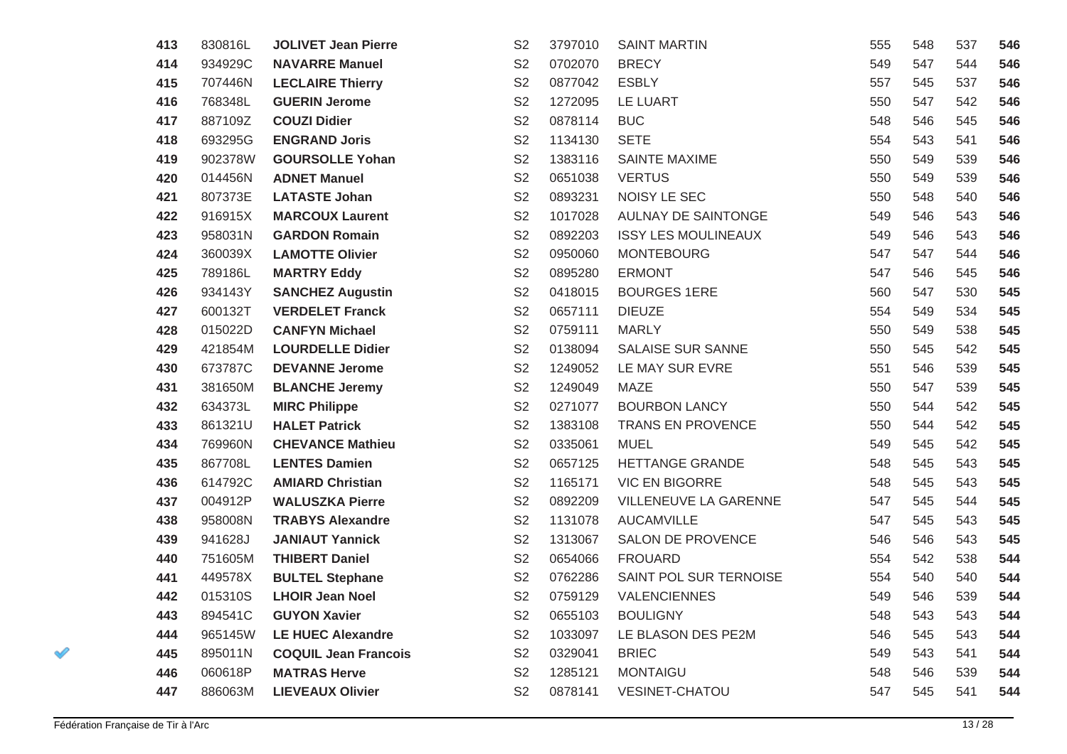| | | | | | | | | | |
|---|---|---|---|---|---|---|---|---|---|
| **413** | 830816L | **JOLIVET Jean Pierre** | S2 | 3797010 | SAINT MARTIN | 555 | 548 | 537 | **546** |
| **414** | 934929C | **NAVARRE Manuel** | S2 | 0702070 | BRECY | 549 | 547 | 544 | **546** |
| **415** | 707446N | **LECLAIRE Thierry** | S2 | 0877042 | ESBLY | 557 | 545 | 537 | **546** |
| **416** | 768348L | **GUERIN Jerome** | S2 | 1272095 | LE LUART | 550 | 547 | 542 | **546** |
| **417** | 887109Z | **COUZI Didier** | S2 | 0878114 | BUC | 548 | 546 | 545 | **546** |
| **418** | 693295G | **ENGRAND Joris** | S2 | 1134130 | SETE | 554 | 543 | 541 | **546** |
| **419** | 902378W | **GOURSOLLE Yohan** | S2 | 1383116 | SAINTE MAXIME | 550 | 549 | 539 | **546** |
| **420** | 014456N | **ADNET Manuel** | S2 | 0651038 | VERTUS | 550 | 549 | 539 | **546** |
| **421** | 807373E | **LATASTE Johan** | S2 | 0893231 | NOISY LE SEC | 550 | 548 | 540 | **546** |
| **422** | 916915X | **MARCOUX Laurent** | S2 | 1017028 | AULNAY DE SAINTONGE | 549 | 546 | 543 | **546** |
| **423** | 958031N | **GARDON Romain** | S2 | 0892203 | ISSY LES MOULINEAUX | 549 | 546 | 543 | **546** |
| **424** | 360039X | **LAMOTTE Olivier** | S2 | 0950060 | MONTEBOURG | 547 | 547 | 544 | **546** |
| **425** | 789186L | **MARTRY Eddy** | S2 | 0895280 | ERMONT | 547 | 546 | 545 | **546** |
| **426** | 934143Y | **SANCHEZ Augustin** | S2 | 0418015 | BOURGES 1ERE | 560 | 547 | 530 | **545** |
| **427** | 600132T | **VERDELET Franck** | S2 | 0657111 | DIEUZE | 554 | 549 | 534 | **545** |
| **428** | 015022D | **CANFYN Michael** | S2 | 0759111 | MARLY | 550 | 549 | 538 | **545** |
| **429** | 421854M | **LOURDELLE Didier** | S2 | 0138094 | SALAISE SUR SANNE | 550 | 545 | 542 | **545** |
| **430** | 673787C | **DEVANNE Jerome** | S2 | 1249052 | LE MAY SUR EVRE | 551 | 546 | 539 | **545** |
| **431** | 381650M | **BLANCHE Jeremy** | S2 | 1249049 | MAZE | 550 | 547 | 539 | **545** |
| **432** | 634373L | **MIRC Philippe** | S2 | 0271077 | BOURBON LANCY | 550 | 544 | 542 | **545** |
| **433** | 861321U | **HALET Patrick** | S2 | 1383108 | TRANS EN PROVENCE | 550 | 544 | 542 | **545** |
| **434** | 769960N | **CHEVANCE Mathieu** | S2 | 0335061 | MUEL | 549 | 545 | 542 | **545** |
| **435** | 867708L | **LENTES Damien** | S2 | 0657125 | HETTANGE GRANDE | 548 | 545 | 543 | **545** |
| **436** | 614792C | **AMIARD Christian** | S2 | 1165171 | VIC EN BIGORRE | 548 | 545 | 543 | **545** |
| **437** | 004912P | **WALUSZKA Pierre** | S2 | 0892209 | VILLENEUVE LA GARENNE | 547 | 545 | 544 | **545** |
| **438** | 958008N | **TRABYS Alexandre** | S2 | 1131078 | AUCAMVILLE | 547 | 545 | 543 | **545** |
| **439** | 941628J | **JANIAUT Yannick** | S2 | 1313067 | SALON DE PROVENCE | 546 | 546 | 543 | **545** |
| **440** | 751605M | **THIBERT Daniel** | S2 | 0654066 | FROUARD | 554 | 542 | 538 | **544** |
| **441** | 449578X | **BULTEL Stephane** | S2 | 0762286 | SAINT POL SUR TERNOISE | 554 | 540 | 540 | **544** |
| **442** | 015310S | **LHOIR Jean Noel** | S2 | 0759129 | VALENCIENNES | 549 | 546 | 539 | **544** |
| **443** | 894541C | **GUYON Xavier** | S2 | 0655103 | BOULIGNY | 548 | 543 | 543 | **544** |
| **444** | 965145W | **LE HUEC Alexandre** | S2 | 1033097 | LE BLASON DES PE2M | 546 | 545 | 543 | **544** |
| **445** | 895011N | **COQUIL Jean Francois** | S2 | 0329041 | BRIEC | 549 | 543 | 541 | **544** |
| **446** | 060618P | **MATRAS Herve** | S2 | 1285121 | MONTAIGU | 548 | 546 | 539 | **544** |
| **447** | 886063M | **LIEVEAUX Olivier** | S2 | 0878141 | VESINET-CHATOU | 547 | 545 | 541 | **544** |

Fédération Française de Tir à l'Arc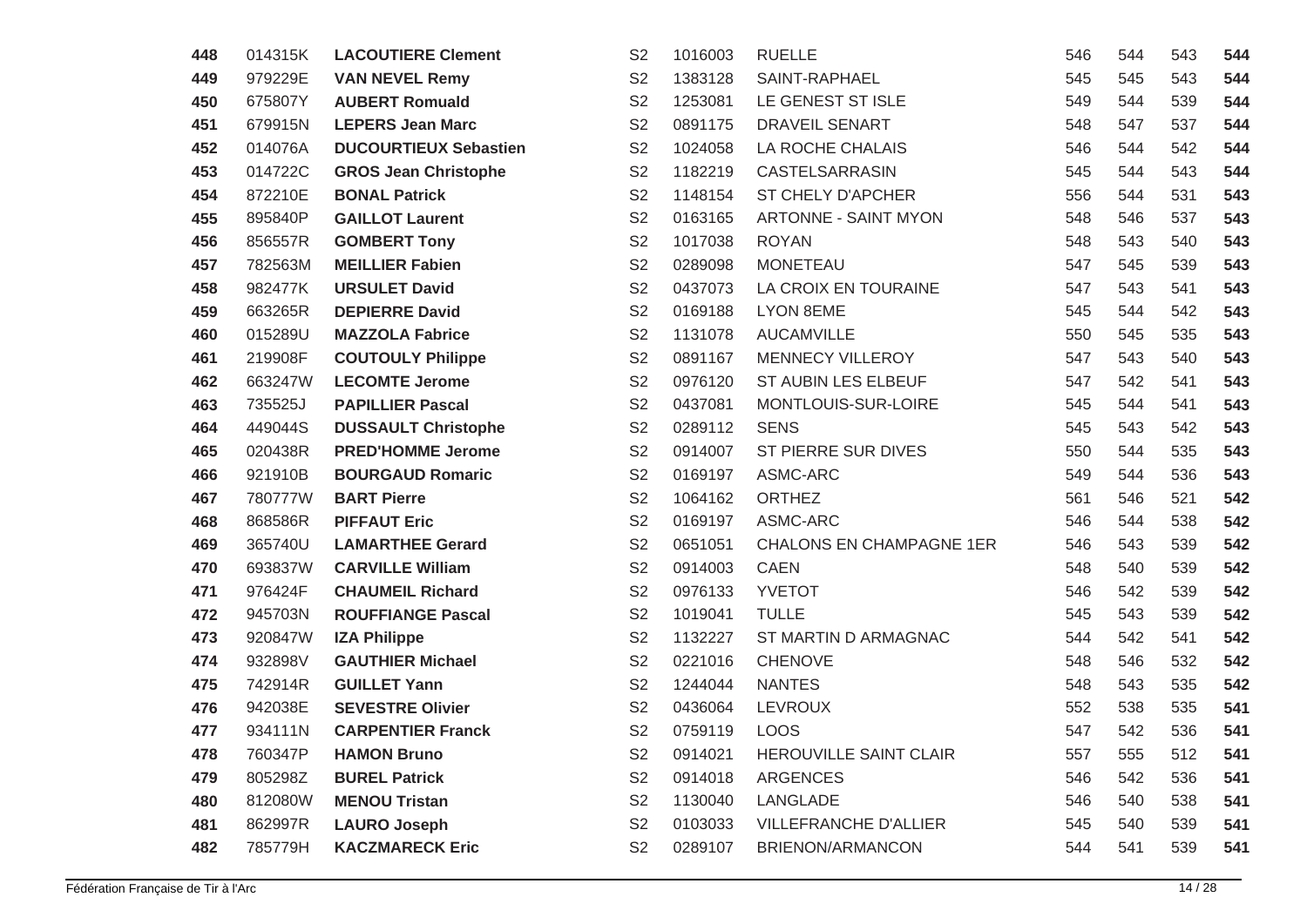| | | | | | | | | | |
|---|---|---|---|---|---|---|---|---|---|
| 448 | 014315K | **LACOUTIERE Clement** | S2 | 1016003 | RUELLE | 546 | 544 | 543 | **544** |
| 449 | 979229E | **VAN NEVEL Remy** | S2 | 1383128 | SAINT-RAPHAEL | 545 | 545 | 543 | **544** |
| 450 | 675807Y | **AUBERT Romuald** | S2 | 1253081 | LE GENEST ST ISLE | 549 | 544 | 539 | **544** |
| 451 | 679915N | **LEPERS Jean Marc** | S2 | 0891175 | DRAVEIL SENART | 548 | 547 | 537 | **544** |
| 452 | 014076A | **DUCOURTIEUX Sebastien** | S2 | 1024058 | LA ROCHE CHALAIS | 546 | 544 | 542 | **544** |
| 453 | 014722C | **GROS Jean Christophe** | S2 | 1182219 | CASTELSARRASIN | 545 | 544 | 543 | **544** |
| 454 | 872210E | **BONAL Patrick** | S2 | 1148154 | ST CHELY D'APCHER | 556 | 544 | 531 | **543** |
| 455 | 895840P | **GAILLOT Laurent** | S2 | 0163165 | ARTONNE - SAINT MYON | 548 | 546 | 537 | **543** |
| 456 | 856557R | **GOMBERT Tony** | S2 | 1017038 | ROYAN | 548 | 543 | 540 | **543** |
| 457 | 782563M | **MEILLIER Fabien** | S2 | 0289098 | MONETEAU | 547 | 545 | 539 | **543** |
| 458 | 982477K | **URSULET David** | S2 | 0437073 | LA CROIX EN TOURAINE | 547 | 543 | 541 | **543** |
| 459 | 663265R | **DEPIERRE David** | S2 | 0169188 | LYON 8EME | 545 | 544 | 542 | **543** |
| 460 | 015289U | **MAZZOLA Fabrice** | S2 | 1131078 | AUCAMVILLE | 550 | 545 | 535 | **543** |
| 461 | 219908F | **COUTOULY Philippe** | S2 | 0891167 | MENNECY VILLEROY | 547 | 543 | 540 | **543** |
| 462 | 663247W | **LECOMTE Jerome** | S2 | 0976120 | ST AUBIN LES ELBEUF | 547 | 542 | 541 | **543** |
| 463 | 735525J | **PAPILLIER Pascal** | S2 | 0437081 | MONTLOUIS-SUR-LOIRE | 545 | 544 | 541 | **543** |
| 464 | 449044S | **DUSSAULT Christophe** | S2 | 0289112 | SENS | 545 | 543 | 542 | **543** |
| 465 | 020438R | **PRED'HOMME Jerome** | S2 | 0914007 | ST PIERRE SUR DIVES | 550 | 544 | 535 | **543** |
| 466 | 921910B | **BOURGAUD Romaric** | S2 | 0169197 | ASMC-ARC | 549 | 544 | 536 | **543** |
| 467 | 780777W | **BART Pierre** | S2 | 1064162 | ORTHEZ | 561 | 546 | 521 | **542** |
| 468 | 868586R | **PIFFAUT Eric** | S2 | 0169197 | ASMC-ARC | 546 | 544 | 538 | **542** |
| 469 | 365740U | **LAMARTHEE Gerard** | S2 | 0651051 | CHALONS EN CHAMPAGNE 1ER | 546 | 543 | 539 | **542** |
| 470 | 693837W | **CARVILLE William** | S2 | 0914003 | CAEN | 548 | 540 | 539 | **542** |
| 471 | 976424F | **CHAUMEIL Richard** | S2 | 0976133 | YVETOT | 546 | 542 | 539 | **542** |
| 472 | 945703N | **ROUFFIANGE Pascal** | S2 | 1019041 | TULLE | 545 | 543 | 539 | **542** |
| 473 | 920847W | **IZA Philippe** | S2 | 1132227 | ST MARTIN D ARMAGNAC | 544 | 542 | 541 | **542** |
| 474 | 932898V | **GAUTHIER Michael** | S2 | 0221016 | CHENOVE | 548 | 546 | 532 | **542** |
| 475 | 742914R | **GUILLET Yann** | S2 | 1244044 | NANTES | 548 | 543 | 535 | **542** |
| 476 | 942038E | **SEVESTRE Olivier** | S2 | 0436064 | LEVROUX | 552 | 538 | 535 | **541** |
| 477 | 934111N | **CARPENTIER Franck** | S2 | 0759119 | LOOS | 547 | 542 | 536 | **541** |
| 478 | 760347P | **HAMON Bruno** | S2 | 0914021 | HEROUVILLE SAINT CLAIR | 557 | 555 | 512 | **541** |
| 479 | 805298Z | **BUREL Patrick** | S2 | 0914018 | ARGENCES | 546 | 542 | 536 | **541** |
| 480 | 812080W | **MENOU Tristan** | S2 | 1130040 | LANGLADE | 546 | 540 | 538 | **541** |
| 481 | 862997R | **LAURO Joseph** | S2 | 0103033 | VILLEFRANCHE D'ALLIER | 545 | 540 | 539 | **541** |
| 482 | 785779H | **KACZMARECK Eric** | S2 | 0289107 | BRIENON/ARMANCON | 544 | 541 | 539 | **541** |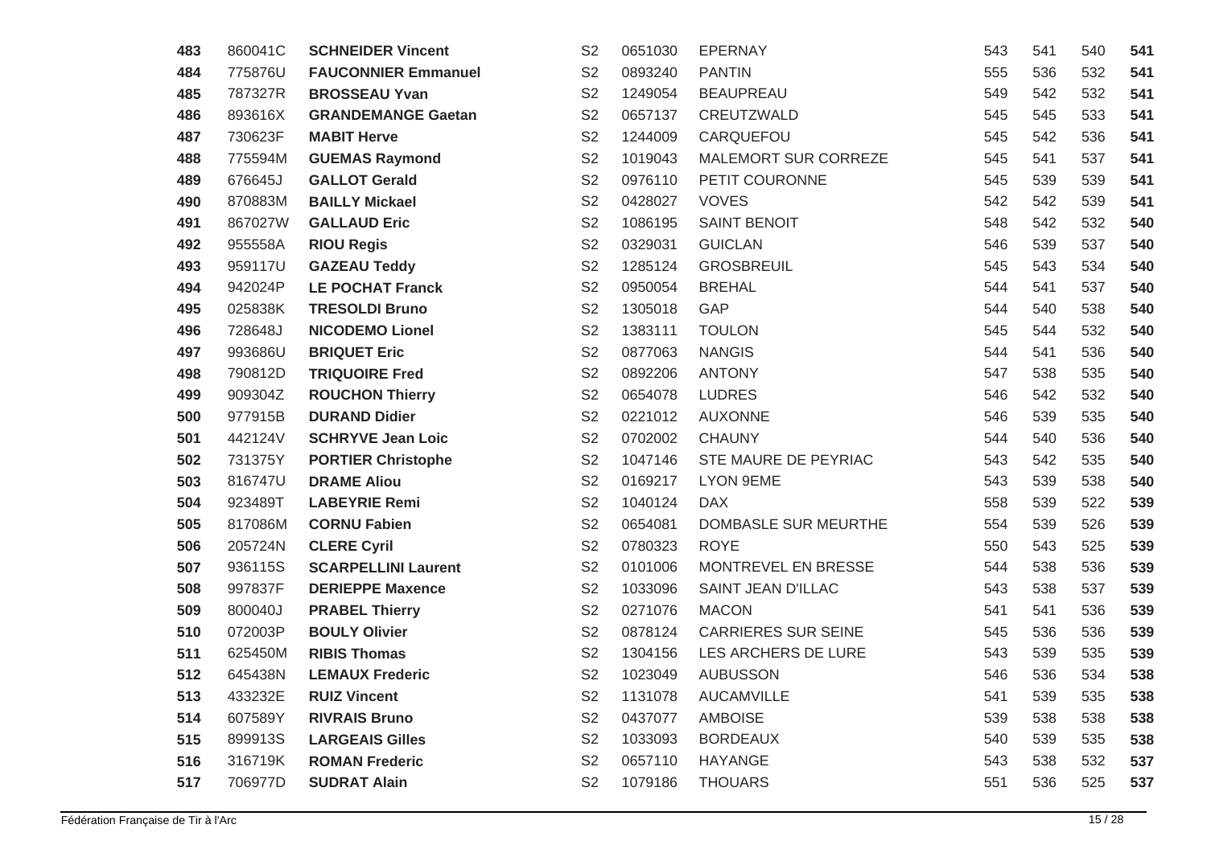| | | | | | | | | | |
|---|---|---|---|---|---|---|---|---|---|
| **483** | 860041C | **SCHNEIDER Vincent** | S2 | 0651030 | EPERNAY | 543 | 541 | 540 | **541** |
| **484** | 775876U | **FAUCONNIER Emmanuel** | S2 | 0893240 | PANTIN | 555 | 536 | 532 | **541** |
| **485** | 787327R | **BROSSEAU Yvan** | S2 | 1249054 | BEAUPREAU | 549 | 542 | 532 | **541** |
| **486** | 893616X | **GRANDEMANGE Gaetan** | S2 | 0657137 | CREUTZWALD | 545 | 545 | 533 | **541** |
| **487** | 730623F | **MABIT Herve** | S2 | 1244009 | CARQUEFOU | 545 | 542 | 536 | **541** |
| **488** | 775594M | **GUEMAS Raymond** | S2 | 1019043 | MALEMORT SUR CORREZE | 545 | 541 | 537 | **541** |
| **489** | 676645J | **GALLOT Gerald** | S2 | 0976110 | PETIT COURONNE | 545 | 539 | 539 | **541** |
| **490** | 870883M | **BAILLY Mickael** | S2 | 0428027 | VOVES | 542 | 542 | 539 | **541** |
| **491** | 867027W | **GALLAUD Eric** | S2 | 1086195 | SAINT BENOIT | 548 | 542 | 532 | **540** |
| **492** | 955558A | **RIOU Regis** | S2 | 0329031 | GUICLAN | 546 | 539 | 537 | **540** |
| **493** | 959117U | **GAZEAU Teddy** | S2 | 1285124 | GROSBREUIL | 545 | 543 | 534 | **540** |
| **494** | 942024P | **LE POCHAT Franck** | S2 | 0950054 | BREHAL | 544 | 541 | 537 | **540** |
| **495** | 025838K | **TRESOLDI Bruno** | S2 | 1305018 | GAP | 544 | 540 | 538 | **540** |
| **496** | 728648J | **NICODEMO Lionel** | S2 | 1383111 | TOULON | 545 | 544 | 532 | **540** |
| **497** | 993686U | **BRIQUET Eric** | S2 | 0877063 | NANGIS | 544 | 541 | 536 | **540** |
| **498** | 790812D | **TRIQUOIRE Fred** | S2 | 0892206 | ANTONY | 547 | 538 | 535 | **540** |
| **499** | 909304Z | **ROUCHON Thierry** | S2 | 0654078 | LUDRES | 546 | 542 | 532 | **540** |
| **500** | 977915B | **DURAND Didier** | S2 | 0221012 | AUXONNE | 546 | 539 | 535 | **540** |
| **501** | 442124V | **SCHRYVE Jean Loic** | S2 | 0702002 | CHAUNY | 544 | 540 | 536 | **540** |
| **502** | 731375Y | **PORTIER Christophe** | S2 | 1047146 | STE MAURE DE PEYRIAC | 543 | 542 | 535 | **540** |
| **503** | 816747U | **DRAME Aliou** | S2 | 0169217 | LYON 9EME | 543 | 539 | 538 | **540** |
| **504** | 923489T | **LABEYRIE Remi** | S2 | 1040124 | DAX | 558 | 539 | 522 | **539** |
| **505** | 817086M | **CORNU Fabien** | S2 | 0654081 | DOMBASLE SUR MEURTHE | 554 | 539 | 526 | **539** |
| **506** | 205724N | **CLERE Cyril** | S2 | 0780323 | ROYE | 550 | 543 | 525 | **539** |
| **507** | 936115S | **SCARPELLINI Laurent** | S2 | 0101006 | MONTREVEL EN BRESSE | 544 | 538 | 536 | **539** |
| **508** | 997837F | **DERIEPPE Maxence** | S2 | 1033096 | SAINT JEAN D'ILLAC | 543 | 538 | 537 | **539** |
| **509** | 800040J | **PRABEL Thierry** | S2 | 0271076 | MACON | 541 | 541 | 536 | **539** |
| **510** | 072003P | **BOULY Olivier** | S2 | 0878124 | CARRIERES SUR SEINE | 545 | 536 | 536 | **539** |
| **511** | 625450M | **RIBIS Thomas** | S2 | 1304156 | LES ARCHERS DE LURE | 543 | 539 | 535 | **539** |
| **512** | 645438N | **LEMAUX Frederic** | S2 | 1023049 | AUBUSSON | 546 | 536 | 534 | **538** |
| **513** | 433232E | **RUIZ Vincent** | S2 | 1131078 | AUCAMVILLE | 541 | 539 | 535 | **538** |
| **514** | 607589Y | **RIVRAIS Bruno** | S2 | 0437077 | AMBOISE | 539 | 538 | 538 | **538** |
| **515** | 899913S | **LARGEAIS Gilles** | S2 | 1033093 | BORDEAUX | 540 | 539 | 535 | **538** |
| **516** | 316719K | **ROMAN Frederic** | S2 | 0657110 | HAYANGE | 543 | 538 | 532 | **537** |
| **517** | 706977D | **SUDRAT Alain** | S2 | 1079186 | THOUARS | 551 | 536 | 525 | **537** |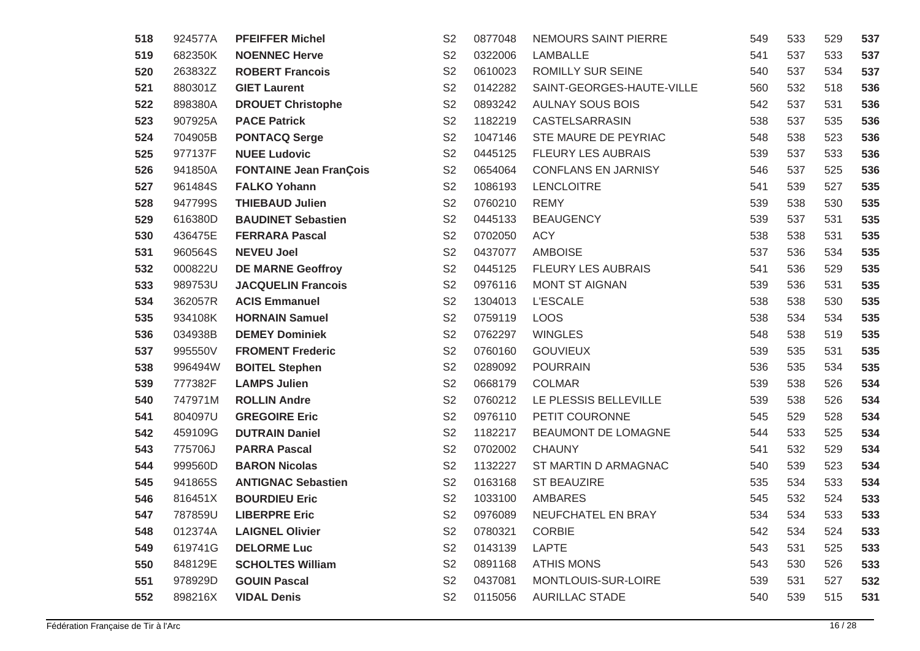| | | | | | | | | | |
|---|---|---|---|---|---|---|---|---|---|
| 518 | 924577A | **PFEIFFER Michel** | S2 | 0877048 | NEMOURS SAINT PIERRE | 549 | 533 | 529 | **537** |
| 519 | 682350K | **NOENNEC Herve** | S2 | 0322006 | LAMBALLE | 541 | 537 | 533 | **537** |
| 520 | 263832Z | **ROBERT Francois** | S2 | 0610023 | ROMILLY SUR SEINE | 540 | 537 | 534 | **537** |
| 521 | 880301Z | **GIET Laurent** | S2 | 0142282 | SAINT-GEORGES-HAUTE-VILLE | 560 | 532 | 518 | **536** |
| 522 | 898380A | **DROUET Christophe** | S2 | 0893242 | AULNAY SOUS BOIS | 542 | 537 | 531 | **536** |
| 523 | 907925A | **PACE Patrick** | S2 | 1182219 | CASTELSARRASIN | 538 | 537 | 535 | **536** |
| 524 | 704905B | **PONTACQ Serge** | S2 | 1047146 | STE MAURE DE PEYRIAC | 548 | 538 | 523 | **536** |
| 525 | 977137F | **NUEE Ludovic** | S2 | 0445125 | FLEURY LES AUBRAIS | 539 | 537 | 533 | **536** |
| 526 | 941850A | **FONTAINE Jean FranÇois** | S2 | 0654064 | CONFLANS EN JARNISY | 546 | 537 | 525 | **536** |
| 527 | 961484S | **FALKO Yohann** | S2 | 1086193 | LENCLOITRE | 541 | 539 | 527 | **535** |
| 528 | 947799S | **THIEBAUD Julien** | S2 | 0760210 | REMY | 539 | 538 | 530 | **535** |
| 529 | 616380D | **BAUDINET Sebastien** | S2 | 0445133 | BEAUGENCY | 539 | 537 | 531 | **535** |
| 530 | 436475E | **FERRARA Pascal** | S2 | 0702050 | ACY | 538 | 538 | 531 | **535** |
| 531 | 960564S | **NEVEU Joel** | S2 | 0437077 | AMBOISE | 537 | 536 | 534 | **535** |
| 532 | 000822U | **DE MARNE Geoffroy** | S2 | 0445125 | FLEURY LES AUBRAIS | 541 | 536 | 529 | **535** |
| 533 | 989753U | **JACQUELIN Francois** | S2 | 0976116 | MONT ST AIGNAN | 539 | 536 | 531 | **535** |
| 534 | 362057R | **ACIS Emmanuel** | S2 | 1304013 | L'ESCALE | 538 | 538 | 530 | **535** |
| 535 | 934108K | **HORNAIN Samuel** | S2 | 0759119 | LOOS | 538 | 534 | 534 | **535** |
| 536 | 034938B | **DEMEY Dominiek** | S2 | 0762297 | WINGLES | 548 | 538 | 519 | **535** |
| 537 | 995550V | **FROMENT Frederic** | S2 | 0760160 | GOUVIEUX | 539 | 535 | 531 | **535** |
| 538 | 996494W | **BOITEL Stephen** | S2 | 0289092 | POURRAIN | 536 | 535 | 534 | **535** |
| 539 | 777382F | **LAMPS Julien** | S2 | 0668179 | COLMAR | 539 | 538 | 526 | **534** |
| 540 | 747971M | **ROLLIN Andre** | S2 | 0760212 | LE PLESSIS BELLEVILLE | 539 | 538 | 526 | **534** |
| 541 | 804097U | **GREGOIRE Eric** | S2 | 0976110 | PETIT COURONNE | 545 | 529 | 528 | **534** |
| 542 | 459109G | **DUTRAIN Daniel** | S2 | 1182217 | BEAUMONT DE LOMAGNE | 544 | 533 | 525 | **534** |
| 543 | 775706J | **PARRA Pascal** | S2 | 0702002 | CHAUNY | 541 | 532 | 529 | **534** |
| 544 | 999560D | **BARON Nicolas** | S2 | 1132227 | ST MARTIN D ARMAGNAC | 540 | 539 | 523 | **534** |
| 545 | 941865S | **ANTIGNAC Sebastien** | S2 | 0163168 | ST BEAUZIRE | 535 | 534 | 533 | **534** |
| 546 | 816451X | **BOURDIEU Eric** | S2 | 1033100 | AMBARES | 545 | 532 | 524 | **533** |
| 547 | 787859U | **LIBERPRE Eric** | S2 | 0976089 | NEUFCHATEL EN BRAY | 534 | 534 | 533 | **533** |
| 548 | 012374A | **LAIGNEL Olivier** | S2 | 0780321 | CORBIE | 542 | 534 | 524 | **533** |
| 549 | 619741G | **DELORME Luc** | S2 | 0143139 | LAPTE | 543 | 531 | 525 | **533** |
| 550 | 848129E | **SCHOLTES William** | S2 | 0891168 | ATHIS MONS | 543 | 530 | 526 | **533** |
| 551 | 978929D | **GOUIN Pascal** | S2 | 0437081 | MONTLOUIS-SUR-LOIRE | 539 | 531 | 527 | **532** |
| 552 | 898216X | **VIDAL Denis** | S2 | 0115056 | AURILLAC STADE | 540 | 539 | 515 | **531** |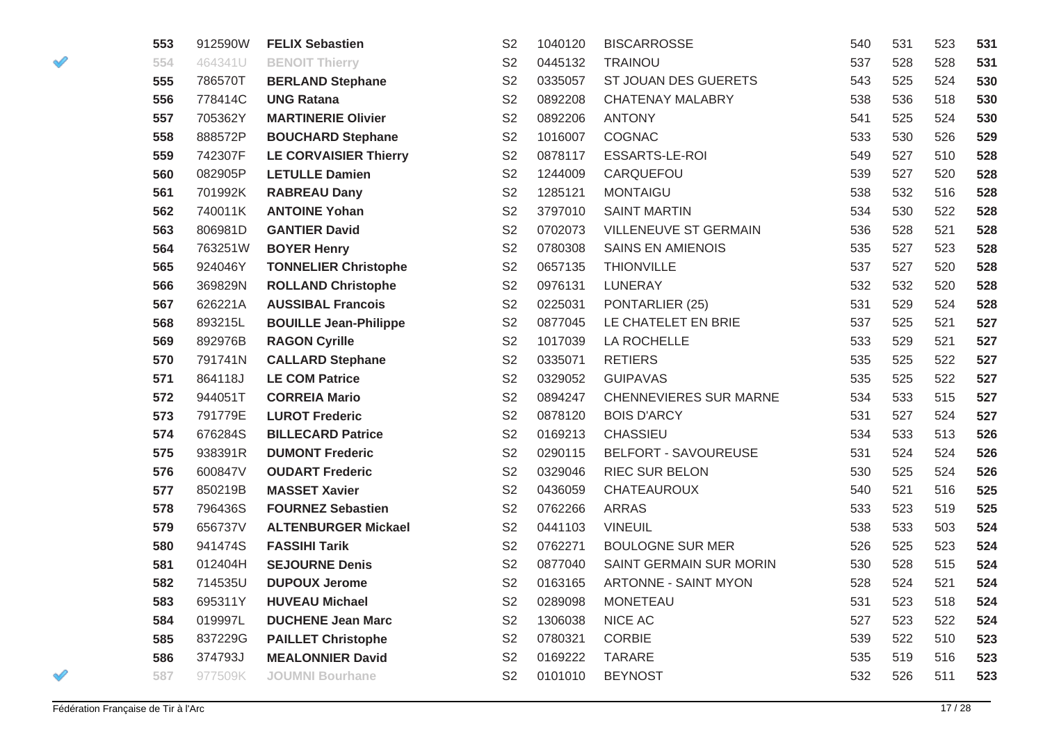| | | | | | | | | | |
|---|---|---|---|---|---|---|---|---|---|
| 553 | 912590W | **FELIX Sebastien** | S2 | 1040120 | BISCARROSSE | 540 | 531 | 523 | **531** |
| 554 | 464341U | **BENOIT Thierry** | S2 | 0445132 | TRAINOU | 537 | 528 | 528 | **531** |
| 555 | 786570T | **BERLAND Stephane** | S2 | 0335057 | ST JOUAN DES GUERETS | 543 | 525 | 524 | **530** |
| 556 | 778414C | **UNG Ratana** | S2 | 0892208 | CHATENAY MALABRY | 538 | 536 | 518 | **530** |
| 557 | 705362Y | **MARTINERIE Olivier** | S2 | 0892206 | ANTONY | 541 | 525 | 524 | **530** |
| 558 | 888572P | **BOUCHARD Stephane** | S2 | 1016007 | COGNAC | 533 | 530 | 526 | **529** |
| 559 | 742307F | **LE CORVAISIER Thierry** | S2 | 0878117 | ESSARTS-LE-ROI | 549 | 527 | 510 | **528** |
| 560 | 082905P | **LETULLE Damien** | S2 | 1244009 | CARQUEFOU | 539 | 527 | 520 | **528** |
| 561 | 701992K | **RABREAU Dany** | S2 | 1285121 | MONTAIGU | 538 | 532 | 516 | **528** |
| 562 | 740011K | **ANTOINE Yohan** | S2 | 3797010 | SAINT MARTIN | 534 | 530 | 522 | **528** |
| 563 | 806981D | **GANTIER David** | S2 | 0702073 | VILLENEUVE ST GERMAIN | 536 | 528 | 521 | **528** |
| 564 | 763251W | **BOYER Henry** | S2 | 0780308 | SAINS EN AMIENOIS | 535 | 527 | 523 | **528** |
| 565 | 924046Y | **TONNELIER Christophe** | S2 | 0657135 | THIONVILLE | 537 | 527 | 520 | **528** |
| 566 | 369829N | **ROLLAND Christophe** | S2 | 0976131 | LUNERAY | 532 | 532 | 520 | **528** |
| 567 | 626221A | **AUSSIBAL Francois** | S2 | 0225031 | PONTARLIER (25) | 531 | 529 | 524 | **528** |
| 568 | 893215L | **BOUILLE Jean-Philippe** | S2 | 0877045 | LE CHATELET EN BRIE | 537 | 525 | 521 | **527** |
| 569 | 892976B | **RAGON Cyrille** | S2 | 1017039 | LA ROCHELLE | 533 | 529 | 521 | **527** |
| 570 | 791741N | **CALLARD Stephane** | S2 | 0335071 | RETIERS | 535 | 525 | 522 | **527** |
| 571 | 864118J | **LE COM Patrice** | S2 | 0329052 | GUIPAVAS | 535 | 525 | 522 | **527** |
| 572 | 944051T | **CORREIA Mario** | S2 | 0894247 | CHENNEVIERES SUR MARNE | 534 | 533 | 515 | **527** |
| 573 | 791779E | **LUROT Frederic** | S2 | 0878120 | BOIS D'ARCY | 531 | 527 | 524 | **527** |
| 574 | 676284S | **BILLECARD Patrice** | S2 | 0169213 | CHASSIEU | 534 | 533 | 513 | **526** |
| 575 | 938391R | **DUMONT Frederic** | S2 | 0290115 | BELFORT - SAVOUREUSE | 531 | 524 | 524 | **526** |
| 576 | 600847V | **OUDART Frederic** | S2 | 0329046 | RIEC SUR BELON | 530 | 525 | 524 | **526** |
| 577 | 850219B | **MASSET Xavier** | S2 | 0436059 | CHATEAUROUX | 540 | 521 | 516 | **525** |
| 578 | 796436S | **FOURNEZ Sebastien** | S2 | 0762266 | ARRAS | 533 | 523 | 519 | **525** |
| 579 | 656737V | **ALTENBURGER Mickael** | S2 | 0441103 | VINEUIL | 538 | 533 | 503 | **524** |
| 580 | 941474S | **FASSIHI Tarik** | S2 | 0762271 | BOULOGNE SUR MER | 526 | 525 | 523 | **524** |
| 581 | 012404H | **SEJOURNE Denis** | S2 | 0877040 | SAINT GERMAIN SUR MORIN | 530 | 528 | 515 | **524** |
| 582 | 714535U | **DUPOUX Jerome** | S2 | 0163165 | ARTONNE - SAINT MYON | 528 | 524 | 521 | **524** |
| 583 | 695311Y | **HUVEAU Michael** | S2 | 0289098 | MONETEAU | 531 | 523 | 518 | **524** |
| 584 | 019997L | **DUCHENE Jean Marc** | S2 | 1306038 | NICE AC | 527 | 523 | 522 | **524** |
| 585 | 837229G | **PAILLET Christophe** | S2 | 0780321 | CORBIE | 539 | 522 | 510 | **523** |
| 586 | 374793J | **MEALONNIER David** | S2 | 0169222 | TARARE | 535 | 519 | 516 | **523** |
| 587 | 977509K | **JOUMNI Bourhane** | S2 | 0101010 | BEYNOST | 532 | 526 | 511 | **523** |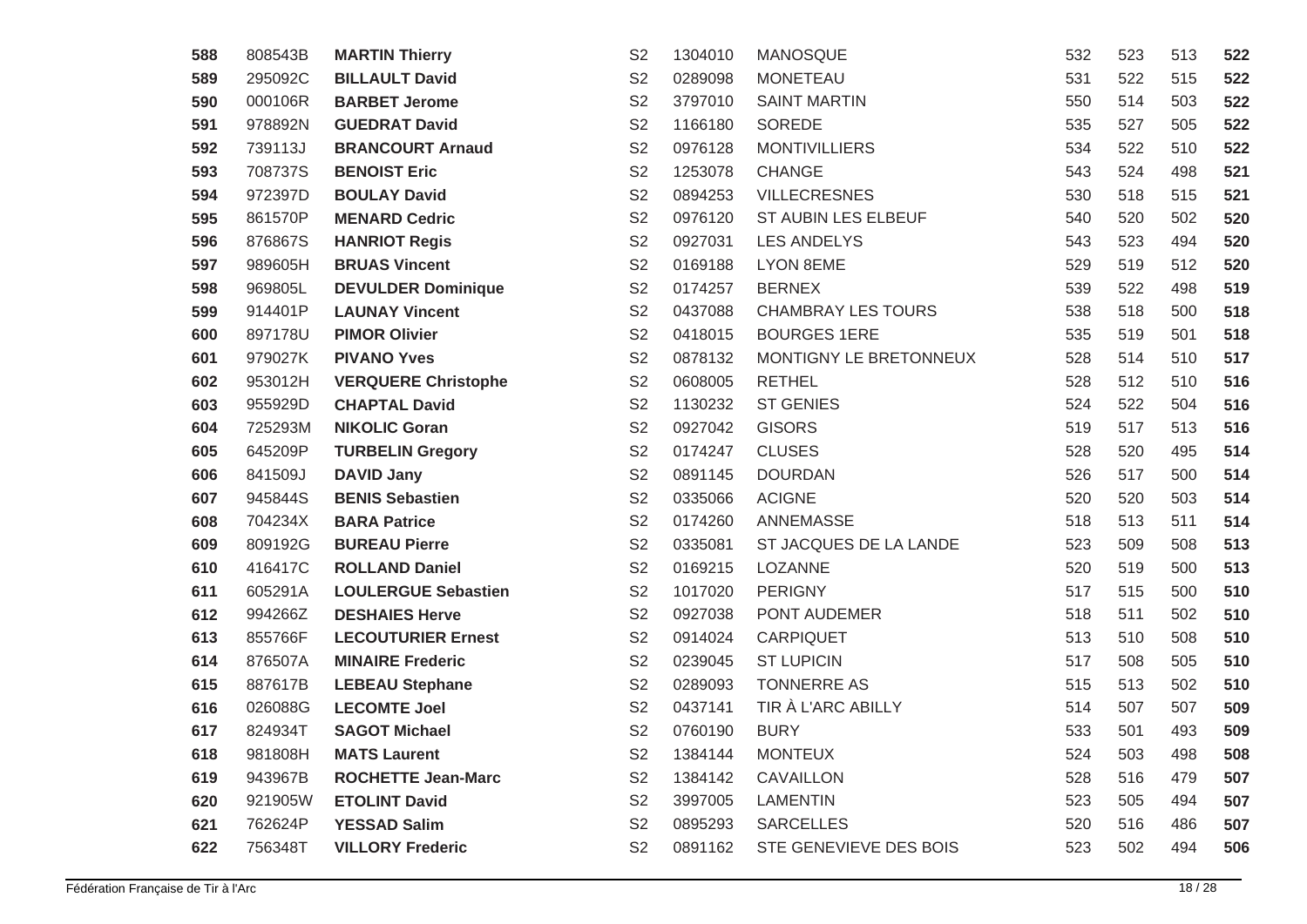| | | | | | | | | | |
|---|---|---|---|---|---|---|---|---|---|
| **588** | 808543B | **MARTIN Thierry** | S2 | 1304010 | MANOSQUE | 532 | 523 | 513 | **522** |
| **589** | 295092C | **BILLAULT David** | S2 | 0289098 | MONETEAU | 531 | 522 | 515 | **522** |
| **590** | 000106R | **BARBET Jerome** | S2 | 3797010 | SAINT MARTIN | 550 | 514 | 503 | **522** |
| **591** | 978892N | **GUEDRAT David** | S2 | 1166180 | SOREDE | 535 | 527 | 505 | **522** |
| **592** | 739113J | **BRANCOURT Arnaud** | S2 | 0976128 | MONTIVILLIERS | 534 | 522 | 510 | **522** |
| **593** | 708737S | **BENOIST Eric** | S2 | 1253078 | CHANGE | 543 | 524 | 498 | **521** |
| **594** | 972397D | **BOULAY David** | S2 | 0894253 | VILLECRESNES | 530 | 518 | 515 | **521** |
| **595** | 861570P | **MENARD Cedric** | S2 | 0976120 | ST AUBIN LES ELBEUF | 540 | 520 | 502 | **520** |
| **596** | 876867S | **HANRIOT Regis** | S2 | 0927031 | LES ANDELYS | 543 | 523 | 494 | **520** |
| **597** | 989605H | **BRUAS Vincent** | S2 | 0169188 | LYON 8EME | 529 | 519 | 512 | **520** |
| **598** | 969805L | **DEVULDER Dominique** | S2 | 0174257 | BERNEX | 539 | 522 | 498 | **519** |
| **599** | 914401P | **LAUNAY Vincent** | S2 | 0437088 | CHAMBRAY LES TOURS | 538 | 518 | 500 | **518** |
| **600** | 897178U | **PIMOR Olivier** | S2 | 0418015 | BOURGES 1ERE | 535 | 519 | 501 | **518** |
| **601** | 979027K | **PIVANO Yves** | S2 | 0878132 | MONTIGNY LE BRETONNEUX | 528 | 514 | 510 | **517** |
| **602** | 953012H | **VERQUERE Christophe** | S2 | 0608005 | RETHEL | 528 | 512 | 510 | **516** |
| **603** | 955929D | **CHAPTAL David** | S2 | 1130232 | ST GENIES | 524 | 522 | 504 | **516** |
| **604** | 725293M | **NIKOLIC Goran** | S2 | 0927042 | GISORS | 519 | 517 | 513 | **516** |
| **605** | 645209P | **TURBELIN Gregory** | S2 | 0174247 | CLUSES | 528 | 520 | 495 | **514** |
| **606** | 841509J | **DAVID Jany** | S2 | 0891145 | DOURDAN | 526 | 517 | 500 | **514** |
| **607** | 945844S | **BENIS Sebastien** | S2 | 0335066 | ACIGNE | 520 | 520 | 503 | **514** |
| **608** | 704234X | **BARA Patrice** | S2 | 0174260 | ANNEMASSE | 518 | 513 | 511 | **514** |
| **609** | 809192G | **BUREAU Pierre** | S2 | 0335081 | ST JACQUES DE LA LANDE | 523 | 509 | 508 | **513** |
| **610** | 416417C | **ROLLAND Daniel** | S2 | 0169215 | LOZANNE | 520 | 519 | 500 | **513** |
| **611** | 605291A | **LOULERGUE Sebastien** | S2 | 1017020 | PERIGNY | 517 | 515 | 500 | **510** |
| **612** | 994266Z | **DESHAIES Herve** | S2 | 0927038 | PONT AUDEMER | 518 | 511 | 502 | **510** |
| **613** | 855766F | **LECOUTURIER Ernest** | S2 | 0914024 | CARPIQUET | 513 | 510 | 508 | **510** |
| **614** | 876507A | **MINAIRE Frederic** | S2 | 0239045 | ST LUPICIN | 517 | 508 | 505 | **510** |
| **615** | 887617B | **LEBEAU Stephane** | S2 | 0289093 | TONNERRE AS | 515 | 513 | 502 | **510** |
| **616** | 026088G | **LECOMTE Joel** | S2 | 0437141 | TIR À L'ARC ABILLY | 514 | 507 | 507 | **509** |
| **617** | 824934T | **SAGOT Michael** | S2 | 0760190 | BURY | 533 | 501 | 493 | **509** |
| **618** | 981808H | **MATS Laurent** | S2 | 1384144 | MONTEUX | 524 | 503 | 498 | **508** |
| **619** | 943967B | **ROCHETTE Jean-Marc** | S2 | 1384142 | CAVAILLON | 528 | 516 | 479 | **507** |
| **620** | 921905W | **ETOLINT David** | S2 | 3997005 | LAMENTIN | 523 | 505 | 494 | **507** |
| **621** | 762624P | **YESSAD Salim** | S2 | 0895293 | SARCELLES | 520 | 516 | 486 | **507** |
| **622** | 756348T | **VILLORY Frederic** | S2 | 0891162 | STE GENEVIEVE DES BOIS | 523 | 502 | 494 | **506** |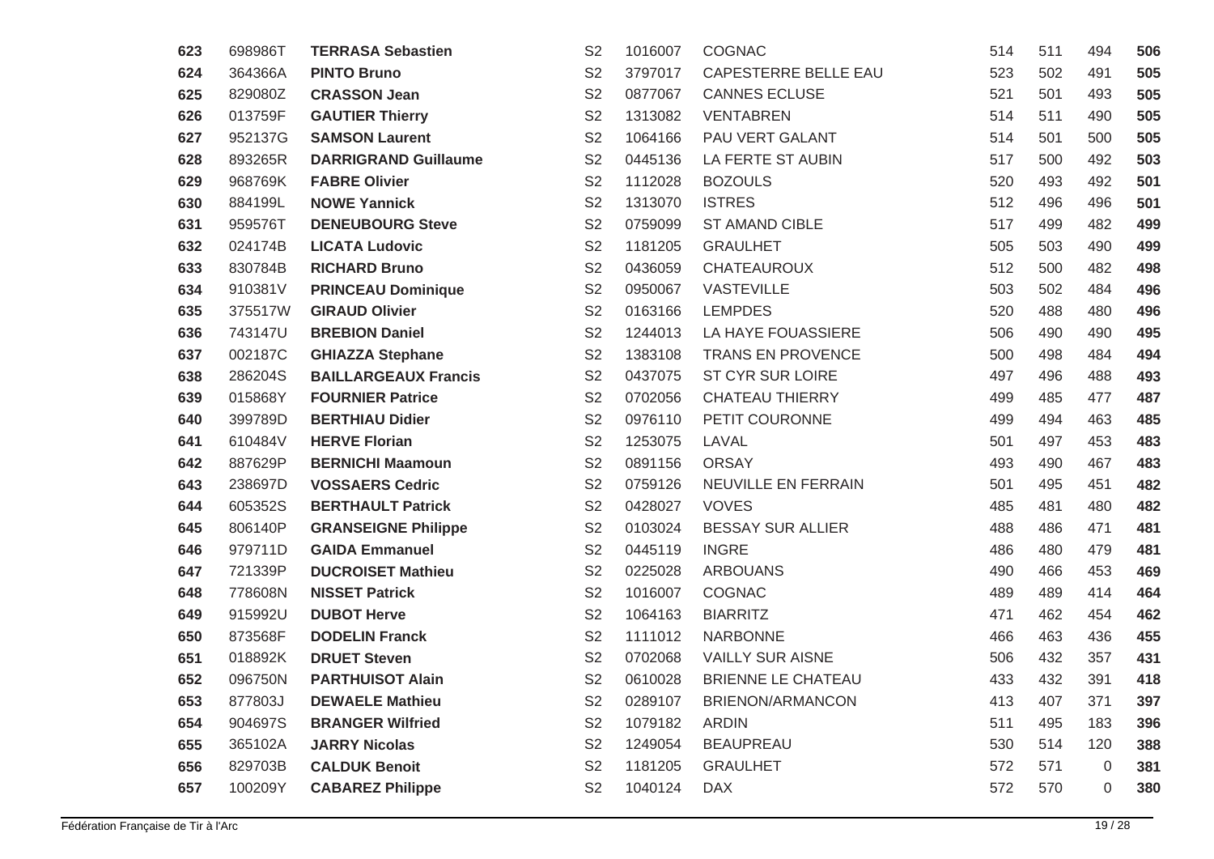| | | | | | | | | | |
|---|---|---|---|---|---|---|---|---|---|
| 623 | 698986T | **TERRASA Sebastien** | S2 | 1016007 | COGNAC | 514 | 511 | 494 | **506** |
| 624 | 364366A | **PINTO Bruno** | S2 | 3797017 | CAPESTERRE BELLE EAU | 523 | 502 | 491 | **505** |
| 625 | 829080Z | **CRASSON Jean** | S2 | 0877067 | CANNES ECLUSE | 521 | 501 | 493 | **505** |
| 626 | 013759F | **GAUTIER Thierry** | S2 | 1313082 | VENTABREN | 514 | 511 | 490 | **505** |
| 627 | 952137G | **SAMSON Laurent** | S2 | 1064166 | PAU VERT GALANT | 514 | 501 | 500 | **505** |
| 628 | 893265R | **DARRIGRAND Guillaume** | S2 | 0445136 | LA FERTE ST AUBIN | 517 | 500 | 492 | **503** |
| 629 | 968769K | **FABRE Olivier** | S2 | 1112028 | BOZOULS | 520 | 493 | 492 | **501** |
| 630 | 884199L | **NOWE Yannick** | S2 | 1313070 | ISTRES | 512 | 496 | 496 | **501** |
| 631 | 959576T | **DENEUBOURG Steve** | S2 | 0759099 | ST AMAND CIBLE | 517 | 499 | 482 | **499** |
| 632 | 024174B | **LICATA Ludovic** | S2 | 1181205 | GRAULHET | 505 | 503 | 490 | **499** |
| 633 | 830784B | **RICHARD Bruno** | S2 | 0436059 | CHATEAUROUX | 512 | 500 | 482 | **498** |
| 634 | 910381V | **PRINCEAU Dominique** | S2 | 0950067 | VASTEVILLE | 503 | 502 | 484 | **496** |
| 635 | 375517W | **GIRAUD Olivier** | S2 | 0163166 | LEMPDES | 520 | 488 | 480 | **496** |
| 636 | 743147U | **BREBION Daniel** | S2 | 1244013 | LA HAYE FOUASSIERE | 506 | 490 | 490 | **495** |
| 637 | 002187C | **GHIAZZA Stephane** | S2 | 1383108 | TRANS EN PROVENCE | 500 | 498 | 484 | **494** |
| 638 | 286204S | **BAILLARGEAUX Francis** | S2 | 0437075 | ST CYR SUR LOIRE | 497 | 496 | 488 | **493** |
| 639 | 015868Y | **FOURNIER Patrice** | S2 | 0702056 | CHATEAU THIERRY | 499 | 485 | 477 | **487** |
| 640 | 399789D | **BERTHIAU Didier** | S2 | 0976110 | PETIT COURONNE | 499 | 494 | 463 | **485** |
| 641 | 610484V | **HERVE Florian** | S2 | 1253075 | LAVAL | 501 | 497 | 453 | **483** |
| 642 | 887629P | **BERNICHI Maamoun** | S2 | 0891156 | ORSAY | 493 | 490 | 467 | **483** |
| 643 | 238697D | **VOSSAERS Cedric** | S2 | 0759126 | NEUVILLE EN FERRAIN | 501 | 495 | 451 | **482** |
| 644 | 605352S | **BERTHAULT Patrick** | S2 | 0428027 | VOVES | 485 | 481 | 480 | **482** |
| 645 | 806140P | **GRANSEIGNE Philippe** | S2 | 0103024 | BESSAY SUR ALLIER | 488 | 486 | 471 | **481** |
| 646 | 979711D | **GAIDA Emmanuel** | S2 | 0445119 | INGRE | 486 | 480 | 479 | **481** |
| 647 | 721339P | **DUCROISET Mathieu** | S2 | 0225028 | ARBOUANS | 490 | 466 | 453 | **469** |
| 648 | 778608N | **NISSET Patrick** | S2 | 1016007 | COGNAC | 489 | 489 | 414 | **464** |
| 649 | 915992U | **DUBOT Herve** | S2 | 1064163 | BIARRITZ | 471 | 462 | 454 | **462** |
| 650 | 873568F | **DODELIN Franck** | S2 | 1111012 | NARBONNE | 466 | 463 | 436 | **455** |
| 651 | 018892K | **DRUET Steven** | S2 | 0702068 | VAILLY SUR AISNE | 506 | 432 | 357 | **431** |
| 652 | 096750N | **PARTHUISOT Alain** | S2 | 0610028 | BRIENNE LE CHATEAU | 433 | 432 | 391 | **418** |
| 653 | 877803J | **DEWAELE Mathieu** | S2 | 0289107 | BRIENON/ARMANCON | 413 | 407 | 371 | **397** |
| 654 | 904697S | **BRANGER Wilfried** | S2 | 1079182 | ARDIN | 511 | 495 | 183 | **396** |
| 655 | 365102A | **JARRY Nicolas** | S2 | 1249054 | BEAUPREAU | 530 | 514 | 120 | **388** |
| 656 | 829703B | **CALDUK Benoit** | S2 | 1181205 | GRAULHET | 572 | 571 | 0 | **381** |
| 657 | 100209Y | **CABAREZ Philippe** | S2 | 1040124 | DAX | 572 | 570 | 0 | **380** |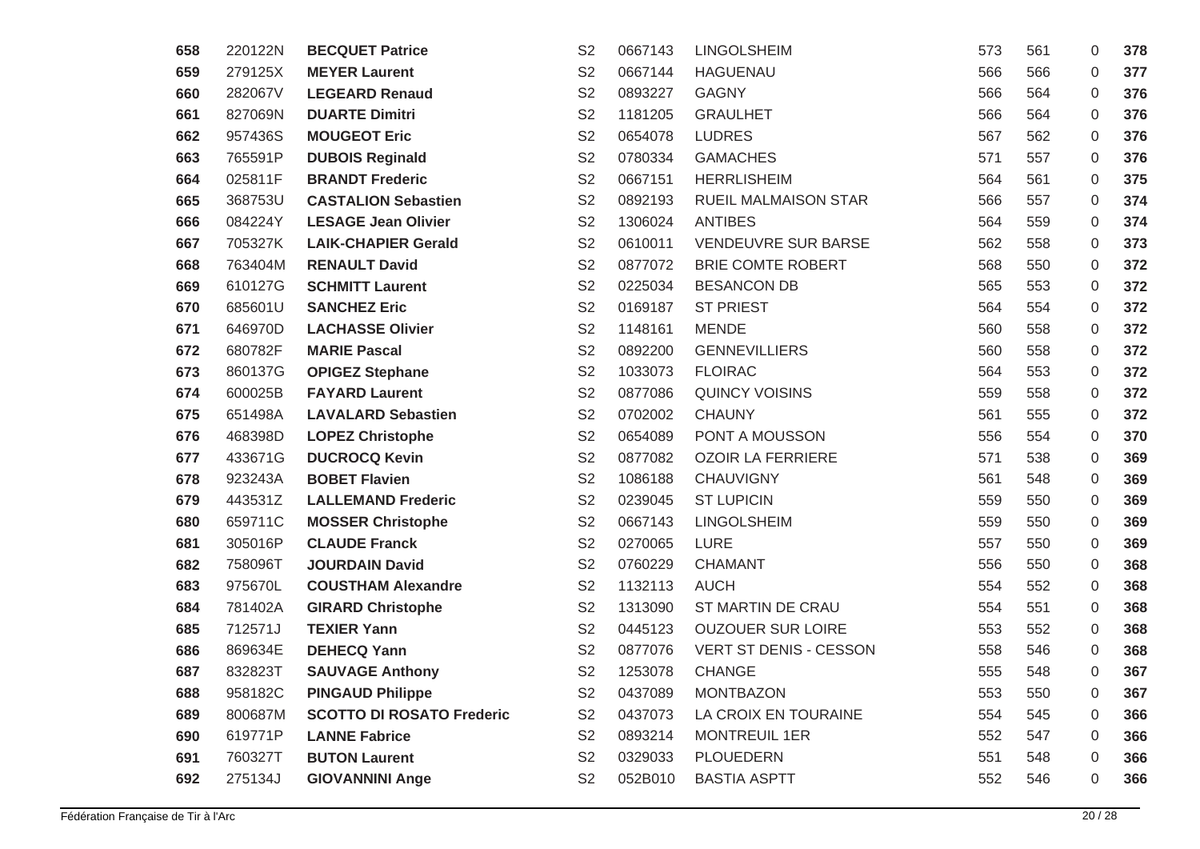| | | | | | | | | | |
|---|---|---|---|---|---|---|---|---|---|
| **658** | 220122N | **BECQUET Patrice** | S2 | 0667143 | LINGOLSHEIM | 573 | 561 | 0 | **378** |
| **659** | 279125X | **MEYER Laurent** | S2 | 0667144 | HAGUENAU | 566 | 566 | 0 | **377** |
| **660** | 282067V | **LEGEARD Renaud** | S2 | 0893227 | GAGNY | 566 | 564 | 0 | **376** |
| **661** | 827069N | **DUARTE Dimitri** | S2 | 1181205 | GRAULHET | 566 | 564 | 0 | **376** |
| **662** | 957436S | **MOUGEOT Eric** | S2 | 0654078 | LUDRES | 567 | 562 | 0 | **376** |
| **663** | 765591P | **DUBOIS Reginald** | S2 | 0780334 | GAMACHES | 571 | 557 | 0 | **376** |
| **664** | 025811F | **BRANDT Frederic** | S2 | 0667151 | HERRLISHEIM | 564 | 561 | 0 | **375** |
| **665** | 368753U | **CASTALION Sebastien** | S2 | 0892193 | RUEIL MALMAISON STAR | 566 | 557 | 0 | **374** |
| **666** | 084224Y | **LESAGE Jean Olivier** | S2 | 1306024 | ANTIBES | 564 | 559 | 0 | **374** |
| **667** | 705327K | **LAIK-CHAPIER Gerald** | S2 | 0610011 | VENDEUVRE SUR BARSE | 562 | 558 | 0 | **373** |
| **668** | 763404M | **RENAULT David** | S2 | 0877072 | BRIE COMTE ROBERT | 568 | 550 | 0 | **372** |
| **669** | 610127G | **SCHMITT Laurent** | S2 | 0225034 | BESANCON DB | 565 | 553 | 0 | **372** |
| **670** | 685601U | **SANCHEZ Eric** | S2 | 0169187 | ST PRIEST | 564 | 554 | 0 | **372** |
| **671** | 646970D | **LACHASSE Olivier** | S2 | 1148161 | MENDE | 560 | 558 | 0 | **372** |
| **672** | 680782F | **MARIE Pascal** | S2 | 0892200 | GENNEVILLIERS | 560 | 558 | 0 | **372** |
| **673** | 860137G | **OPIGEZ Stephane** | S2 | 1033073 | FLOIRAC | 564 | 553 | 0 | **372** |
| **674** | 600025B | **FAYARD Laurent** | S2 | 0877086 | QUINCY VOISINS | 559 | 558 | 0 | **372** |
| **675** | 651498A | **LAVALARD Sebastien** | S2 | 0702002 | CHAUNY | 561 | 555 | 0 | **372** |
| **676** | 468398D | **LOPEZ Christophe** | S2 | 0654089 | PONT A MOUSSON | 556 | 554 | 0 | **370** |
| **677** | 433671G | **DUCROCQ Kevin** | S2 | 0877082 | OZOIR LA FERRIERE | 571 | 538 | 0 | **369** |
| **678** | 923243A | **BOBET Flavien** | S2 | 1086188 | CHAUVIGNY | 561 | 548 | 0 | **369** |
| **679** | 443531Z | **LALLEMAND Frederic** | S2 | 0239045 | ST LUPICIN | 559 | 550 | 0 | **369** |
| **680** | 659711C | **MOSSER Christophe** | S2 | 0667143 | LINGOLSHEIM | 559 | 550 | 0 | **369** |
| **681** | 305016P | **CLAUDE Franck** | S2 | 0270065 | LURE | 557 | 550 | 0 | **369** |
| **682** | 758096T | **JOURDAIN David** | S2 | 0760229 | CHAMANT | 556 | 550 | 0 | **368** |
| **683** | 975670L | **COUSTHAM Alexandre** | S2 | 1132113 | AUCH | 554 | 552 | 0 | **368** |
| **684** | 781402A | **GIRARD Christophe** | S2 | 1313090 | ST MARTIN DE CRAU | 554 | 551 | 0 | **368** |
| **685** | 712571J | **TEXIER Yann** | S2 | 0445123 | OUZOUER SUR LOIRE | 553 | 552 | 0 | **368** |
| **686** | 869634E | **DEHECQ Yann** | S2 | 0877076 | VERT ST DENIS - CESSON | 558 | 546 | 0 | **368** |
| **687** | 832823T | **SAUVAGE Anthony** | S2 | 1253078 | CHANGE | 555 | 548 | 0 | **367** |
| **688** | 958182C | **PINGAUD Philippe** | S2 | 0437089 | MONTBAZON | 553 | 550 | 0 | **367** |
| **689** | 800687M | **SCOTTO DI ROSATO Frederic** | S2 | 0437073 | LA CROIX EN TOURAINE | 554 | 545 | 0 | **366** |
| **690** | 619771P | **LANNE Fabrice** | S2 | 0893214 | MONTREUIL 1ER | 552 | 547 | 0 | **366** |
| **691** | 760327T | **BUTON Laurent** | S2 | 0329033 | PLOUEDERN | 551 | 548 | 0 | **366** |
| **692** | 275134J | **GIOVANNINI Ange** | S2 | 052B010 | BASTIA ASPTT | 552 | 546 | 0 | **366** |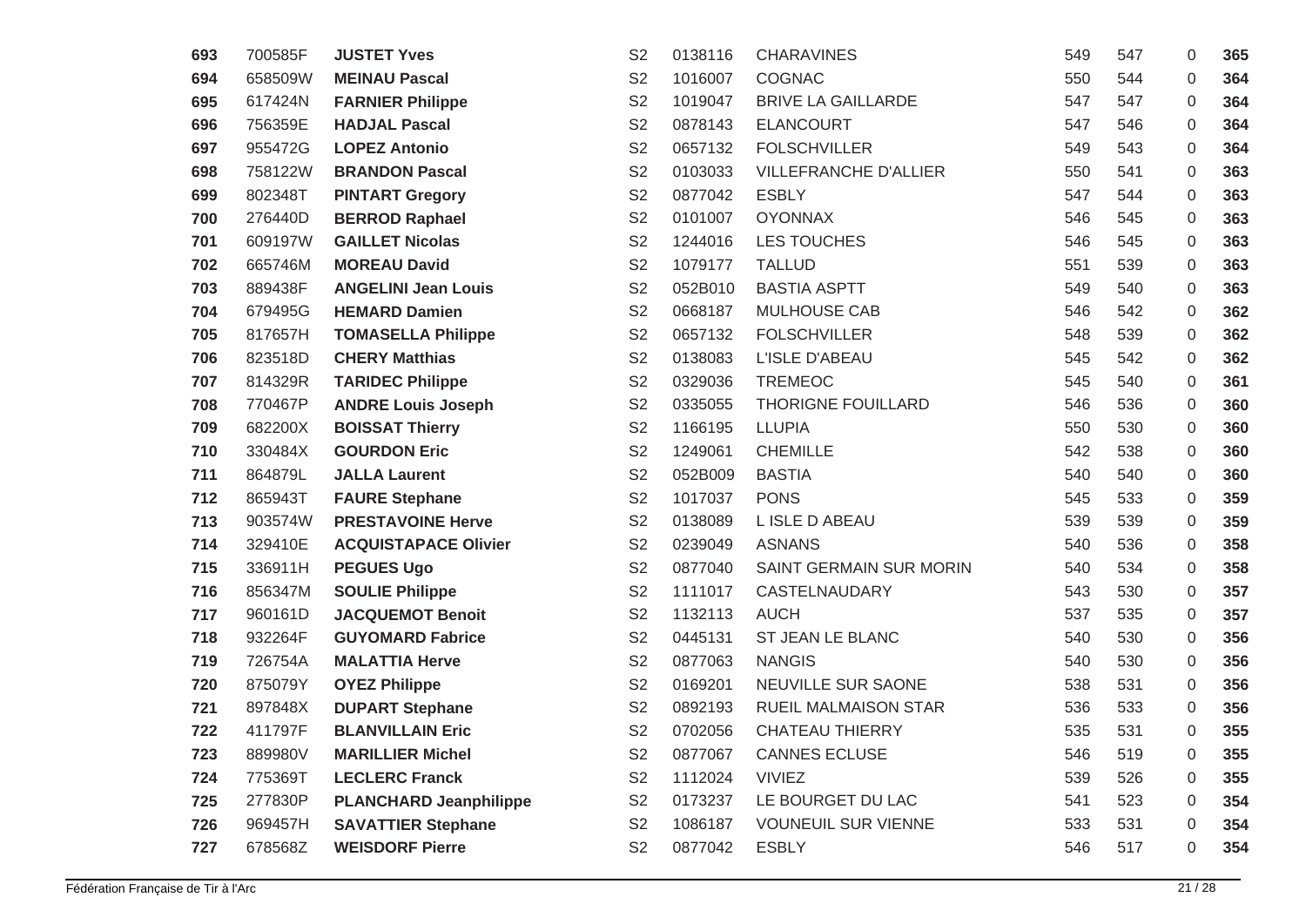| | | | | | | | | | |
|---|---|---|---|---|---|---|---|---|---|
| **693** | 700585F | **JUSTET Yves** | S2 | 0138116 | CHARAVINES | 549 | 547 | 0 | **365** |
| **694** | 658509W | **MEINAU Pascal** | S2 | 1016007 | COGNAC | 550 | 544 | 0 | **364** |
| **695** | 617424N | **FARNIER Philippe** | S2 | 1019047 | BRIVE LA GAILLARDE | 547 | 547 | 0 | **364** |
| **696** | 756359E | **HADJAL Pascal** | S2 | 0878143 | ELANCOURT | 547 | 546 | 0 | **364** |
| **697** | 955472G | **LOPEZ Antonio** | S2 | 0657132 | FOLSCHVILLER | 549 | 543 | 0 | **364** |
| **698** | 758122W | **BRANDON Pascal** | S2 | 0103033 | VILLEFRANCHE D'ALLIER | 550 | 541 | 0 | **363** |
| **699** | 802348T | **PINTART Gregory** | S2 | 0877042 | ESBLY | 547 | 544 | 0 | **363** |
| **700** | 276440D | **BERROD Raphael** | S2 | 0101007 | OYONNAX | 546 | 545 | 0 | **363** |
| **701** | 609197W | **GAILLET Nicolas** | S2 | 1244016 | LES TOUCHES | 546 | 545 | 0 | **363** |
| **702** | 665746M | **MOREAU David** | S2 | 1079177 | TALLUD | 551 | 539 | 0 | **363** |
| **703** | 889438F | **ANGELINI Jean Louis** | S2 | 052B010 | BASTIA ASPTT | 549 | 540 | 0 | **363** |
| **704** | 679495G | **HEMARD Damien** | S2 | 0668187 | MULHOUSE CAB | 546 | 542 | 0 | **362** |
| **705** | 817657H | **TOMASELLA Philippe** | S2 | 0657132 | FOLSCHVILLER | 548 | 539 | 0 | **362** |
| **706** | 823518D | **CHERY Matthias** | S2 | 0138083 | L'ISLE D'ABEAU | 545 | 542 | 0 | **362** |
| **707** | 814329R | **TARIDEC Philippe** | S2 | 0329036 | TREMEOC | 545 | 540 | 0 | **361** |
| **708** | 770467P | **ANDRE Louis Joseph** | S2 | 0335055 | THORIGNE FOUILLARD | 546 | 536 | 0 | **360** |
| **709** | 682200X | **BOISSAT Thierry** | S2 | 1166195 | LLUPIA | 550 | 530 | 0 | **360** |
| **710** | 330484X | **GOURDON Eric** | S2 | 1249061 | CHEMILLE | 542 | 538 | 0 | **360** |
| **711** | 864879L | **JALLA Laurent** | S2 | 052B009 | BASTIA | 540 | 540 | 0 | **360** |
| **712** | 865943T | **FAURE Stephane** | S2 | 1017037 | PONS | 545 | 533 | 0 | **359** |
| **713** | 903574W | **PRESTAVOINE Herve** | S2 | 0138089 | L ISLE D ABEAU | 539 | 539 | 0 | **359** |
| **714** | 329410E | **ACQUISTAPACE Olivier** | S2 | 0239049 | ASNANS | 540 | 536 | 0 | **358** |
| **715** | 336911H | **PEGUES Ugo** | S2 | 0877040 | SAINT GERMAIN SUR MORIN | 540 | 534 | 0 | **358** |
| **716** | 856347M | **SOULIE Philippe** | S2 | 1111017 | CASTELNAUDARY | 543 | 530 | 0 | **357** |
| **717** | 960161D | **JACQUEMOT Benoit** | S2 | 1132113 | AUCH | 537 | 535 | 0 | **357** |
| **718** | 932264F | **GUYOMARD Fabrice** | S2 | 0445131 | ST JEAN LE BLANC | 540 | 530 | 0 | **356** |
| **719** | 726754A | **MALATTIA Herve** | S2 | 0877063 | NANGIS | 540 | 530 | 0 | **356** |
| **720** | 875079Y | **OYEZ Philippe** | S2 | 0169201 | NEUVILLE SUR SAONE | 538 | 531 | 0 | **356** |
| **721** | 897848X | **DUPART Stephane** | S2 | 0892193 | RUEIL MALMAISON STAR | 536 | 533 | 0 | **356** |
| **722** | 411797F | **BLANVILLAIN Eric** | S2 | 0702056 | CHATEAU THIERRY | 535 | 531 | 0 | **355** |
| **723** | 889980V | **MARILLIER Michel** | S2 | 0877067 | CANNES ECLUSE | 546 | 519 | 0 | **355** |
| **724** | 775369T | **LECLERC Franck** | S2 | 1112024 | VIVIEZ | 539 | 526 | 0 | **355** |
| **725** | 277830P | **PLANCHARD Jeanphilippe** | S2 | 0173237 | LE BOURGET DU LAC | 541 | 523 | 0 | **354** |
| **726** | 969457H | **SAVATTIER Stephane** | S2 | 1086187 | VOUNEUIL SUR VIENNE | 533 | 531 | 0 | **354** |
| **727** | 678568Z | **WEISDORF Pierre** | S2 | 0877042 | ESBLY | 546 | 517 | 0 | **354** |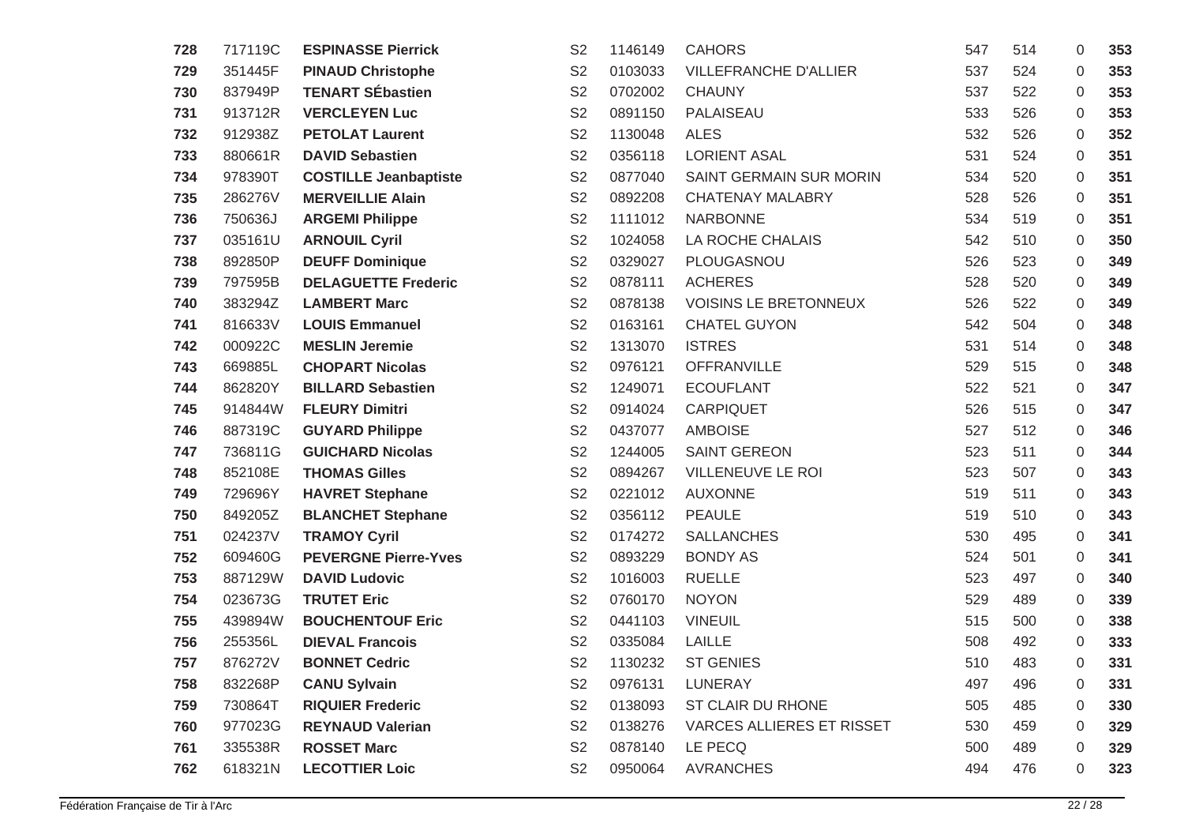| | | | | | | | | | |
|---|---|---|---|---|---|---|---|---|---|
| **728** | 717119C | **ESPINASSE Pierrick** | S2 | 1146149 | CAHORS | 547 | 514 | 0 | **353** |
| **729** | 351445F | **PINAUD Christophe** | S2 | 0103033 | VILLEFRANCHE D'ALLIER | 537 | 524 | 0 | **353** |
| **730** | 837949P | **TENART SÉbastien** | S2 | 0702002 | CHAUNY | 537 | 522 | 0 | **353** |
| **731** | 913712R | **VERCLEYEN Luc** | S2 | 0891150 | PALAISEAU | 533 | 526 | 0 | **353** |
| **732** | 912938Z | **PETOLAT Laurent** | S2 | 1130048 | ALES | 532 | 526 | 0 | **352** |
| **733** | 880661R | **DAVID Sebastien** | S2 | 0356118 | LORIENT ASAL | 531 | 524 | 0 | **351** |
| **734** | 978390T | **COSTILLE Jeanbaptiste** | S2 | 0877040 | SAINT GERMAIN SUR MORIN | 534 | 520 | 0 | **351** |
| **735** | 286276V | **MERVEILLIE Alain** | S2 | 0892208 | CHATENAY MALABRY | 528 | 526 | 0 | **351** |
| **736** | 750636J | **ARGEMI Philippe** | S2 | 1111012 | NARBONNE | 534 | 519 | 0 | **351** |
| **737** | 035161U | **ARNOUIL Cyril** | S2 | 1024058 | LA ROCHE CHALAIS | 542 | 510 | 0 | **350** |
| **738** | 892850P | **DEUFF Dominique** | S2 | 0329027 | PLOUGASNOU | 526 | 523 | 0 | **349** |
| **739** | 797595B | **DELAGUETTE Frederic** | S2 | 0878111 | ACHERES | 528 | 520 | 0 | **349** |
| **740** | 383294Z | **LAMBERT Marc** | S2 | 0878138 | VOISINS LE BRETONNEUX | 526 | 522 | 0 | **349** |
| **741** | 816633V | **LOUIS Emmanuel** | S2 | 0163161 | CHATEL GUYON | 542 | 504 | 0 | **348** |
| **742** | 000922C | **MESLIN Jeremie** | S2 | 1313070 | ISTRES | 531 | 514 | 0 | **348** |
| **743** | 669885L | **CHOPART Nicolas** | S2 | 0976121 | OFFRANVILLE | 529 | 515 | 0 | **348** |
| **744** | 862820Y | **BILLARD Sebastien** | S2 | 1249071 | ECOUFLANT | 522 | 521 | 0 | **347** |
| **745** | 914844W | **FLEURY Dimitri** | S2 | 0914024 | CARPIQUET | 526 | 515 | 0 | **347** |
| **746** | 887319C | **GUYARD Philippe** | S2 | 0437077 | AMBOISE | 527 | 512 | 0 | **346** |
| **747** | 736811G | **GUICHARD Nicolas** | S2 | 1244005 | SAINT GEREON | 523 | 511 | 0 | **344** |
| **748** | 852108E | **THOMAS Gilles** | S2 | 0894267 | VILLENEUVE LE ROI | 523 | 507 | 0 | **343** |
| **749** | 729696Y | **HAVRET Stephane** | S2 | 0221012 | AUXONNE | 519 | 511 | 0 | **343** |
| **750** | 849205Z | **BLANCHET Stephane** | S2 | 0356112 | PEAULE | 519 | 510 | 0 | **343** |
| **751** | 024237V | **TRAMOY Cyril** | S2 | 0174272 | SALLANCHES | 530 | 495 | 0 | **341** |
| **752** | 609460G | **PEVERGNE Pierre-Yves** | S2 | 0893229 | BONDY AS | 524 | 501 | 0 | **341** |
| **753** | 887129W | **DAVID Ludovic** | S2 | 1016003 | RUELLE | 523 | 497 | 0 | **340** |
| **754** | 023673G | **TRUTET Eric** | S2 | 0760170 | NOYON | 529 | 489 | 0 | **339** |
| **755** | 439894W | **BOUCHENTOUF Eric** | S2 | 0441103 | VINEUIL | 515 | 500 | 0 | **338** |
| **756** | 255356L | **DIEVAL Francois** | S2 | 0335084 | LAILLE | 508 | 492 | 0 | **333** |
| **757** | 876272V | **BONNET Cedric** | S2 | 1130232 | ST GENIES | 510 | 483 | 0 | **331** |
| **758** | 832268P | **CANU Sylvain** | S2 | 0976131 | LUNERAY | 497 | 496 | 0 | **331** |
| **759** | 730864T | **RIQUIER Frederic** | S2 | 0138093 | ST CLAIR DU RHONE | 505 | 485 | 0 | **330** |
| **760** | 977023G | **REYNAUD Valerian** | S2 | 0138276 | VARCES ALLIERES ET RISSET | 530 | 459 | 0 | **329** |
| **761** | 335538R | **ROSSET Marc** | S2 | 0878140 | LE PECQ | 500 | 489 | 0 | **329** |
| **762** | 618321N | **LECOTTIER Loic** | S2 | 0950064 | AVRANCHES | 494 | 476 | 0 | **323** |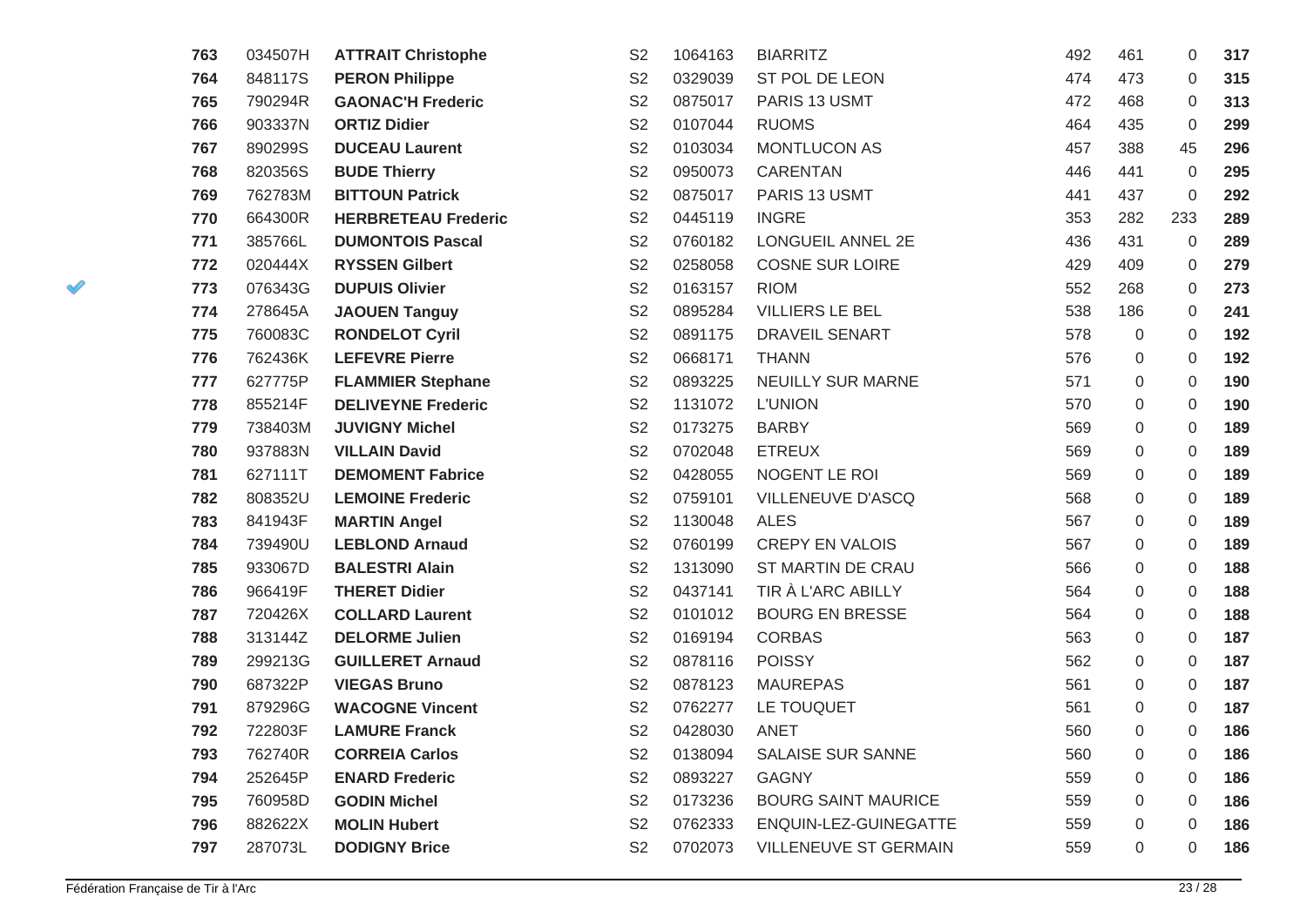| | | | | | | | | | |
|---|---|---|---|---|---|---|---|---|---|
| **763** | 034507H | **ATTRAIT Christophe** | S2 | 1064163 | BIARRITZ | 492 | 461 | 0 | **317** |
| **764** | 848117S | **PERON Philippe** | S2 | 0329039 | ST POL DE LEON | 474 | 473 | 0 | **315** |
| **765** | 790294R | **GAONAC'H Frederic** | S2 | 0875017 | PARIS 13 USMT | 472 | 468 | 0 | **313** |
| **766** | 903337N | **ORTIZ Didier** | S2 | 0107044 | RUOMS | 464 | 435 | 0 | **299** |
| **767** | 890299S | **DUCEAU Laurent** | S2 | 0103034 | MONTLUCON AS | 457 | 388 | 45 | **296** |
| **768** | 820356S | **BUDE Thierry** | S2 | 0950073 | CARENTAN | 446 | 441 | 0 | **295** |
| **769** | 762783M | **BITTOUN Patrick** | S2 | 0875017 | PARIS 13 USMT | 441 | 437 | 0 | **292** |
| **770** | 664300R | **HERBRETEAU Frederic** | S2 | 0445119 | INGRE | 353 | 282 | 233 | **289** |
| **771** | 385766L | **DUMONTOIS Pascal** | S2 | 0760182 | LONGUEIL ANNEL 2E | 436 | 431 | 0 | **289** |
| **772** | 020444X | **RYSSEN Gilbert** | S2 | 0258058 | COSNE SUR LOIRE | 429 | 409 | 0 | **279** |
| **773** | 076343G | **DUPUIS Olivier** | S2 | 0163157 | RIOM | 552 | 268 | 0 | **273** |
| **774** | 278645A | **JAOUEN Tanguy** | S2 | 0895284 | VILLIERS LE BEL | 538 | 186 | 0 | **241** |
| **775** | 760083C | **RONDELOT Cyril** | S2 | 0891175 | DRAVEIL SENART | 578 | 0 | 0 | **192** |
| **776** | 762436K | **LEFEVRE Pierre** | S2 | 0668171 | THANN | 576 | 0 | 0 | **192** |
| **777** | 627775P | **FLAMMIER Stephane** | S2 | 0893225 | NEUILLY SUR MARNE | 571 | 0 | 0 | **190** |
| **778** | 855214F | **DELIVEYNE Frederic** | S2 | 1131072 | L'UNION | 570 | 0 | 0 | **190** |
| **779** | 738403M | **JUVIGNY Michel** | S2 | 0173275 | BARBY | 569 | 0 | 0 | **189** |
| **780** | 937883N | **VILLAIN David** | S2 | 0702048 | ETREUX | 569 | 0 | 0 | **189** |
| **781** | 627111T | **DEMOMENT Fabrice** | S2 | 0428055 | NOGENT LE ROI | 569 | 0 | 0 | **189** |
| **782** | 808352U | **LEMOINE Frederic** | S2 | 0759101 | VILLENEUVE D'ASCQ | 568 | 0 | 0 | **189** |
| **783** | 841943F | **MARTIN Angel** | S2 | 1130048 | ALES | 567 | 0 | 0 | **189** |
| **784** | 739490U | **LEBLOND Arnaud** | S2 | 0760199 | CREPY EN VALOIS | 567 | 0 | 0 | **189** |
| **785** | 933067D | **BALESTRI Alain** | S2 | 1313090 | ST MARTIN DE CRAU | 566 | 0 | 0 | **188** |
| **786** | 966419F | **THERET Didier** | S2 | 0437141 | TIR À L'ARC ABILLY | 564 | 0 | 0 | **188** |
| **787** | 720426X | **COLLARD Laurent** | S2 | 0101012 | BOURG EN BRESSE | 564 | 0 | 0 | **188** |
| **788** | 313144Z | **DELORME Julien** | S2 | 0169194 | CORBAS | 563 | 0 | 0 | **187** |
| **789** | 299213G | **GUILLERET Arnaud** | S2 | 0878116 | POISSY | 562 | 0 | 0 | **187** |
| **790** | 687322P | **VIEGAS Bruno** | S2 | 0878123 | MAUREPAS | 561 | 0 | 0 | **187** |
| **791** | 879296G | **WACOGNE Vincent** | S2 | 0762277 | LE TOUQUET | 561 | 0 | 0 | **187** |
| **792** | 722803F | **LAMURE Franck** | S2 | 0428030 | ANET | 560 | 0 | 0 | **186** |
| **793** | 762740R | **CORREIA Carlos** | S2 | 0138094 | SALAISE SUR SANNE | 560 | 0 | 0 | **186** |
| **794** | 252645P | **ENARD Frederic** | S2 | 0893227 | GAGNY | 559 | 0 | 0 | **186** |
| **795** | 760958D | **GODIN Michel** | S2 | 0173236 | BOURG SAINT MAURICE | 559 | 0 | 0 | **186** |
| **796** | 882622X | **MOLIN Hubert** | S2 | 0762333 | ENQUIN-LEZ-GUINEGATTE | 559 | 0 | 0 | **186** |
| **797** | 287073L | **DODIGNY Brice** | S2 | 0702073 | VILLENEUVE ST GERMAIN | 559 | 0 | 0 | **186** |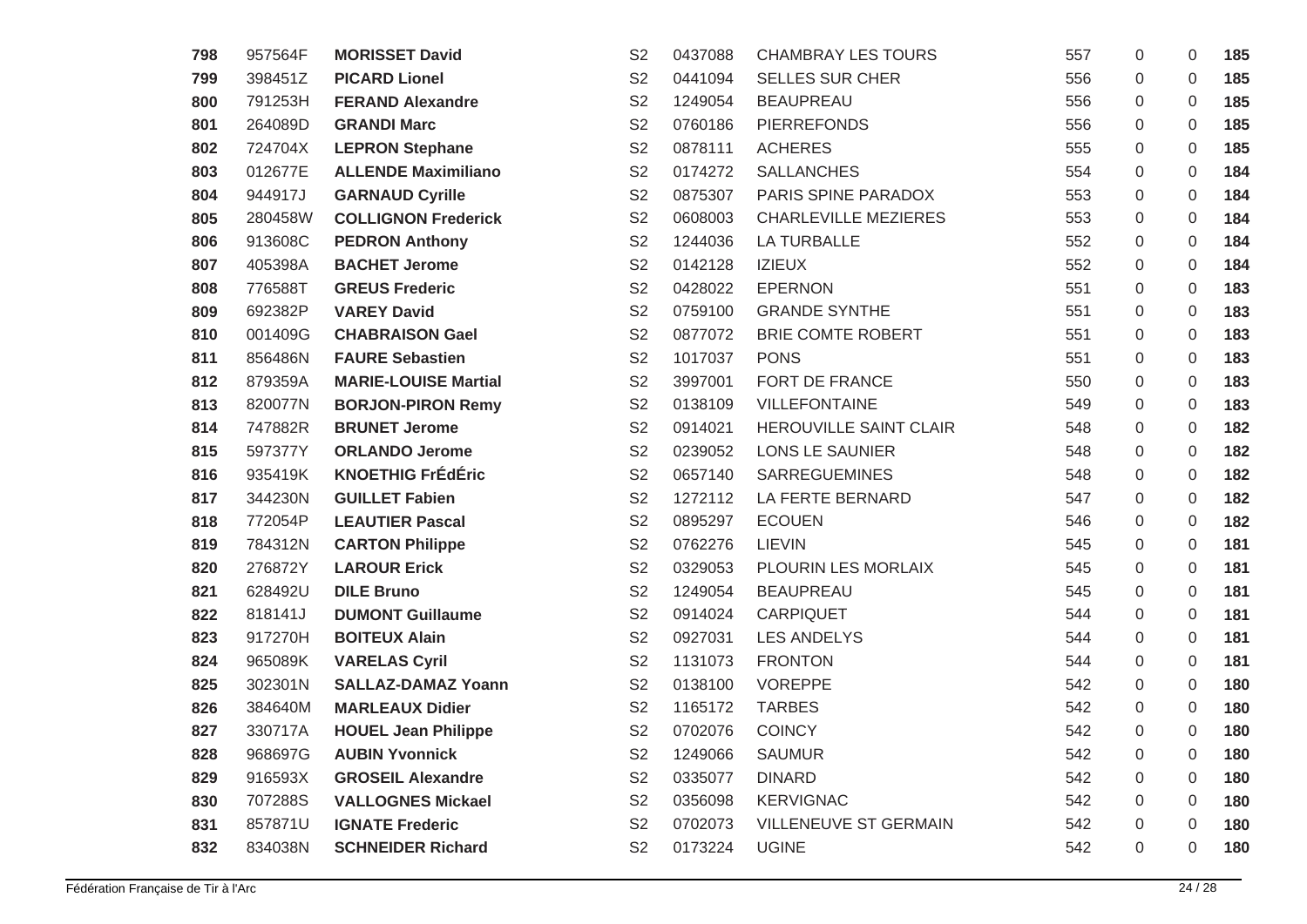| | | | | | | | | | |
|---|---|---|---|---|---|---|---|---|---|
| **798** | 957564F | **MORISSET David** | S2 | 0437088 | CHAMBRAY LES TOURS | 557 | 0 | 0 | **185** |
| **799** | 398451Z | **PICARD Lionel** | S2 | 0441094 | SELLES SUR CHER | 556 | 0 | 0 | **185** |
| **800** | 791253H | **FERAND Alexandre** | S2 | 1249054 | BEAUPREAU | 556 | 0 | 0 | **185** |
| **801** | 264089D | **GRANDI Marc** | S2 | 0760186 | PIERREFONDS | 556 | 0 | 0 | **185** |
| **802** | 724704X | **LEPRON Stephane** | S2 | 0878111 | ACHERES | 555 | 0 | 0 | **185** |
| **803** | 012677E | **ALLENDE Maximiliano** | S2 | 0174272 | SALLANCHES | 554 | 0 | 0 | **184** |
| **804** | 944917J | **GARNAUD Cyrille** | S2 | 0875307 | PARIS SPINE PARADOX | 553 | 0 | 0 | **184** |
| **805** | 280458W | **COLLIGNON Frederick** | S2 | 0608003 | CHARLEVILLE MEZIERES | 553 | 0 | 0 | **184** |
| **806** | 913608C | **PEDRON Anthony** | S2 | 1244036 | LA TURBALLE | 552 | 0 | 0 | **184** |
| **807** | 405398A | **BACHET Jerome** | S2 | 0142128 | IZIEUX | 552 | 0 | 0 | **184** |
| **808** | 776588T | **GREUS Frederic** | S2 | 0428022 | EPERNON | 551 | 0 | 0 | **183** |
| **809** | 692382P | **VAREY David** | S2 | 0759100 | GRANDE SYNTHE | 551 | 0 | 0 | **183** |
| **810** | 001409G | **CHABRAISON Gael** | S2 | 0877072 | BRIE COMTE ROBERT | 551 | 0 | 0 | **183** |
| **811** | 856486N | **FAURE Sebastien** | S2 | 1017037 | PONS | 551 | 0 | 0 | **183** |
| **812** | 879359A | **MARIE-LOUISE Martial** | S2 | 3997001 | FORT DE FRANCE | 550 | 0 | 0 | **183** |
| **813** | 820077N | **BORJON-PIRON Remy** | S2 | 0138109 | VILLEFONTAINE | 549 | 0 | 0 | **183** |
| **814** | 747882R | **BRUNET Jerome** | S2 | 0914021 | HEROUVILLE SAINT CLAIR | 548 | 0 | 0 | **182** |
| **815** | 597377Y | **ORLANDO Jerome** | S2 | 0239052 | LONS LE SAUNIER | 548 | 0 | 0 | **182** |
| **816** | 935419K | **KNOETHIG FrÉdÉric** | S2 | 0657140 | SARREGUEMINES | 548 | 0 | 0 | **182** |
| **817** | 344230N | **GUILLET Fabien** | S2 | 1272112 | LA FERTE BERNARD | 547 | 0 | 0 | **182** |
| **818** | 772054P | **LEAUTIER Pascal** | S2 | 0895297 | ECOUEN | 546 | 0 | 0 | **182** |
| **819** | 784312N | **CARTON Philippe** | S2 | 0762276 | LIEVIN | 545 | 0 | 0 | **181** |
| **820** | 276872Y | **LAROUR Erick** | S2 | 0329053 | PLOURIN LES MORLAIX | 545 | 0 | 0 | **181** |
| **821** | 628492U | **DILE Bruno** | S2 | 1249054 | BEAUPREAU | 545 | 0 | 0 | **181** |
| **822** | 818141J | **DUMONT Guillaume** | S2 | 0914024 | CARPIQUET | 544 | 0 | 0 | **181** |
| **823** | 917270H | **BOITEUX Alain** | S2 | 0927031 | LES ANDELYS | 544 | 0 | 0 | **181** |
| **824** | 965089K | **VARELAS Cyril** | S2 | 1131073 | FRONTON | 544 | 0 | 0 | **181** |
| **825** | 302301N | **SALLAZ-DAMAZ Yoann** | S2 | 0138100 | VOREPPE | 542 | 0 | 0 | **180** |
| **826** | 384640M | **MARLEAUX Didier** | S2 | 1165172 | TARBES | 542 | 0 | 0 | **180** |
| **827** | 330717A | **HOUEL Jean Philippe** | S2 | 0702076 | COINCY | 542 | 0 | 0 | **180** |
| **828** | 968697G | **AUBIN Yvonnick** | S2 | 1249066 | SAUMUR | 542 | 0 | 0 | **180** |
| **829** | 916593X | **GROSEIL Alexandre** | S2 | 0335077 | DINARD | 542 | 0 | 0 | **180** |
| **830** | 707288S | **VALLOGNES Mickael** | S2 | 0356098 | KERVIGNAC | 542 | 0 | 0 | **180** |
| **831** | 857871U | **IGNATE Frederic** | S2 | 0702073 | VILLENEUVE ST GERMAIN | 542 | 0 | 0 | **180** |
| **832** | 834038N | **SCHNEIDER Richard** | S2 | 0173224 | UGINE | 542 | 0 | 0 | **180** |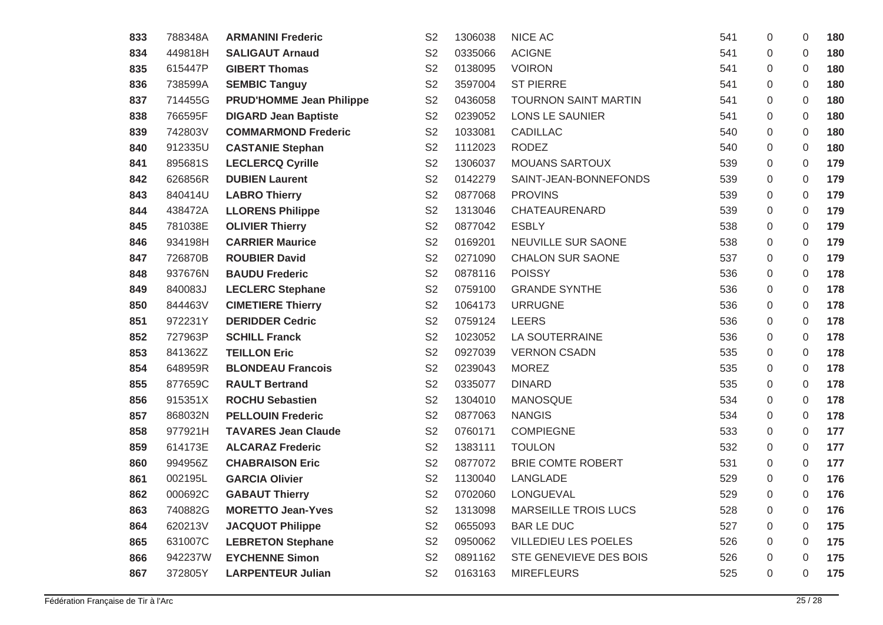| | | | | | | | | | |
|---|---|---|---|---|---|---|---|---|---|
| **833** | 788348A | **ARMANINI Frederic** | S2 | 1306038 | NICE AC | 541 | 0 | 0 | **180** |
| **834** | 449818H | **SALIGAUT Arnaud** | S2 | 0335066 | ACIGNE | 541 | 0 | 0 | **180** |
| **835** | 615447P | **GIBERT Thomas** | S2 | 0138095 | VOIRON | 541 | 0 | 0 | **180** |
| **836** | 738599A | **SEMBIC Tanguy** | S2 | 3597004 | ST PIERRE | 541 | 0 | 0 | **180** |
| **837** | 714455G | **PRUD'HOMME Jean Philippe** | S2 | 0436058 | TOURNON SAINT MARTIN | 541 | 0 | 0 | **180** |
| **838** | 766595F | **DIGARD Jean Baptiste** | S2 | 0239052 | LONS LE SAUNIER | 541 | 0 | 0 | **180** |
| **839** | 742803V | **COMMARMOND Frederic** | S2 | 1033081 | CADILLAC | 540 | 0 | 0 | **180** |
| **840** | 912335U | **CASTANIE Stephan** | S2 | 1112023 | RODEZ | 540 | 0 | 0 | **180** |
| **841** | 895681S | **LECLERCQ Cyrille** | S2 | 1306037 | MOUANS SARTOUX | 539 | 0 | 0 | **179** |
| **842** | 626856R | **DUBIEN Laurent** | S2 | 0142279 | SAINT-JEAN-BONNEFONDS | 539 | 0 | 0 | **179** |
| **843** | 840414U | **LABRO Thierry** | S2 | 0877068 | PROVINS | 539 | 0 | 0 | **179** |
| **844** | 438472A | **LLORENS Philippe** | S2 | 1313046 | CHATEAURENARD | 539 | 0 | 0 | **179** |
| **845** | 781038E | **OLIVIER Thierry** | S2 | 0877042 | ESBLY | 538 | 0 | 0 | **179** |
| **846** | 934198H | **CARRIER Maurice** | S2 | 0169201 | NEUVILLE SUR SAONE | 538 | 0 | 0 | **179** |
| **847** | 726870B | **ROUBIER David** | S2 | 0271090 | CHALON SUR SAONE | 537 | 0 | 0 | **179** |
| **848** | 937676N | **BAUDU Frederic** | S2 | 0878116 | POISSY | 536 | 0 | 0 | **178** |
| **849** | 840083J | **LECLERC Stephane** | S2 | 0759100 | GRANDE SYNTHE | 536 | 0 | 0 | **178** |
| **850** | 844463V | **CIMETIERE Thierry** | S2 | 1064173 | URRUGNE | 536 | 0 | 0 | **178** |
| **851** | 972231Y | **DERIDDER Cedric** | S2 | 0759124 | LEERS | 536 | 0 | 0 | **178** |
| **852** | 727963P | **SCHILL Franck** | S2 | 1023052 | LA SOUTERRAINE | 536 | 0 | 0 | **178** |
| **853** | 841362Z | **TEILLON Eric** | S2 | 0927039 | VERNON CSADN | 535 | 0 | 0 | **178** |
| **854** | 648959R | **BLONDEAU Francois** | S2 | 0239043 | MOREZ | 535 | 0 | 0 | **178** |
| **855** | 877659C | **RAULT Bertrand** | S2 | 0335077 | DINARD | 535 | 0 | 0 | **178** |
| **856** | 915351X | **ROCHU Sebastien** | S2 | 1304010 | MANOSQUE | 534 | 0 | 0 | **178** |
| **857** | 868032N | **PELLOUIN Frederic** | S2 | 0877063 | NANGIS | 534 | 0 | 0 | **178** |
| **858** | 977921H | **TAVARES Jean Claude** | S2 | 0760171 | COMPIEGNE | 533 | 0 | 0 | **177** |
| **859** | 614173E | **ALCARAZ Frederic** | S2 | 1383111 | TOULON | 532 | 0 | 0 | **177** |
| **860** | 994956Z | **CHABRAISON Eric** | S2 | 0877072 | BRIE COMTE ROBERT | 531 | 0 | 0 | **177** |
| **861** | 002195L | **GARCIA Olivier** | S2 | 1130040 | LANGLADE | 529 | 0 | 0 | **176** |
| **862** | 000692C | **GABAUT Thierry** | S2 | 0702060 | LONGUEVAL | 529 | 0 | 0 | **176** |
| **863** | 740882G | **MORETTO Jean-Yves** | S2 | 1313098 | MARSEILLE TROIS LUCS | 528 | 0 | 0 | **176** |
| **864** | 620213V | **JACQUOT Philippe** | S2 | 0655093 | BAR LE DUC | 527 | 0 | 0 | **175** |
| **865** | 631007C | **LEBRETON Stephane** | S2 | 0950062 | VILLEDIEU LES POELES | 526 | 0 | 0 | **175** |
| **866** | 942237W | **EYCHENNE Simon** | S2 | 0891162 | STE GENEVIEVE DES BOIS | 526 | 0 | 0 | **175** |
| **867** | 372805Y | **LARPENTEUR Julian** | S2 | 0163163 | MIREFLEURS | 525 | 0 | 0 | **175** |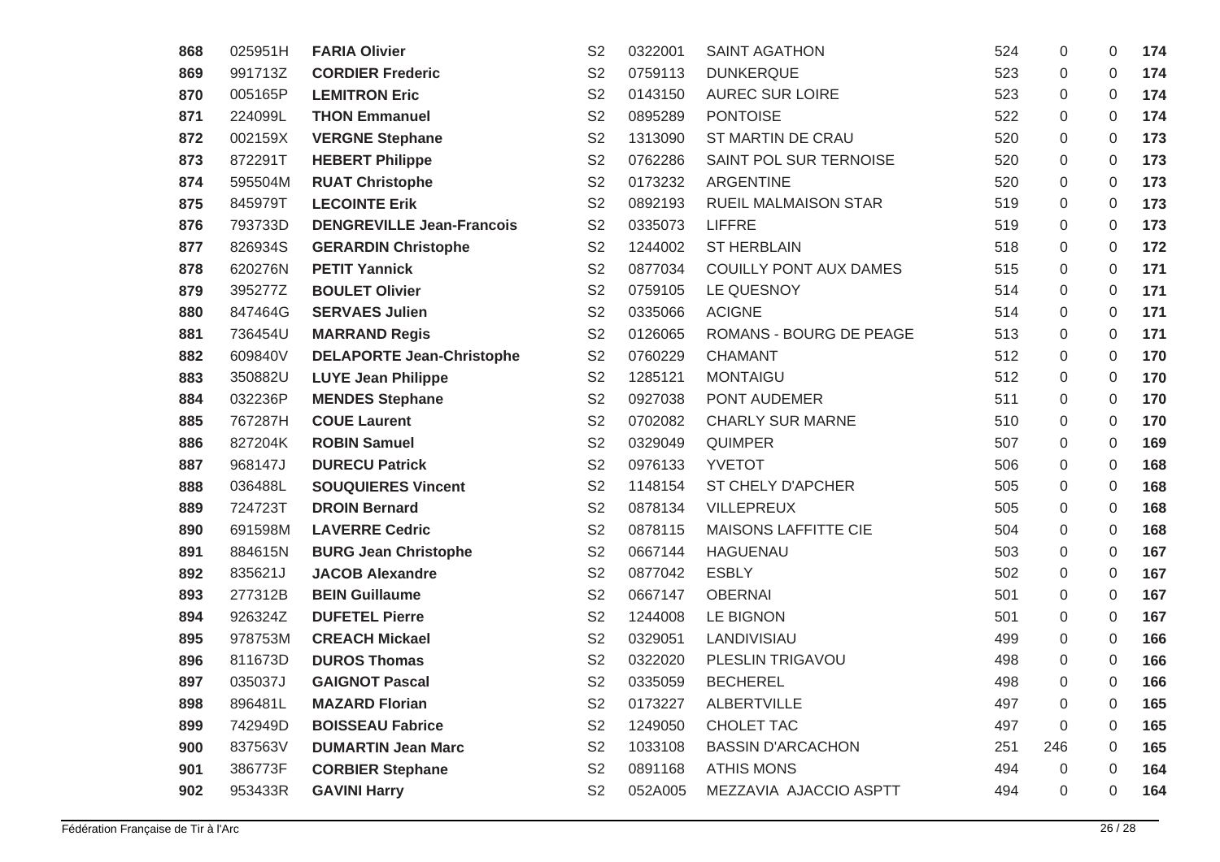| | | | | | | | | | |
|---|---|---|---|---|---|---|---|---|---|
| **868** | 025951H | **FARIA Olivier** | S2 | 0322001 | SAINT AGATHON | 524 | 0 | 0 | **174** |
| **869** | 991713Z | **CORDIER Frederic** | S2 | 0759113 | DUNKERQUE | 523 | 0 | 0 | **174** |
| **870** | 005165P | **LEMITRON Eric** | S2 | 0143150 | AUREC SUR LOIRE | 523 | 0 | 0 | **174** |
| **871** | 224099L | **THON Emmanuel** | S2 | 0895289 | PONTOISE | 522 | 0 | 0 | **174** |
| **872** | 002159X | **VERGNE Stephane** | S2 | 1313090 | ST MARTIN DE CRAU | 520 | 0 | 0 | **173** |
| **873** | 872291T | **HEBERT Philippe** | S2 | 0762286 | SAINT POL SUR TERNOISE | 520 | 0 | 0 | **173** |
| **874** | 595504M | **RUAT Christophe** | S2 | 0173232 | ARGENTINE | 520 | 0 | 0 | **173** |
| **875** | 845979T | **LECOINTE Erik** | S2 | 0892193 | RUEIL MALMAISON STAR | 519 | 0 | 0 | **173** |
| **876** | 793733D | **DENGREVILLE Jean-Francois** | S2 | 0335073 | LIFFRE | 519 | 0 | 0 | **173** |
| **877** | 826934S | **GERARDIN Christophe** | S2 | 1244002 | ST HERBLAIN | 518 | 0 | 0 | **172** |
| **878** | 620276N | **PETIT Yannick** | S2 | 0877034 | COUILLY PONT AUX DAMES | 515 | 0 | 0 | **171** |
| **879** | 395277Z | **BOULET Olivier** | S2 | 0759105 | LE QUESNOY | 514 | 0 | 0 | **171** |
| **880** | 847464G | **SERVAES Julien** | S2 | 0335066 | ACIGNE | 514 | 0 | 0 | **171** |
| **881** | 736454U | **MARRAND Regis** | S2 | 0126065 | ROMANS - BOURG DE PEAGE | 513 | 0 | 0 | **171** |
| **882** | 609840V | **DELAPORTE Jean-Christophe** | S2 | 0760229 | CHAMANT | 512 | 0 | 0 | **170** |
| **883** | 350882U | **LUYE Jean Philippe** | S2 | 1285121 | MONTAIGU | 512 | 0 | 0 | **170** |
| **884** | 032236P | **MENDES Stephane** | S2 | 0927038 | PONT AUDEMER | 511 | 0 | 0 | **170** |
| **885** | 767287H | **COUE Laurent** | S2 | 0702082 | CHARLY SUR MARNE | 510 | 0 | 0 | **170** |
| **886** | 827204K | **ROBIN Samuel** | S2 | 0329049 | QUIMPER | 507 | 0 | 0 | **169** |
| **887** | 968147J | **DURECU Patrick** | S2 | 0976133 | YVETOT | 506 | 0 | 0 | **168** |
| **888** | 036488L | **SOUQUIERES Vincent** | S2 | 1148154 | ST CHELY D'APCHER | 505 | 0 | 0 | **168** |
| **889** | 724723T | **DROIN Bernard** | S2 | 0878134 | VILLEPREUX | 505 | 0 | 0 | **168** |
| **890** | 691598M | **LAVERRE Cedric** | S2 | 0878115 | MAISONS LAFFITTE CIE | 504 | 0 | 0 | **168** |
| **891** | 884615N | **BURG Jean Christophe** | S2 | 0667144 | HAGUENAU | 503 | 0 | 0 | **167** |
| **892** | 835621J | **JACOB Alexandre** | S2 | 0877042 | ESBLY | 502 | 0 | 0 | **167** |
| **893** | 277312B | **BEIN Guillaume** | S2 | 0667147 | OBERNAI | 501 | 0 | 0 | **167** |
| **894** | 926324Z | **DUFETEL Pierre** | S2 | 1244008 | LE BIGNON | 501 | 0 | 0 | **167** |
| **895** | 978753M | **CREACH Mickael** | S2 | 0329051 | LANDIVISIAU | 499 | 0 | 0 | **166** |
| **896** | 811673D | **DUROS Thomas** | S2 | 0322020 | PLESLIN TRIGAVOU | 498 | 0 | 0 | **166** |
| **897** | 035037J | **GAIGNOT Pascal** | S2 | 0335059 | BECHEREL | 498 | 0 | 0 | **166** |
| **898** | 896481L | **MAZARD Florian** | S2 | 0173227 | ALBERTVILLE | 497 | 0 | 0 | **165** |
| **899** | 742949D | **BOISSEAU Fabrice** | S2 | 1249050 | CHOLET TAC | 497 | 0 | 0 | **165** |
| **900** | 837563V | **DUMARTIN Jean Marc** | S2 | 1033108 | BASSIN D'ARCACHON | 251 | 246 | 0 | **165** |
| **901** | 386773F | **CORBIER Stephane** | S2 | 0891168 | ATHIS MONS | 494 | 0 | 0 | **164** |
| **902** | 953433R | **GAVINI Harry** | S2 | 052A005 | MEZZAVIA AJACCIO ASPTT | 494 | 0 | 0 | **164** |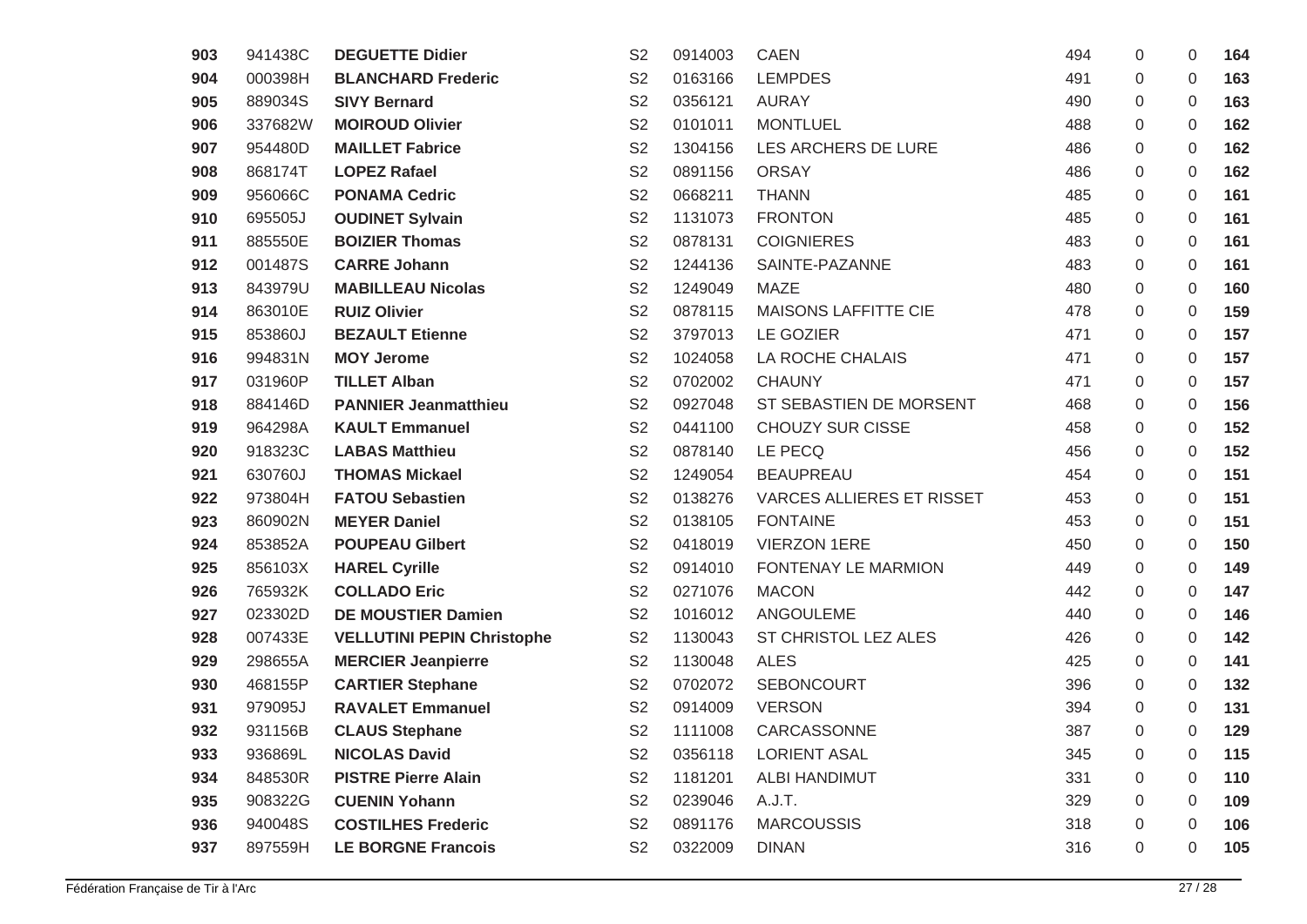| | | | | | | | | | |
|---|---|---|---|---|---|---|---|---|---|
| **903** | 941438C | **DEGUETTE Didier** | S2 | 0914003 | CAEN | 494 | 0 | 0 | **164** |
| **904** | 000398H | **BLANCHARD Frederic** | S2 | 0163166 | LEMPDES | 491 | 0 | 0 | **163** |
| **905** | 889034S | **SIVY Bernard** | S2 | 0356121 | AURAY | 490 | 0 | 0 | **163** |
| **906** | 337682W | **MOIROUD Olivier** | S2 | 0101011 | MONTLUEL | 488 | 0 | 0 | **162** |
| **907** | 954480D | **MAILLET Fabrice** | S2 | 1304156 | LES ARCHERS DE LURE | 486 | 0 | 0 | **162** |
| **908** | 868174T | **LOPEZ Rafael** | S2 | 0891156 | ORSAY | 486 | 0 | 0 | **162** |
| **909** | 956066C | **PONAMA Cedric** | S2 | 0668211 | THANN | 485 | 0 | 0 | **161** |
| **910** | 695505J | **OUDINET Sylvain** | S2 | 1131073 | FRONTON | 485 | 0 | 0 | **161** |
| **911** | 885550E | **BOIZIER Thomas** | S2 | 0878131 | COIGNIERES | 483 | 0 | 0 | **161** |
| **912** | 001487S | **CARRE Johann** | S2 | 1244136 | SAINTE-PAZANNE | 483 | 0 | 0 | **161** |
| **913** | 843979U | **MABILLEAU Nicolas** | S2 | 1249049 | MAZE | 480 | 0 | 0 | **160** |
| **914** | 863010E | **RUIZ Olivier** | S2 | 0878115 | MAISONS LAFFITTE CIE | 478 | 0 | 0 | **159** |
| **915** | 853860J | **BEZAULT Etienne** | S2 | 3797013 | LE GOZIER | 471 | 0 | 0 | **157** |
| **916** | 994831N | **MOY Jerome** | S2 | 1024058 | LA ROCHE CHALAIS | 471 | 0 | 0 | **157** |
| **917** | 031960P | **TILLET Alban** | S2 | 0702002 | CHAUNY | 471 | 0 | 0 | **157** |
| **918** | 884146D | **PANNIER Jeanmatthieu** | S2 | 0927048 | ST SEBASTIEN DE MORSENT | 468 | 0 | 0 | **156** |
| **919** | 964298A | **KAULT Emmanuel** | S2 | 0441100 | CHOUZY SUR CISSE | 458 | 0 | 0 | **152** |
| **920** | 918323C | **LABAS Matthieu** | S2 | 0878140 | LE PECQ | 456 | 0 | 0 | **152** |
| **921** | 630760J | **THOMAS Mickael** | S2 | 1249054 | BEAUPREAU | 454 | 0 | 0 | **151** |
| **922** | 973804H | **FATOU Sebastien** | S2 | 0138276 | VARCES ALLIERES ET RISSET | 453 | 0 | 0 | **151** |
| **923** | 860902N | **MEYER Daniel** | S2 | 0138105 | FONTAINE | 453 | 0 | 0 | **151** |
| **924** | 853852A | **POUPEAU Gilbert** | S2 | 0418019 | VIERZON 1ERE | 450 | 0 | 0 | **150** |
| **925** | 856103X | **HAREL Cyrille** | S2 | 0914010 | FONTENAY LE MARMION | 449 | 0 | 0 | **149** |
| **926** | 765932K | **COLLADO Eric** | S2 | 0271076 | MACON | 442 | 0 | 0 | **147** |
| **927** | 023302D | **DE MOUSTIER Damien** | S2 | 1016012 | ANGOULEME | 440 | 0 | 0 | **146** |
| **928** | 007433E | **VELLUTINI PEPIN Christophe** | S2 | 1130043 | ST CHRISTOL LEZ ALES | 426 | 0 | 0 | **142** |
| **929** | 298655A | **MERCIER Jeanpierre** | S2 | 1130048 | ALES | 425 | 0 | 0 | **141** |
| **930** | 468155P | **CARTIER Stephane** | S2 | 0702072 | SEBONCOURT | 396 | 0 | 0 | **132** |
| **931** | 979095J | **RAVALET Emmanuel** | S2 | 0914009 | VERSON | 394 | 0 | 0 | **131** |
| **932** | 931156B | **CLAUS Stephane** | S2 | 1111008 | CARCASSONNE | 387 | 0 | 0 | **129** |
| **933** | 936869L | **NICOLAS David** | S2 | 0356118 | LORIENT ASAL | 345 | 0 | 0 | **115** |
| **934** | 848530R | **PISTRE Pierre Alain** | S2 | 1181201 | ALBI HANDIMUT | 331 | 0 | 0 | **110** |
| **935** | 908322G | **CUENIN Yohann** | S2 | 0239046 | A.J.T. | 329 | 0 | 0 | **109** |
| **936** | 940048S | **COSTILHES Frederic** | S2 | 0891176 | MARCOUSSIS | 318 | 0 | 0 | **106** |
| **937** | 897559H | **LE BORGNE Francois** | S2 | 0322009 | DINAN | 316 | 0 | 0 | **105** |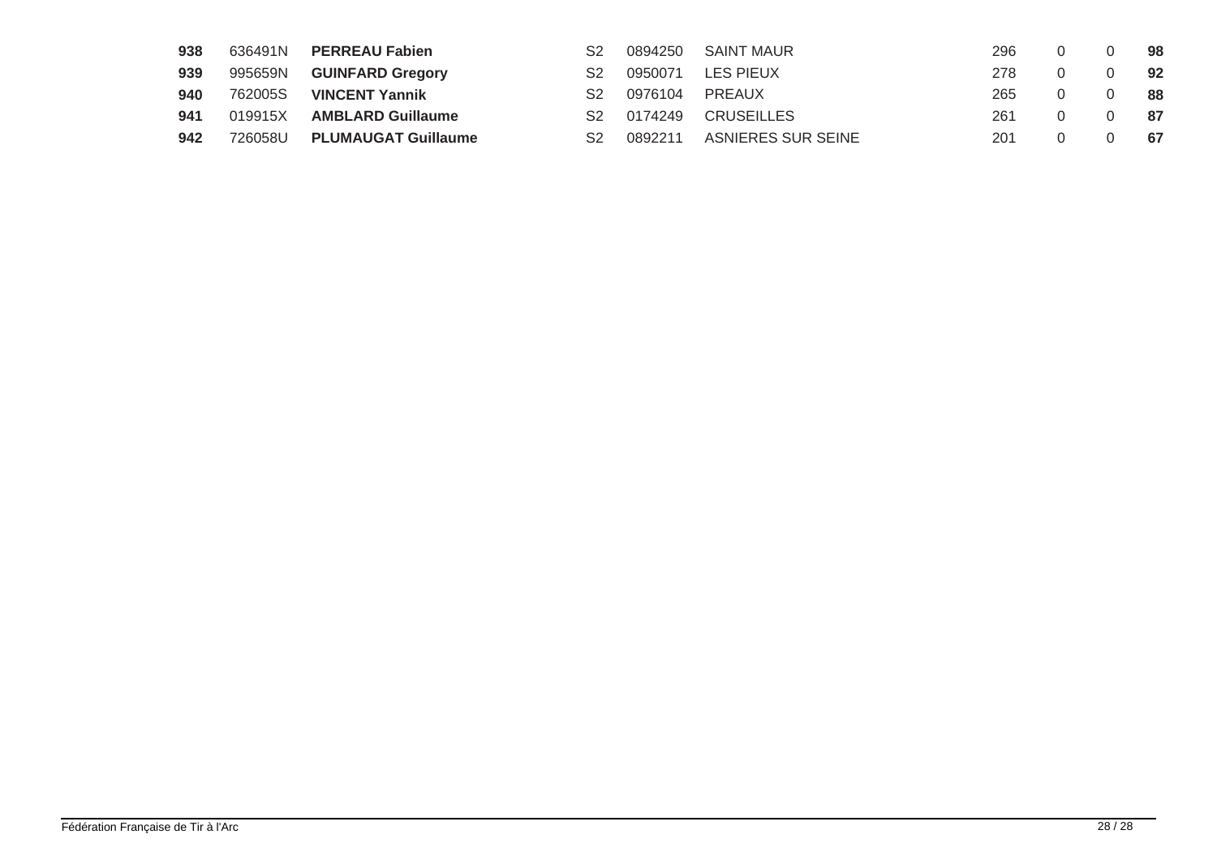| | | | | | | | | | |
|---|---|---|---|---|---|---|---|---|---|
| **938** | 636491N | **PERREAU Fabien** | S2 | 0894250 | SAINT MAUR | 296 | 0 | 0 | **98** |
| **939** | 995659N | **GUINFARD Gregory** | S2 | 0950071 | LES PIEUX | 278 | 0 | 0 | **92** |
| **940** | 762005S | **VINCENT Yannik** | S2 | 0976104 | PREAUX | 265 | 0 | 0 | **88** |
| **941** | 019915X | **AMBLARD Guillaume** | S2 | 0174249 | CRUSEILLES | 261 | 0 | 0 | **87** |
| **942** | 726058U | **PLUMAUGAT Guillaume** | S2 | 0892211 | ASNIERES SUR SEINE | 201 | 0 | 0 | **67** |